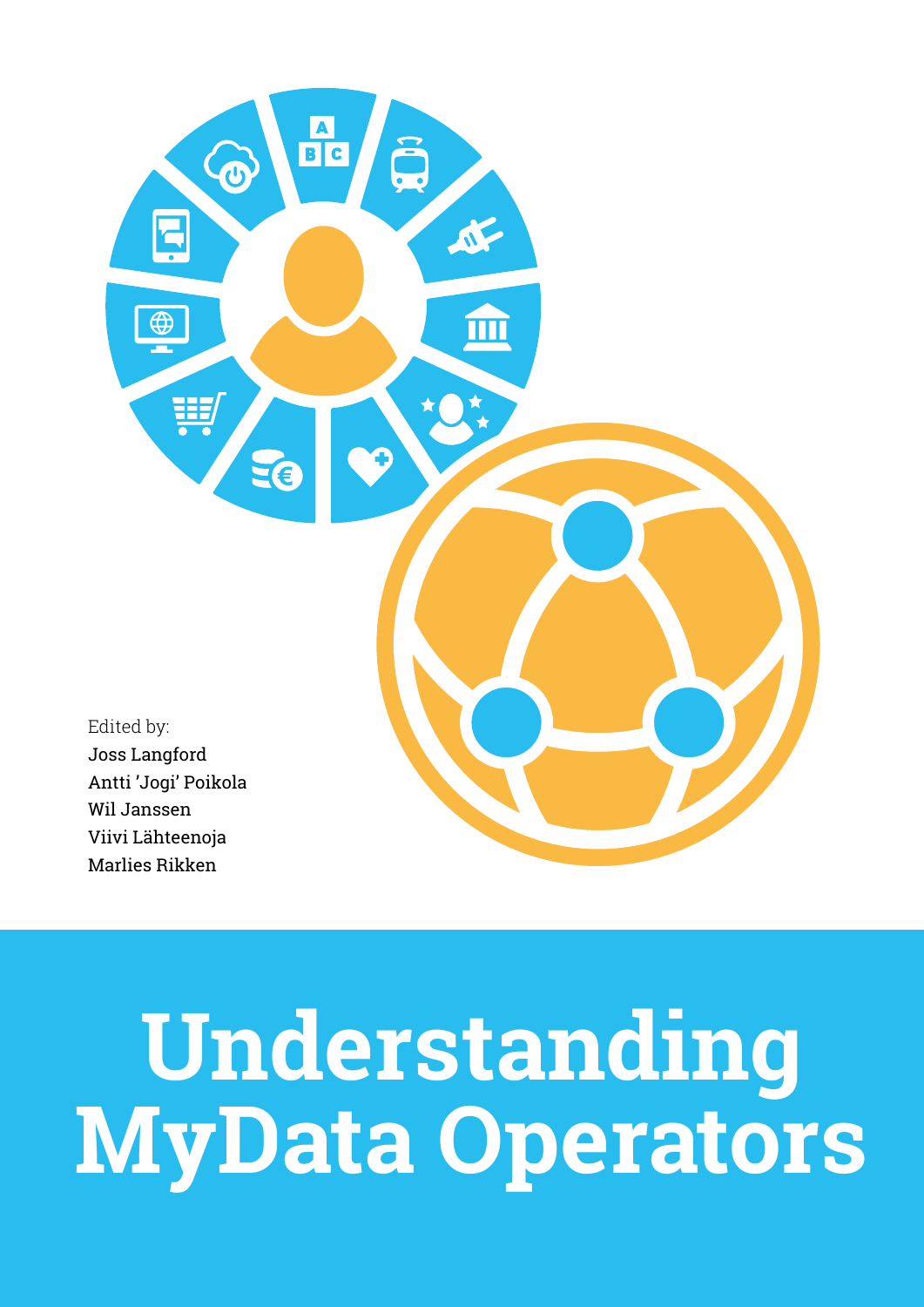# Understanding MyData Operators

Edited by:

Joss Langford
Antti 'Jogi' Poikola
Wil Janssen
Viivi Lähteenoja
Marlies Rikken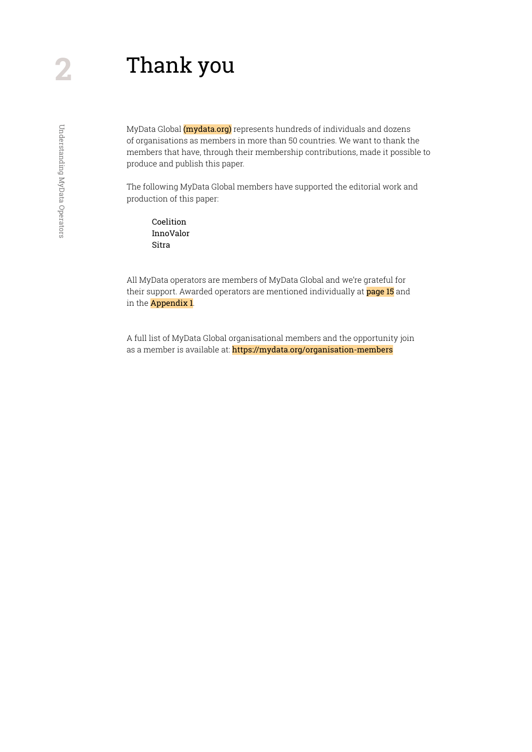# Thank you

MyData Global (mydata.org) represents hundreds of individuals and dozens of organisations as members in more than 50 countries. We want to thank the members that have, through their membership contributions, made it possible to produce and publish this paper.

The following MyData Global members have supported the editorial work and production of this paper:

Coelition
InnoValor
Sitra

All MyData operators are members of MyData Global and we're grateful for their support. Awarded operators are mentioned individually at page 15 and in the Appendix 1.

A full list of MyData Global organisational members and the opportunity join as a member is available at: https://mydata.org/organisation-members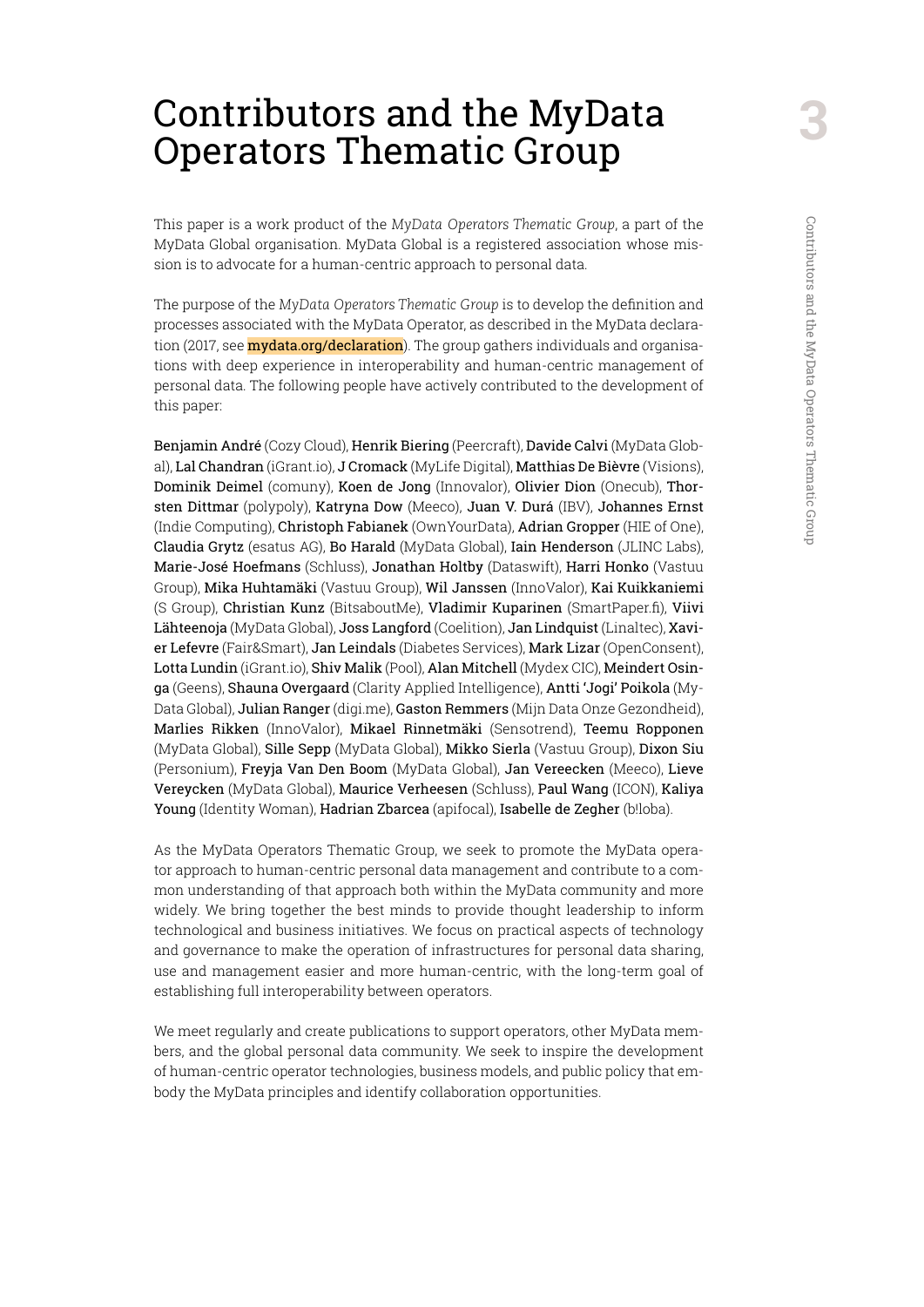# Contributors and the MyData Operators Thematic Group

This paper is a work product of the *MyData Operators Thematic Group*, a part of the MyData Global organisation. MyData Global is a registered association whose mission is to advocate for a human-centric approach to personal data.

The purpose of the *MyData Operators Thematic Group* is to develop the definition and processes associated with the MyData Operator, as described in the MyData declaration (2017, see mydata.org/declaration). The group gathers individuals and organisations with deep experience in interoperability and human-centric management of personal data. The following people have actively contributed to the development of this paper:

**Benjamin André** (Cozy Cloud), **Henrik Biering** (Peercraft), **Davide Calvi** (MyData Global), **Lal Chandran** (iGrant.io), **J Cromack** (MyLife Digital), **Matthias De Bièvre** (Visions), **Dominik Deimel** (comuny), **Koen de Jong** (Innovalor), **Olivier Dion** (Onecub), **Thorsten Dittmar** (polypoly), **Katryna Dow** (Meeco), **Juan V. Durá** (IBV), **Johannes Ernst** (Indie Computing), **Christoph Fabianek** (OwnYourData), **Adrian Gropper** (HIE of One), **Claudia Grytz** (esatus AG), **Bo Harald** (MyData Global), **Iain Henderson** (JLINC Labs), **Marie-José Hoefmans** (Schluss), **Jonathan Holtby** (Dataswift), **Harri Honko** (Vastuu Group), **Mika Huhtamäki** (Vastuu Group), **Wil Janssen** (InnoValor), **Kai Kuikkaniemi** (S Group), **Christian Kunz** (BitsaboutMe), **Vladimir Kuparinen** (SmartPaper.fi), **Viivi Lähteenoja** (MyData Global), **Joss Langford** (Coelition), **Jan Lindquist** (Linaltec), **Xavier Lefevre** (Fair&Smart), **Jan Leindals** (Diabetes Services), **Mark Lizar** (OpenConsent), **Lotta Lundin** (iGrant.io), **Shiv Malik** (Pool), **Alan Mitchell** (Mydex CIC), **Meindert Osinga** (Geens), **Shauna Overgaard** (Clarity Applied Intelligence), **Antti 'Jogi' Poikola** (MyData Global), **Julian Ranger** (digi.me), **Gaston Remmers** (Mijn Data Onze Gezondheid), **Marlies Rikken** (InnoValor), **Mikael Rinnetmäki** (Sensotrend), **Teemu Ropponen** (MyData Global), **Sille Sepp** (MyData Global), **Mikko Sierla** (Vastuu Group), **Dixon Siu** (Personium), **Freyja Van Den Boom** (MyData Global), **Jan Vereecken** (Meeco), **Lieve Vereycken** (MyData Global), **Maurice Verheesen** (Schluss), **Paul Wang** (ICON), **Kaliya Young** (Identity Woman), **Hadrian Zbarcea** (apifocal), **Isabelle de Zegher** (b!loba).

As the MyData Operators Thematic Group, we seek to promote the MyData operator approach to human-centric personal data management and contribute to a common understanding of that approach both within the MyData community and more widely. We bring together the best minds to provide thought leadership to inform technological and business initiatives. We focus on practical aspects of technology and governance to make the operation of infrastructures for personal data sharing, use and management easier and more human-centric, with the long-term goal of establishing full interoperability between operators.

We meet regularly and create publications to support operators, other MyData members, and the global personal data community. We seek to inspire the development of human-centric operator technologies, business models, and public policy that embody the MyData principles and identify collaboration opportunities.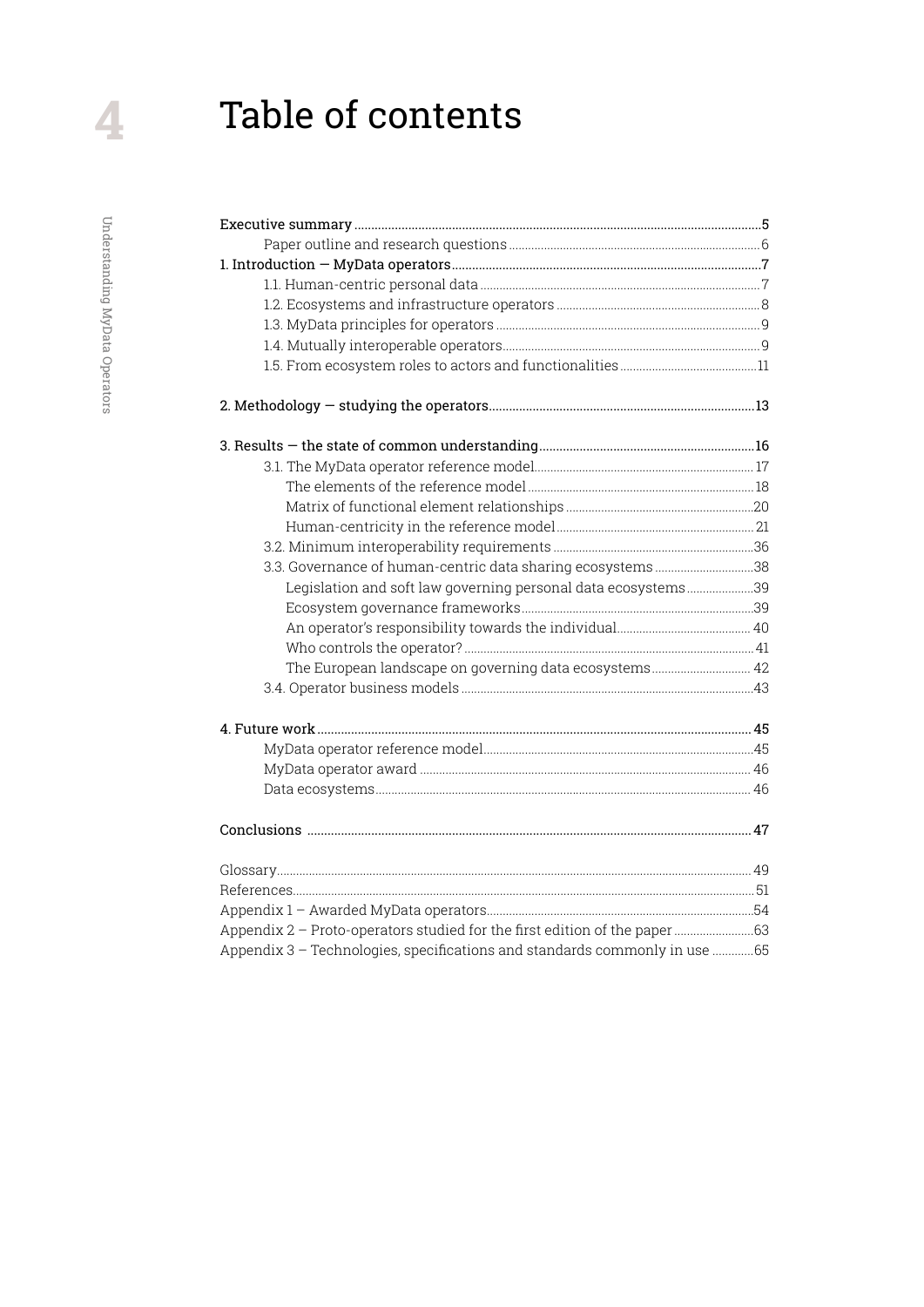# Table of contents

- Executive summary ... 5
  - Paper outline and research questions ... 6
- 1. Introduction — MyData operators ... 7
  - 1.1. Human-centric personal data ... 7
  - 1.2. Ecosystems and infrastructure operators ... 8
  - 1.3. MyData principles for operators ... 9
  - 1.4. Mutually interoperable operators ... 9
  - 1.5. From ecosystem roles to actors and functionalities ... 11
- 2. Methodology — studying the operators ... 13
- 3. Results — the state of common understanding ... 16
  - 3.1. The MyData operator reference model ... 17
    - The elements of the reference model ... 18
    - Matrix of functional element relationships ... 20
    - Human-centricity in the reference model ... 21
  - 3.2. Minimum interoperability requirements ... 36
  - 3.3. Governance of human-centric data sharing ecosystems ... 38
    - Legislation and soft law governing personal data ecosystems ... 39
    - Ecosystem governance frameworks ... 39
    - An operator's responsibility towards the individual ... 40
    - Who controls the operator? ... 41
    - The European landscape on governing data ecosystems ... 42
  - 3.4. Operator business models ... 43
- 4. Future work ... 45
  - MyData operator reference model ... 45
  - MyData operator award ... 46
  - Data ecosystems ... 46
- Conclusions ... 47
- Glossary ... 49
- References ... 51
- Appendix 1 – Awarded MyData operators ... 54
- Appendix 2 – Proto-operators studied for the first edition of the paper ... 63
- Appendix 3 – Technologies, specifications and standards commonly in use ... 65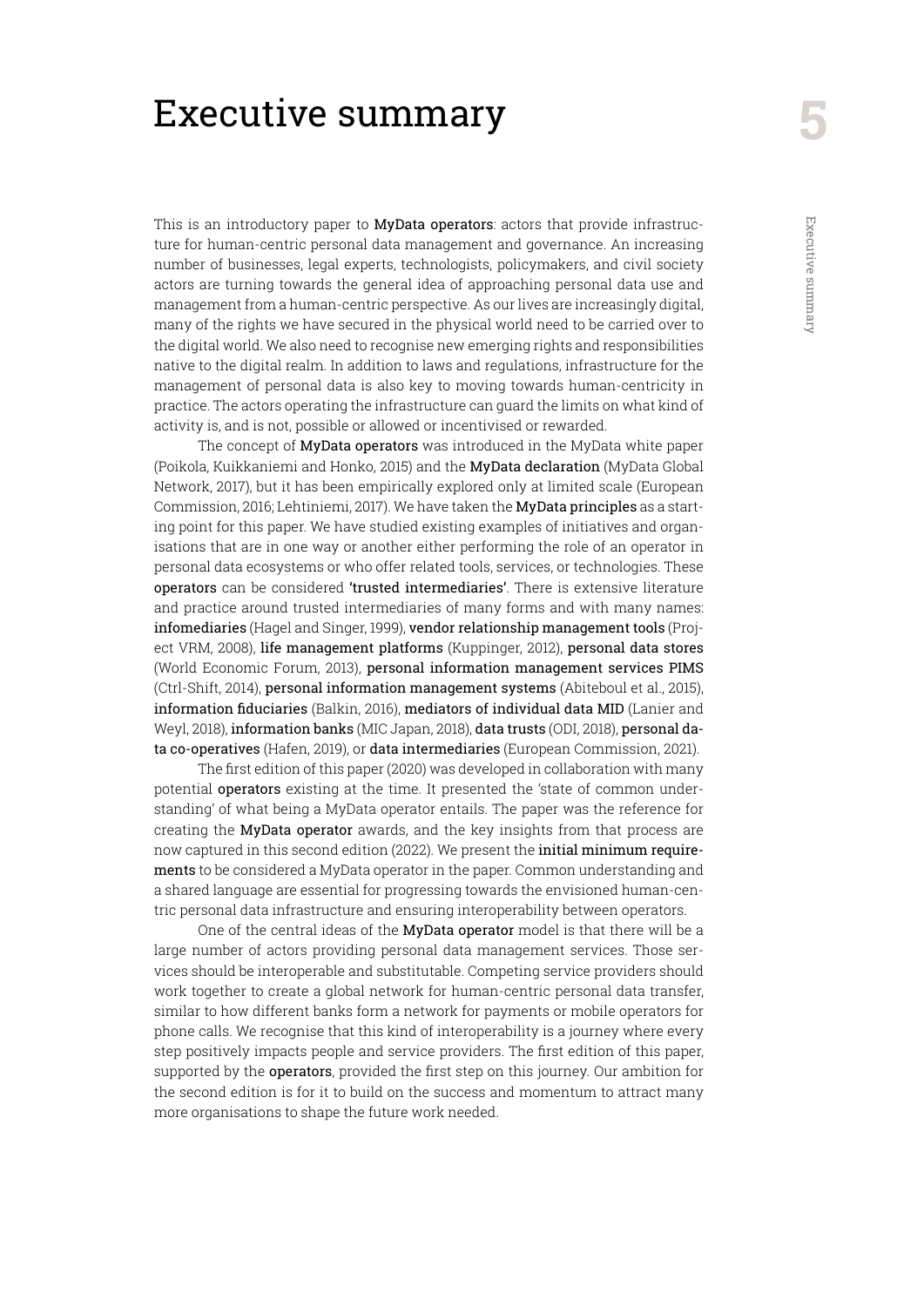# Executive summary

This is an introductory paper to **MyData operators**: actors that provide infrastructure for human-centric personal data management and governance. An increasing number of businesses, legal experts, technologists, policymakers, and civil society actors are turning towards the general idea of approaching personal data use and management from a human-centric perspective. As our lives are increasingly digital, many of the rights we have secured in the physical world need to be carried over to the digital world. We also need to recognise new emerging rights and responsibilities native to the digital realm. In addition to laws and regulations, infrastructure for the management of personal data is also key to moving towards human-centricity in practice. The actors operating the infrastructure can guard the limits on what kind of activity is, and is not, possible or allowed or incentivised or rewarded.

The concept of **MyData operators** was introduced in the MyData white paper (Poikola, Kuikkaniemi and Honko, 2015) and the **MyData declaration** (MyData Global Network, 2017), but it has been empirically explored only at limited scale (European Commission, 2016; Lehtiniemi, 2017). We have taken the **MyData principles** as a starting point for this paper. We have studied existing examples of initiatives and organisations that are in one way or another either performing the role of an operator in personal data ecosystems or who offer related tools, services, or technologies. These **operators** can be considered **'trusted intermediaries'**. There is extensive literature and practice around trusted intermediaries of many forms and with many names: **infomediaries** (Hagel and Singer, 1999), **vendor relationship management tools** (Project VRM, 2008), **life management platforms** (Kuppinger, 2012), **personal data stores** (World Economic Forum, 2013), **personal information management services PIMS** (Ctrl-Shift, 2014), **personal information management systems** (Abiteboul et al., 2015), **information fiduciaries** (Balkin, 2016), **mediators of individual data MID** (Lanier and Weyl, 2018), **information banks** (MIC Japan, 2018), **data trusts** (ODI, 2018), **personal data co-operatives** (Hafen, 2019), or **data intermediaries** (European Commission, 2021).

The first edition of this paper (2020) was developed in collaboration with many potential **operators** existing at the time. It presented the 'state of common understanding' of what being a MyData operator entails. The paper was the reference for creating the **MyData operator** awards, and the key insights from that process are now captured in this second edition (2022). We present the **initial minimum requirements** to be considered a MyData operator in the paper. Common understanding and a shared language are essential for progressing towards the envisioned human-centric personal data infrastructure and ensuring interoperability between operators.

One of the central ideas of the **MyData operator** model is that there will be a large number of actors providing personal data management services. Those services should be interoperable and substitutable. Competing service providers should work together to create a global network for human-centric personal data transfer, similar to how different banks form a network for payments or mobile operators for phone calls. We recognise that this kind of interoperability is a journey where every step positively impacts people and service providers. The first edition of this paper, supported by the **operators**, provided the first step on this journey. Our ambition for the second edition is for it to build on the success and momentum to attract many more organisations to shape the future work needed.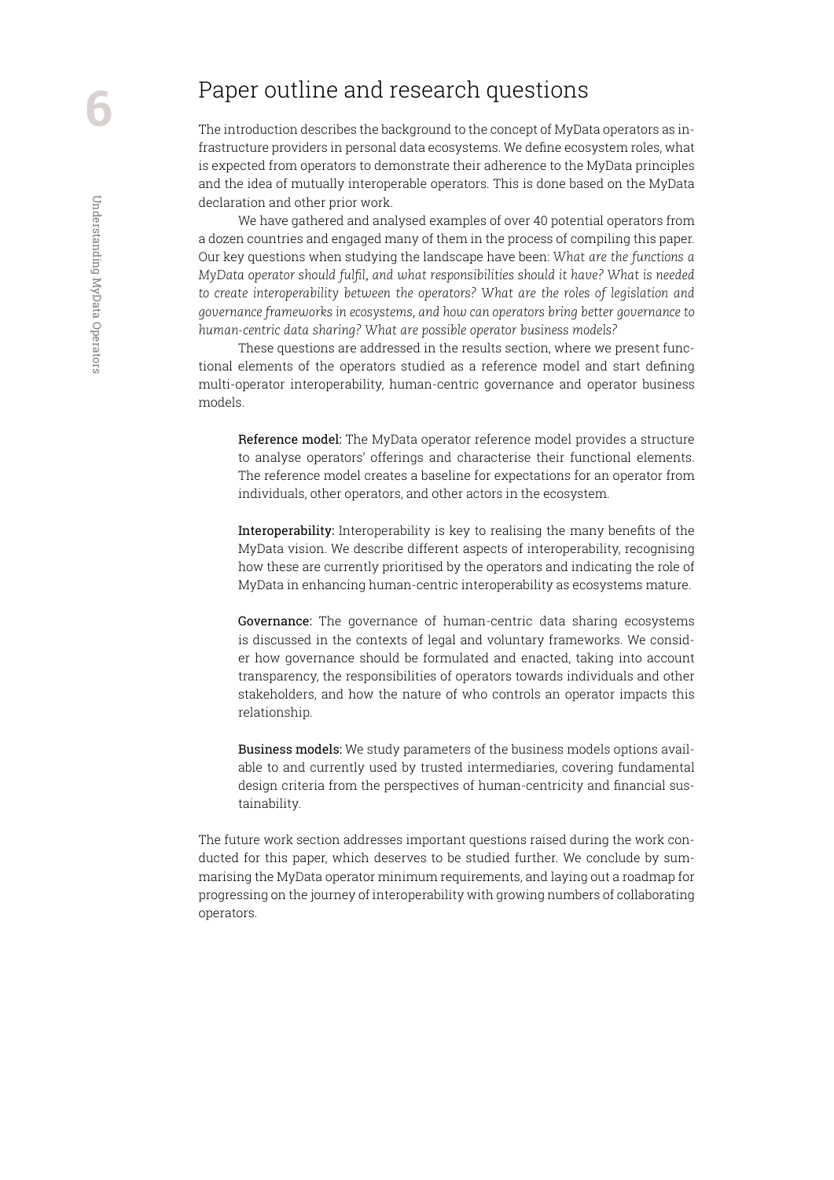# Paper outline and research questions

The introduction describes the background to the concept of MyData operators as infrastructure providers in personal data ecosystems. We define ecosystem roles, what is expected from operators to demonstrate their adherence to the MyData principles and the idea of mutually interoperable operators. This is done based on the MyData declaration and other prior work.

We have gathered and analysed examples of over 40 potential operators from a dozen countries and engaged many of them in the process of compiling this paper. Our key questions when studying the landscape have been: *What are the functions a MyData operator should fulfil, and what responsibilities should it have? What is needed to create interoperability between the operators? What are the roles of legislation and governance frameworks in ecosystems, and how can operators bring better governance to human-centric data sharing? What are possible operator business models?*

These questions are addressed in the results section, where we present functional elements of the operators studied as a reference model and start defining multi-operator interoperability, human-centric governance and operator business models.

> **Reference model:** The MyData operator reference model provides a structure to analyse operators' offerings and characterise their functional elements. The reference model creates a baseline for expectations for an operator from individuals, other operators, and other actors in the ecosystem.
>
> **Interoperability:** Interoperability is key to realising the many benefits of the MyData vision. We describe different aspects of interoperability, recognising how these are currently prioritised by the operators and indicating the role of MyData in enhancing human-centric interoperability as ecosystems mature.
>
> **Governance:** The governance of human-centric data sharing ecosystems is discussed in the contexts of legal and voluntary frameworks. We consider how governance should be formulated and enacted, taking into account transparency, the responsibilities of operators towards individuals and other stakeholders, and how the nature of who controls an operator impacts this relationship.
>
> **Business models:** We study parameters of the business models options available to and currently used by trusted intermediaries, covering fundamental design criteria from the perspectives of human-centricity and financial sustainability.

The future work section addresses important questions raised during the work conducted for this paper, which deserves to be studied further. We conclude by summarising the MyData operator minimum requirements, and laying out a roadmap for progressing on the journey of interoperability with growing numbers of collaborating operators.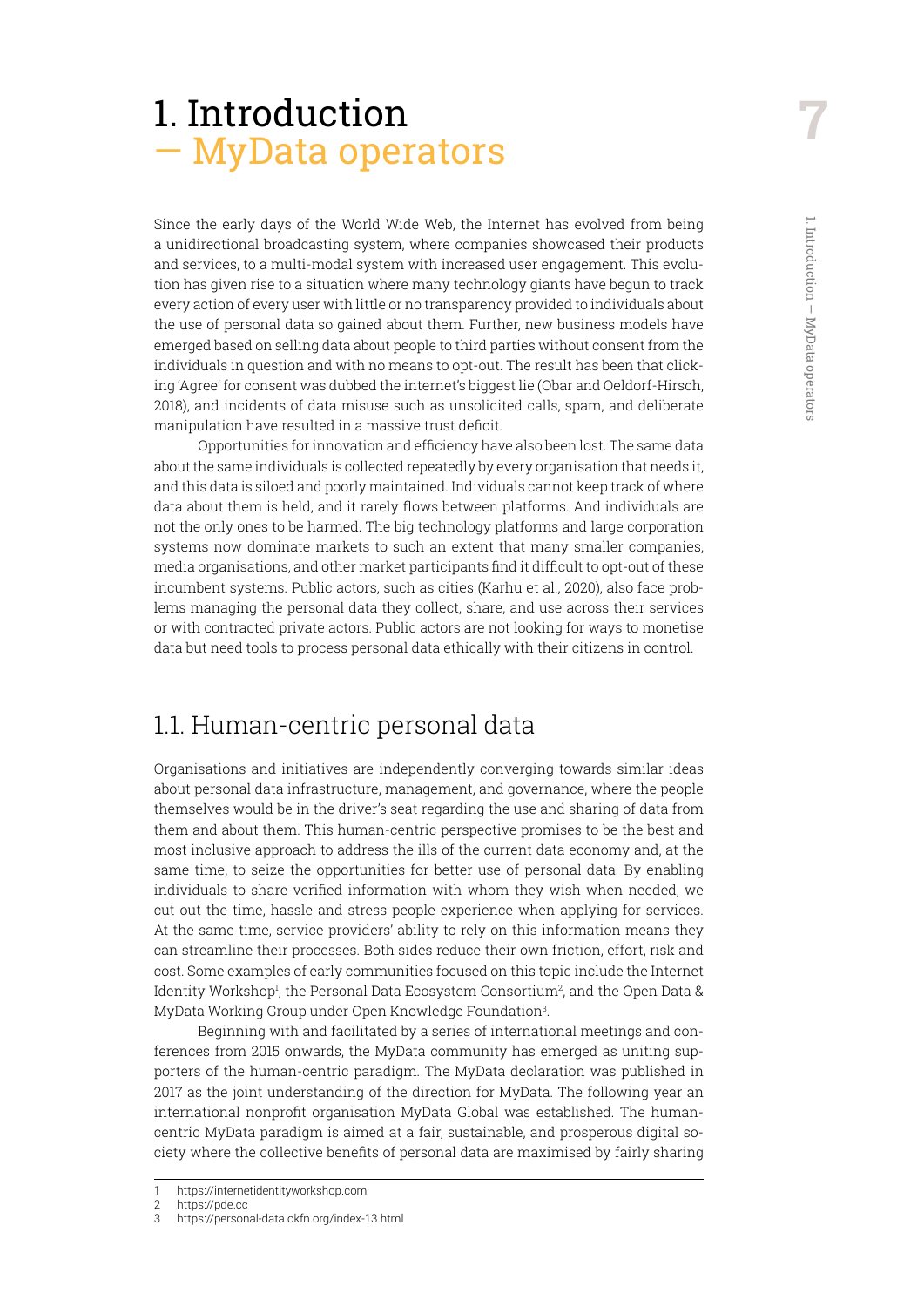# 1. Introduction — MyData operators

Since the early days of the World Wide Web, the Internet has evolved from being a unidirectional broadcasting system, where companies showcased their products and services, to a multi-modal system with increased user engagement. This evolution has given rise to a situation where many technology giants have begun to track every action of every user with little or no transparency provided to individuals about the use of personal data so gained about them. Further, new business models have emerged based on selling data about people to third parties without consent from the individuals in question and with no means to opt-out. The result has been that clicking 'Agree' for consent was dubbed the internet's biggest lie (Obar and Oeldorf-Hirsch, 2018), and incidents of data misuse such as unsolicited calls, spam, and deliberate manipulation have resulted in a massive trust deficit.

Opportunities for innovation and efficiency have also been lost. The same data about the same individuals is collected repeatedly by every organisation that needs it, and this data is siloed and poorly maintained. Individuals cannot keep track of where data about them is held, and it rarely flows between platforms. And individuals are not the only ones to be harmed. The big technology platforms and large corporation systems now dominate markets to such an extent that many smaller companies, media organisations, and other market participants find it difficult to opt-out of these incumbent systems. Public actors, such as cities (Karhu et al., 2020), also face problems managing the personal data they collect, share, and use across their services or with contracted private actors. Public actors are not looking for ways to monetise data but need tools to process personal data ethically with their citizens in control.

## 1.1. Human-centric personal data

Organisations and initiatives are independently converging towards similar ideas about personal data infrastructure, management, and governance, where the people themselves would be in the driver's seat regarding the use and sharing of data from them and about them. This human-centric perspective promises to be the best and most inclusive approach to address the ills of the current data economy and, at the same time, to seize the opportunities for better use of personal data. By enabling individuals to share verified information with whom they wish when needed, we cut out the time, hassle and stress people experience when applying for services. At the same time, service providers' ability to rely on this information means they can streamline their processes. Both sides reduce their own friction, effort, risk and cost. Some examples of early communities focused on this topic include the Internet Identity Workshop[1], the Personal Data Ecosystem Consortium[2], and the Open Data & MyData Working Group under Open Knowledge Foundation[3].

Beginning with and facilitated by a series of international meetings and conferences from 2015 onwards, the MyData community has emerged as uniting supporters of the human-centric paradigm. The MyData declaration was published in 2017 as the joint understanding of the direction for MyData. The following year an international nonprofit organisation MyData Global was established. The human-centric MyData paradigm is aimed at a fair, sustainable, and prosperous digital society where the collective benefits of personal data are maximised by fairly sharing

1 https://internetidentityworkshop.com
2 https://pde.cc
3 https://personal-data.okfn.org/index-13.html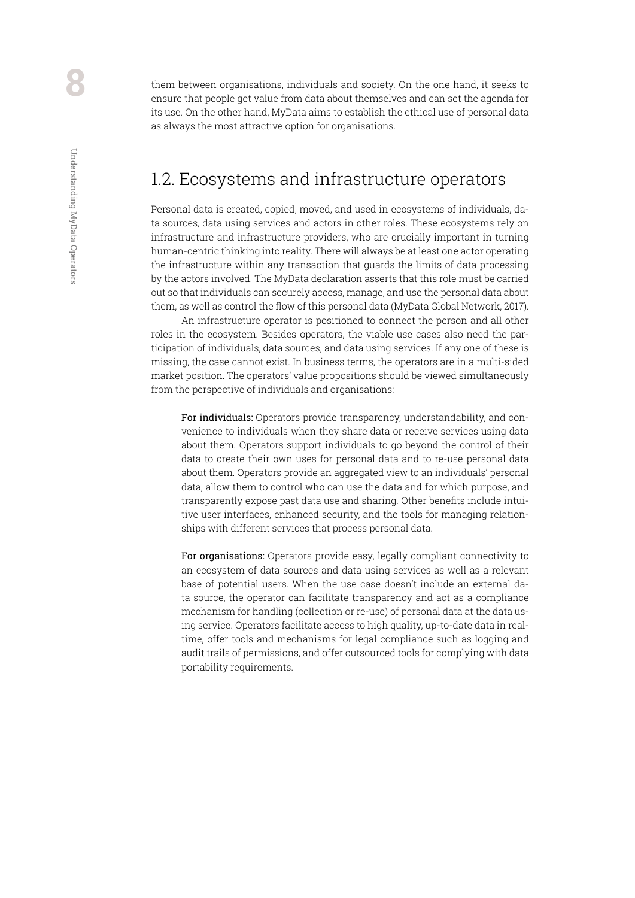them between organisations, individuals and society. On the one hand, it seeks to ensure that people get value from data about themselves and can set the agenda for its use. On the other hand, MyData aims to establish the ethical use of personal data as always the most attractive option for organisations.

## 1.2. Ecosystems and infrastructure operators

Personal data is created, copied, moved, and used in ecosystems of individuals, data sources, data using services and actors in other roles. These ecosystems rely on infrastructure and infrastructure providers, who are crucially important in turning human-centric thinking into reality. There will always be at least one actor operating the infrastructure within any transaction that guards the limits of data processing by the actors involved. The MyData declaration asserts that this role must be carried out so that individuals can securely access, manage, and use the personal data about them, as well as control the flow of this personal data (MyData Global Network, 2017).

An infrastructure operator is positioned to connect the person and all other roles in the ecosystem. Besides operators, the viable use cases also need the participation of individuals, data sources, and data using services. If any one of these is missing, the case cannot exist. In business terms, the operators are in a multi-sided market position. The operators' value propositions should be viewed simultaneously from the perspective of individuals and organisations:

> **For individuals:** Operators provide transparency, understandability, and convenience to individuals when they share data or receive services using data about them. Operators support individuals to go beyond the control of their data to create their own uses for personal data and to re-use personal data about them. Operators provide an aggregated view to an individuals' personal data, allow them to control who can use the data and for which purpose, and transparently expose past data use and sharing. Other benefits include intuitive user interfaces, enhanced security, and the tools for managing relationships with different services that process personal data.

> **For organisations:** Operators provide easy, legally compliant connectivity to an ecosystem of data sources and data using services as well as a relevant base of potential users. When the use case doesn't include an external data source, the operator can facilitate transparency and act as a compliance mechanism for handling (collection or re-use) of personal data at the data using service. Operators facilitate access to high quality, up-to-date data in real-time, offer tools and mechanisms for legal compliance such as logging and audit trails of permissions, and offer outsourced tools for complying with data portability requirements.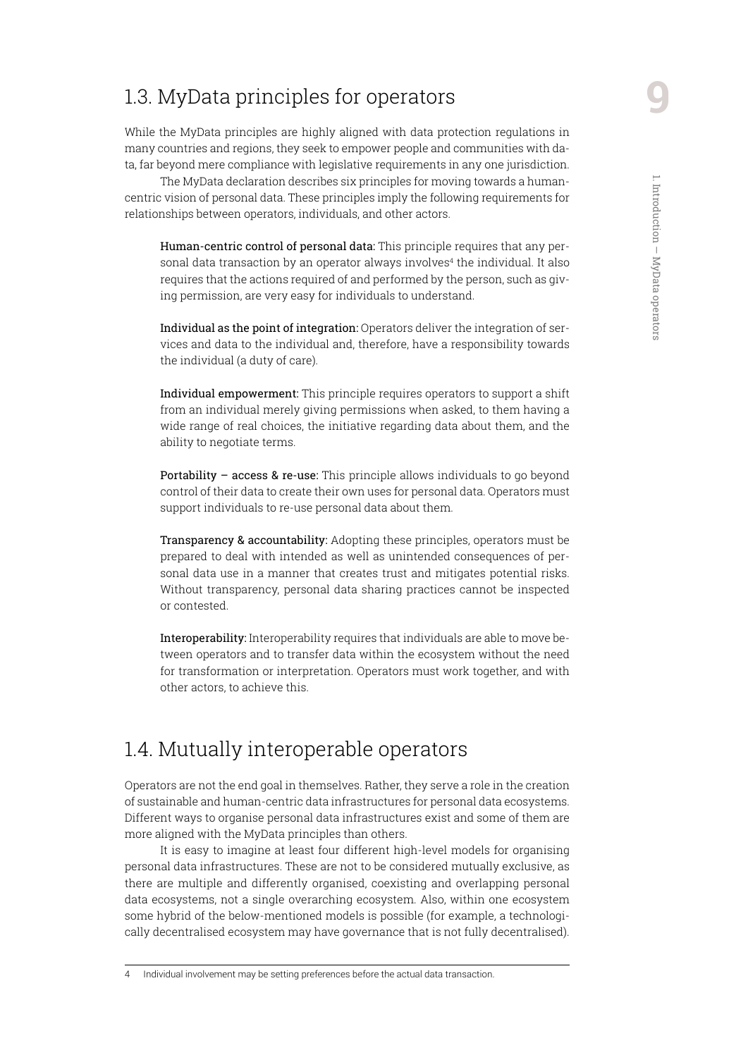## 1.3. MyData principles for operators

While the MyData principles are highly aligned with data protection regulations in many countries and regions, they seek to empower people and communities with data, far beyond mere compliance with legislative requirements in any one jurisdiction.

The MyData declaration describes six principles for moving towards a human-centric vision of personal data. These principles imply the following requirements for relationships between operators, individuals, and other actors.

**Human-centric control of personal data:** This principle requires that any personal data transaction by an operator always involves[4] the individual. It also requires that the actions required of and performed by the person, such as giving permission, are very easy for individuals to understand.

**Individual as the point of integration:** Operators deliver the integration of services and data to the individual and, therefore, have a responsibility towards the individual (a duty of care).

**Individual empowerment:** This principle requires operators to support a shift from an individual merely giving permissions when asked, to them having a wide range of real choices, the initiative regarding data about them, and the ability to negotiate terms.

**Portability – access & re-use:** This principle allows individuals to go beyond control of their data to create their own uses for personal data. Operators must support individuals to re-use personal data about them.

**Transparency & accountability:** Adopting these principles, operators must be prepared to deal with intended as well as unintended consequences of personal data use in a manner that creates trust and mitigates potential risks. Without transparency, personal data sharing practices cannot be inspected or contested.

**Interoperability:** Interoperability requires that individuals are able to move between operators and to transfer data within the ecosystem without the need for transformation or interpretation. Operators must work together, and with other actors, to achieve this.

## 1.4. Mutually interoperable operators

Operators are not the end goal in themselves. Rather, they serve a role in the creation of sustainable and human-centric data infrastructures for personal data ecosystems. Different ways to organise personal data infrastructures exist and some of them are more aligned with the MyData principles than others.

It is easy to imagine at least four different high-level models for organising personal data infrastructures. These are not to be considered mutually exclusive, as there are multiple and differently organised, coexisting and overlapping personal data ecosystems, not a single overarching ecosystem. Also, within one ecosystem some hybrid of the below-mentioned models is possible (for example, a technologically decentralised ecosystem may have governance that is not fully decentralised).

---

4 Individual involvement may be setting preferences before the actual data transaction.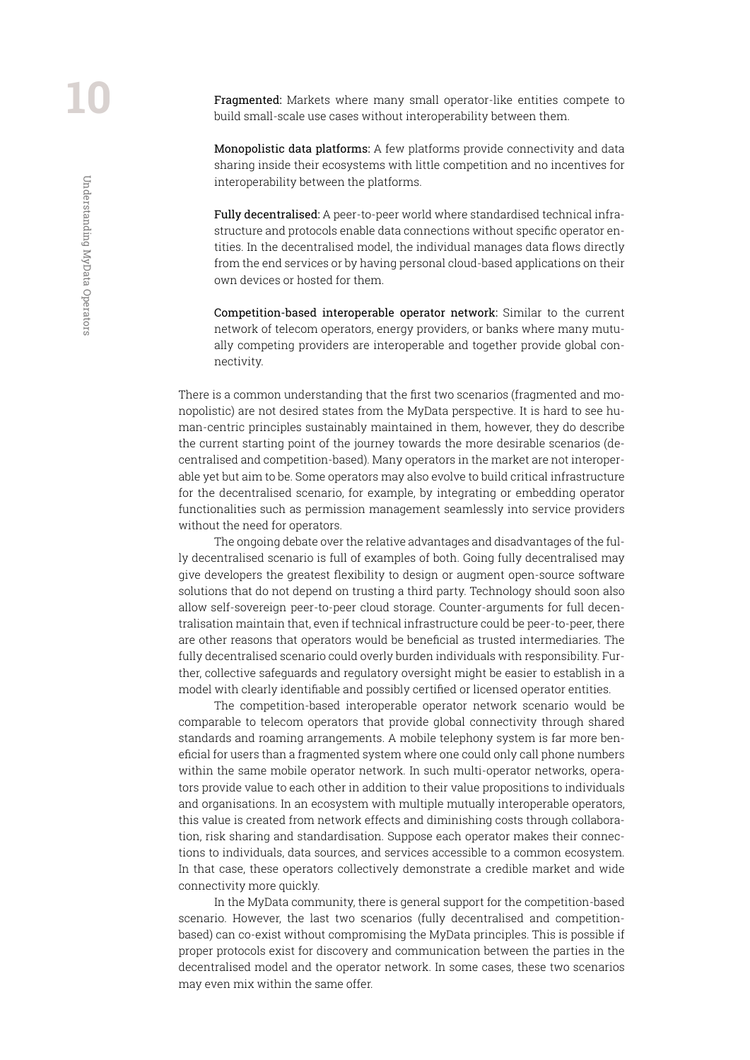**Fragmented:** Markets where many small operator-like entities compete to build small-scale use cases without interoperability between them.

**Monopolistic data platforms:** A few platforms provide connectivity and data sharing inside their ecosystems with little competition and no incentives for interoperability between the platforms.

**Fully decentralised:** A peer-to-peer world where standardised technical infrastructure and protocols enable data connections without specific operator entities. In the decentralised model, the individual manages data flows directly from the end services or by having personal cloud-based applications on their own devices or hosted for them.

**Competition-based interoperable operator network:** Similar to the current network of telecom operators, energy providers, or banks where many mutually competing providers are interoperable and together provide global connectivity.

There is a common understanding that the first two scenarios (fragmented and monopolistic) are not desired states from the MyData perspective. It is hard to see human-centric principles sustainably maintained in them, however, they do describe the current starting point of the journey towards the more desirable scenarios (decentralised and competition-based). Many operators in the market are not interoperable yet but aim to be. Some operators may also evolve to build critical infrastructure for the decentralised scenario, for example, by integrating or embedding operator functionalities such as permission management seamlessly into service providers without the need for operators.

The ongoing debate over the relative advantages and disadvantages of the fully decentralised scenario is full of examples of both. Going fully decentralised may give developers the greatest flexibility to design or augment open-source software solutions that do not depend on trusting a third party. Technology should soon also allow self-sovereign peer-to-peer cloud storage. Counter-arguments for full decentralisation maintain that, even if technical infrastructure could be peer-to-peer, there are other reasons that operators would be beneficial as trusted intermediaries. The fully decentralised scenario could overly burden individuals with responsibility. Further, collective safeguards and regulatory oversight might be easier to establish in a model with clearly identifiable and possibly certified or licensed operator entities.

The competition-based interoperable operator network scenario would be comparable to telecom operators that provide global connectivity through shared standards and roaming arrangements. A mobile telephony system is far more beneficial for users than a fragmented system where one could only call phone numbers within the same mobile operator network. In such multi-operator networks, operators provide value to each other in addition to their value propositions to individuals and organisations. In an ecosystem with multiple mutually interoperable operators, this value is created from network effects and diminishing costs through collaboration, risk sharing and standardisation. Suppose each operator makes their connections to individuals, data sources, and services accessible to a common ecosystem. In that case, these operators collectively demonstrate a credible market and wide connectivity more quickly.

In the MyData community, there is general support for the competition-based scenario. However, the last two scenarios (fully decentralised and competition-based) can co-exist without compromising the MyData principles. This is possible if proper protocols exist for discovery and communication between the parties in the decentralised model and the operator network. In some cases, these two scenarios may even mix within the same offer.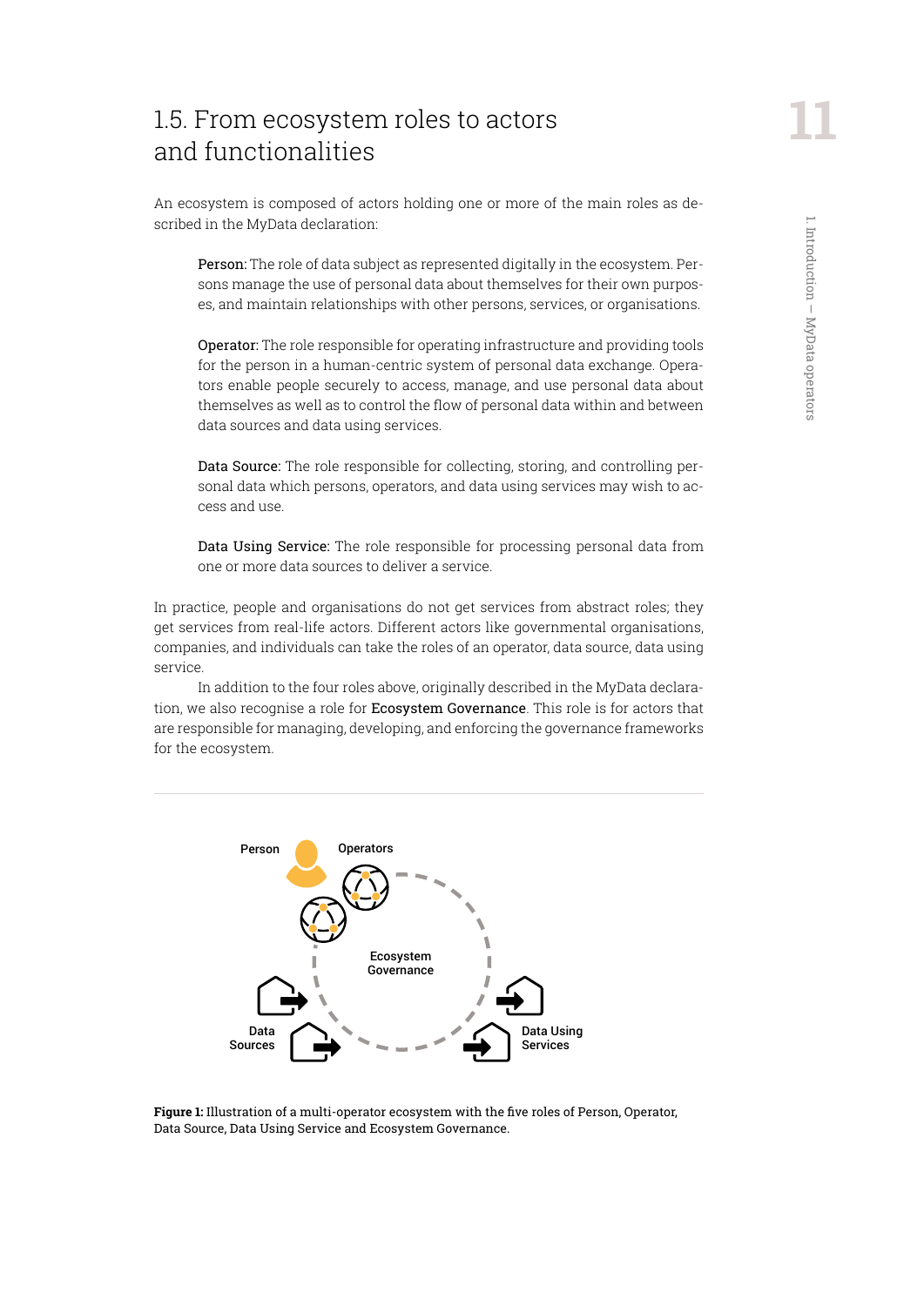## 1.5. From ecosystem roles to actors and functionalities

An ecosystem is composed of actors holding one or more of the main roles as described in the MyData declaration:

> Person: The role of data subject as represented digitally in the ecosystem. Persons manage the use of personal data about themselves for their own purposes, and maintain relationships with other persons, services, or organisations.
>
> Operator: The role responsible for operating infrastructure and providing tools for the person in a human-centric system of personal data exchange. Operators enable people securely to access, manage, and use personal data about themselves as well as to control the flow of personal data within and between data sources and data using services.
>
> Data Source: The role responsible for collecting, storing, and controlling personal data which persons, operators, and data using services may wish to access and use.
>
> Data Using Service: The role responsible for processing personal data from one or more data sources to deliver a service.

In practice, people and organisations do not get services from abstract roles; they get services from real-life actors. Different actors like governmental organisations, companies, and individuals can take the roles of an operator, data source, data using service.

In addition to the four roles above, originally described in the MyData declaration, we also recognise a role for Ecosystem Governance. This role is for actors that are responsible for managing, developing, and enforcing the governance frameworks for the ecosystem.

Person

Operators

Ecosystem Governance

Data Sources

Data Using Services

**Figure 1:** Illustration of a multi-operator ecosystem with the five roles of Person, Operator, Data Source, Data Using Service and Ecosystem Governance.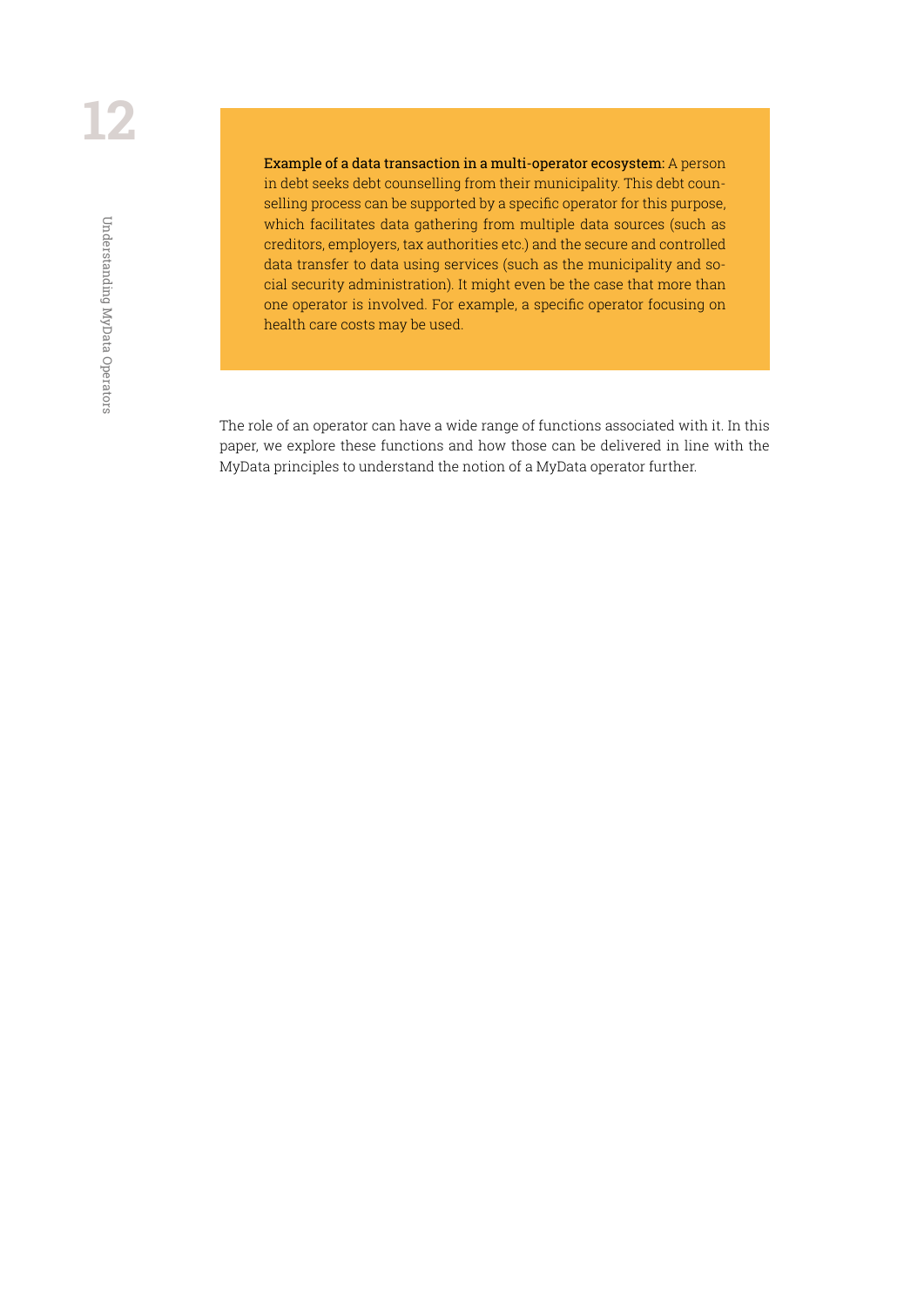**Example of a data transaction in a multi-operator ecosystem:** A person in debt seeks debt counselling from their municipality. This debt counselling process can be supported by a specific operator for this purpose, which facilitates data gathering from multiple data sources (such as creditors, employers, tax authorities etc.) and the secure and controlled data transfer to data using services (such as the municipality and social security administration). It might even be the case that more than one operator is involved. For example, a specific operator focusing on health care costs may be used.

The role of an operator can have a wide range of functions associated with it. In this paper, we explore these functions and how those can be delivered in line with the MyData principles to understand the notion of a MyData operator further.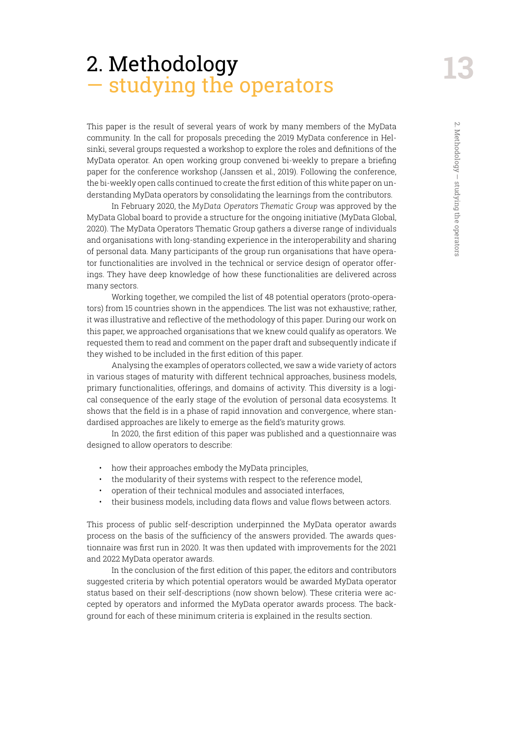# 2. Methodology — studying the operators

This paper is the result of several years of work by many members of the MyData community. In the call for proposals preceding the 2019 MyData conference in Helsinki, several groups requested a workshop to explore the roles and definitions of the MyData operator. An open working group convened bi-weekly to prepare a briefing paper for the conference workshop (Janssen et al., 2019). Following the conference, the bi-weekly open calls continued to create the first edition of this white paper on understanding MyData operators by consolidating the learnings from the contributors.

In February 2020, the *MyData Operators Thematic Group* was approved by the MyData Global board to provide a structure for the ongoing initiative (MyData Global, 2020). The MyData Operators Thematic Group gathers a diverse range of individuals and organisations with long-standing experience in the interoperability and sharing of personal data. Many participants of the group run organisations that have operator functionalities are involved in the technical or service design of operator offerings. They have deep knowledge of how these functionalities are delivered across many sectors.

Working together, we compiled the list of 48 potential operators (proto-operators) from 15 countries shown in the appendices. The list was not exhaustive; rather, it was illustrative and reflective of the methodology of this paper. During our work on this paper, we approached organisations that we knew could qualify as operators. We requested them to read and comment on the paper draft and subsequently indicate if they wished to be included in the first edition of this paper.

Analysing the examples of operators collected, we saw a wide variety of actors in various stages of maturity with different technical approaches, business models, primary functionalities, offerings, and domains of activity. This diversity is a logical consequence of the early stage of the evolution of personal data ecosystems. It shows that the field is in a phase of rapid innovation and convergence, where standardised approaches are likely to emerge as the field's maturity grows.

In 2020, the first edition of this paper was published and a questionnaire was designed to allow operators to describe:

- how their approaches embody the MyData principles,
- the modularity of their systems with respect to the reference model,
- operation of their technical modules and associated interfaces,
- their business models, including data flows and value flows between actors.

This process of public self-description underpinned the MyData operator awards process on the basis of the sufficiency of the answers provided. The awards questionnaire was first run in 2020. It was then updated with improvements for the 2021 and 2022 MyData operator awards.

In the conclusion of the first edition of this paper, the editors and contributors suggested criteria by which potential operators would be awarded MyData operator status based on their self-descriptions (now shown below). These criteria were accepted by operators and informed the MyData operator awards process. The background for each of these minimum criteria is explained in the results section.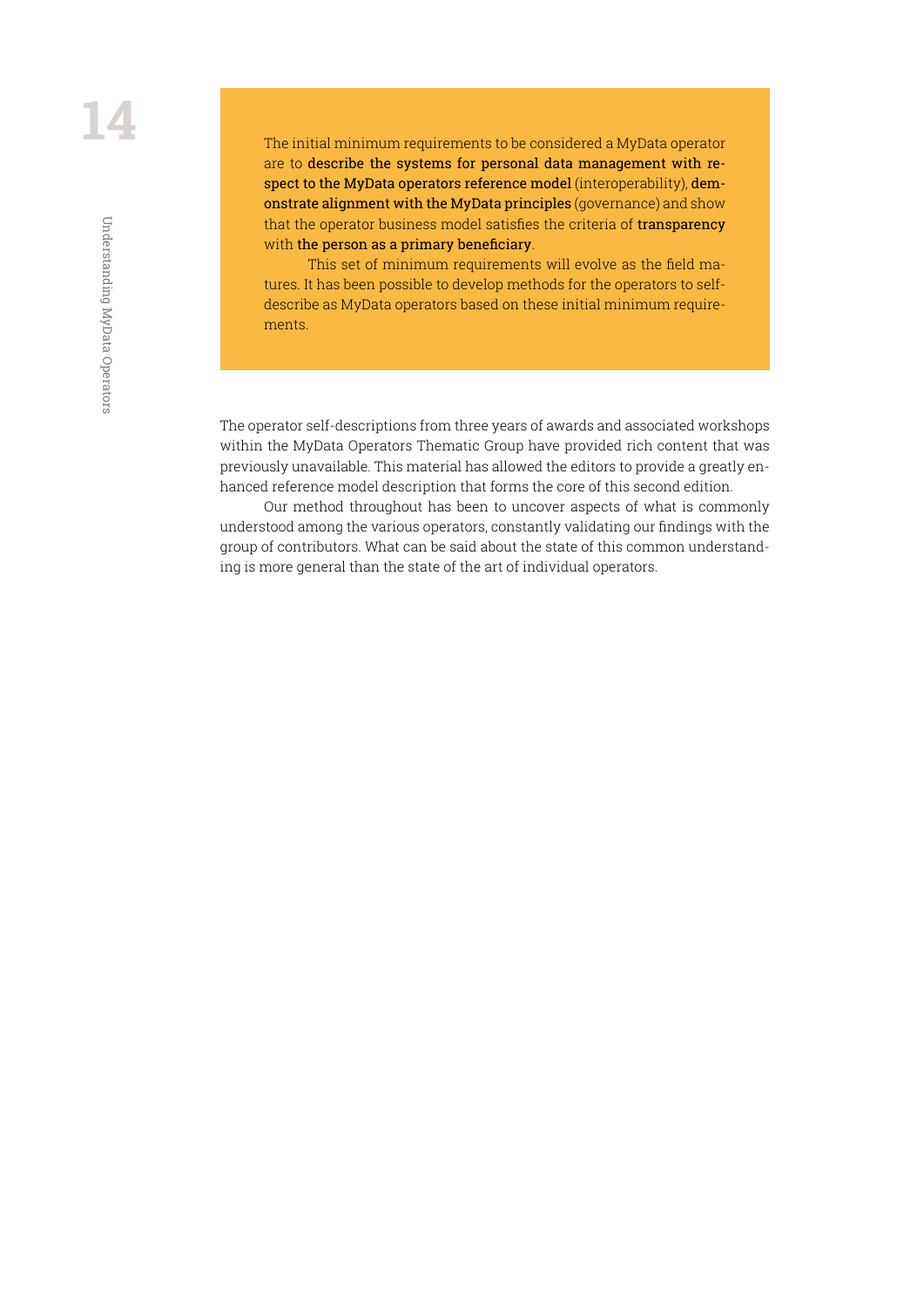The initial minimum requirements to be considered a MyData operator are to **describe the systems for personal data management with respect to the MyData operators reference model** (interoperability), **demonstrate alignment with the MyData principles** (governance) and show that the operator business model satisfies the criteria of **transparency** with **the person as a primary beneficiary**.

This set of minimum requirements will evolve as the field matures. It has been possible to develop methods for the operators to self-describe as MyData operators based on these initial minimum requirements.

The operator self-descriptions from three years of awards and associated workshops within the MyData Operators Thematic Group have provided rich content that was previously unavailable. This material has allowed the editors to provide a greatly enhanced reference model description that forms the core of this second edition.

Our method throughout has been to uncover aspects of what is commonly understood among the various operators, constantly validating our findings with the group of contributors. What can be said about the state of this common understanding is more general than the state of the art of individual operators.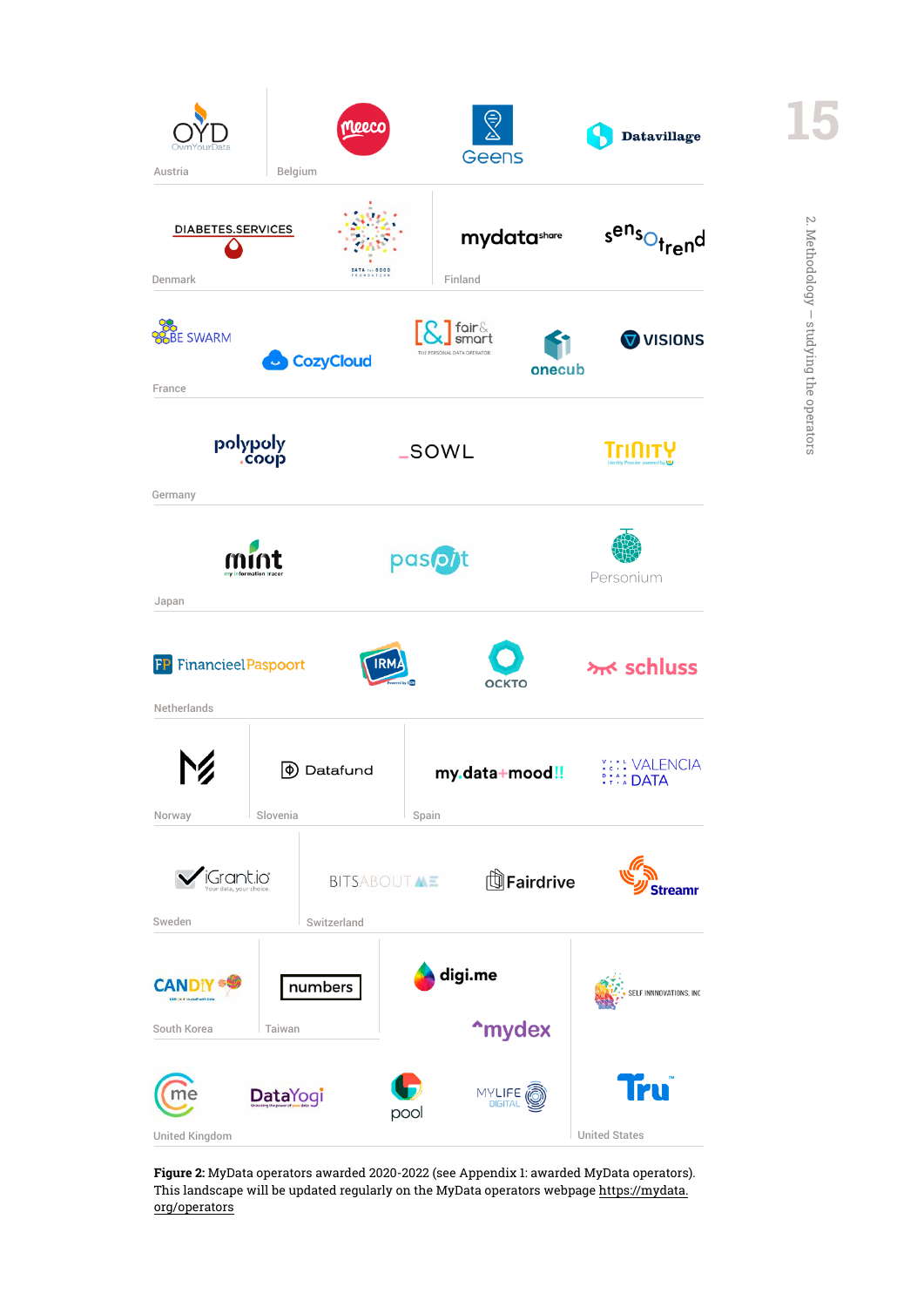Austria

OYD OwnYourData

Belgium

meeco

Geens

Datavillage

Denmark

DIABETES.SERVICES

DATA for GOOD FOUNDATION

Finland

mydatashare

sensotrend

France

BE SWARM

CozyCloud

fair&smart THE PERSONAL DATA OPERATOR

onecub

VISIONS

Germany

polypoly coop

SOWL

TRINITY

Japan

mint my information tracer

paspit

Personium

Netherlands

FP FinancieelPaspoort

IRMA

OCKTO

schluss

Norway

Slovenia

Datafund

Spain

my.data+mood!!

VALENCIA DATA

Sweden

iGrant.io Your data, your choice.

Switzerland

BITSABOUT.ME

Fairdrive

Streamr

South Korea

CANDIY

Taiwan

numbers

digi.me

mydex

SELF INNOVATIONS, INC

United Kingdom

me

DataYogi

pool

MYLIFE DIGITAL

United States

Tru

**Figure 2:** MyData operators awarded 2020-2022 (see Appendix 1: awarded MyData operators). This landscape will be updated regularly on the MyData operators webpage https://mydata.org/operators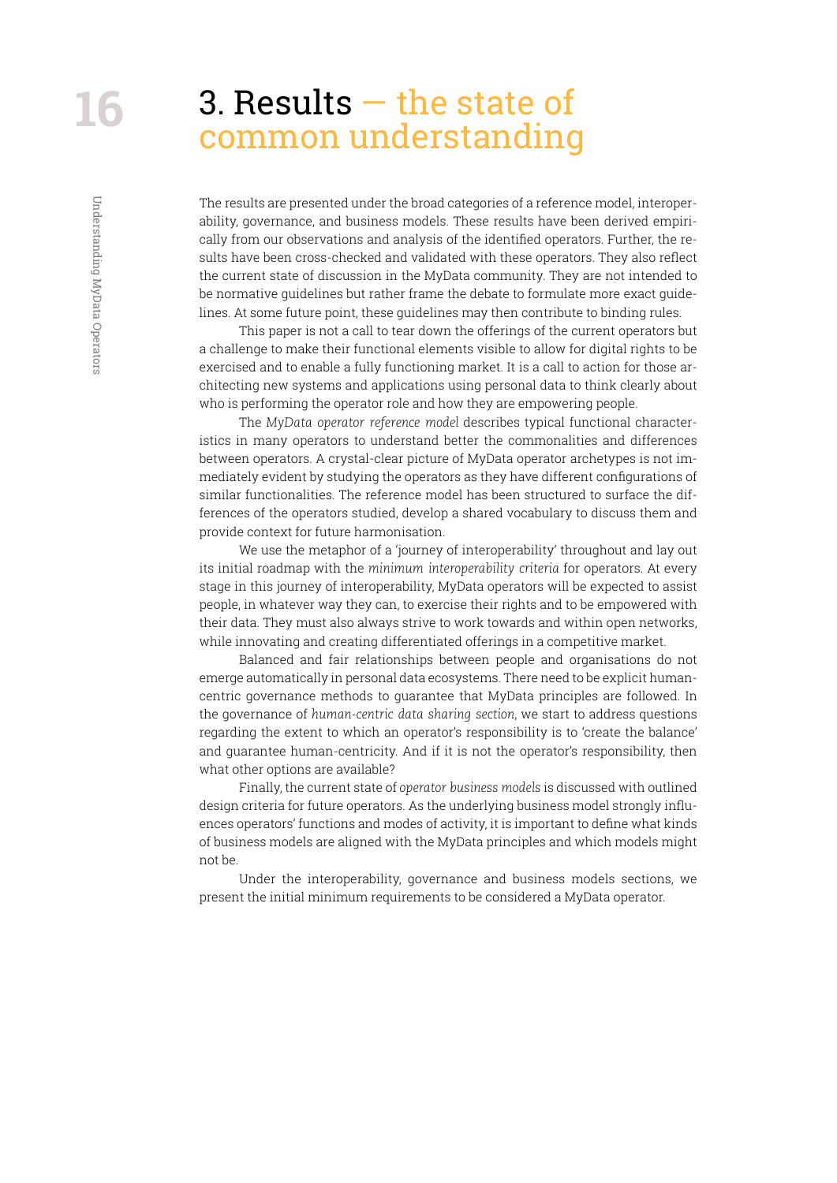# 3. Results — the state of common understanding

The results are presented under the broad categories of a reference model, interoperability, governance, and business models. These results have been derived empirically from our observations and analysis of the identified operators. Further, the results have been cross-checked and validated with these operators. They also reflect the current state of discussion in the MyData community. They are not intended to be normative guidelines but rather frame the debate to formulate more exact guidelines. At some future point, these guidelines may then contribute to binding rules.

This paper is not a call to tear down the offerings of the current operators but a challenge to make their functional elements visible to allow for digital rights to be exercised and to enable a fully functioning market. It is a call to action for those architecting new systems and applications using personal data to think clearly about who is performing the operator role and how they are empowering people.

The *MyData operator reference model* describes typical functional characteristics in many operators to understand better the commonalities and differences between operators. A crystal-clear picture of MyData operator archetypes is not immediately evident by studying the operators as they have different configurations of similar functionalities. The reference model has been structured to surface the differences of the operators studied, develop a shared vocabulary to discuss them and provide context for future harmonisation.

We use the metaphor of a 'journey of interoperability' throughout and lay out its initial roadmap with the *minimum interoperability criteria* for operators. At every stage in this journey of interoperability, MyData operators will be expected to assist people, in whatever way they can, to exercise their rights and to be empowered with their data. They must also always strive to work towards and within open networks, while innovating and creating differentiated offerings in a competitive market.

Balanced and fair relationships between people and organisations do not emerge automatically in personal data ecosystems. There need to be explicit human-centric governance methods to guarantee that MyData principles are followed. In the governance of *human-centric data sharing section*, we start to address questions regarding the extent to which an operator's responsibility is to 'create the balance' and guarantee human-centricity. And if it is not the operator's responsibility, then what other options are available?

Finally, the current state of *operator business models* is discussed with outlined design criteria for future operators. As the underlying business model strongly influences operators' functions and modes of activity, it is important to define what kinds of business models are aligned with the MyData principles and which models might not be.

Under the interoperability, governance and business models sections, we present the initial minimum requirements to be considered a MyData operator.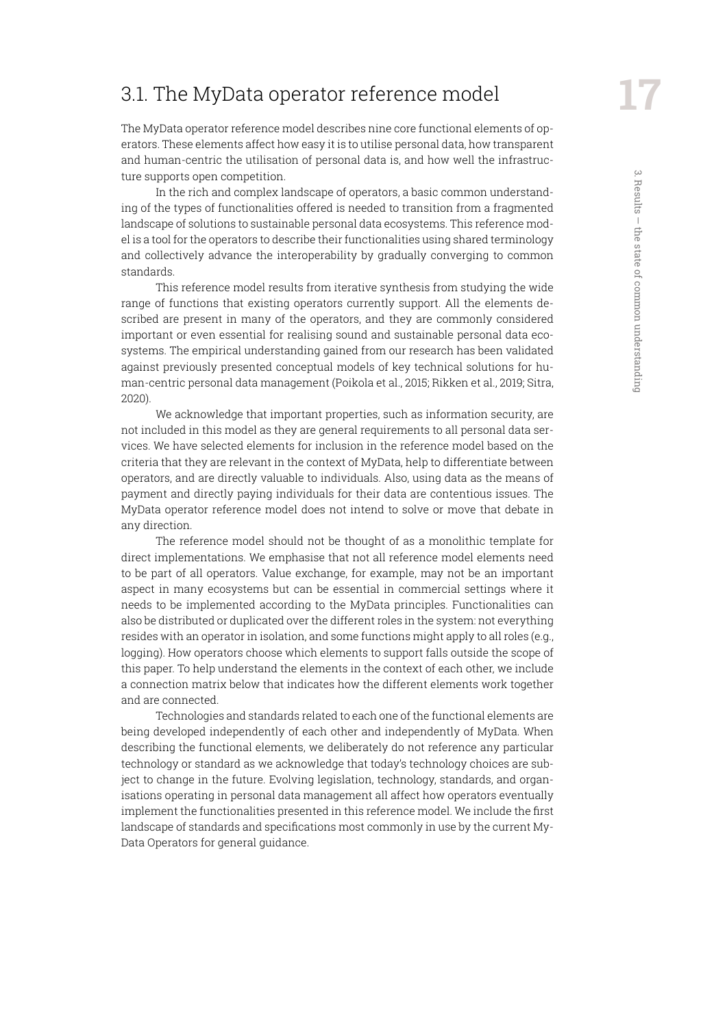## 3.1. The MyData operator reference model

The MyData operator reference model describes nine core functional elements of operators. These elements affect how easy it is to utilise personal data, how transparent and human-centric the utilisation of personal data is, and how well the infrastructure supports open competition.

In the rich and complex landscape of operators, a basic common understanding of the types of functionalities offered is needed to transition from a fragmented landscape of solutions to sustainable personal data ecosystems. This reference model is a tool for the operators to describe their functionalities using shared terminology and collectively advance the interoperability by gradually converging to common standards.

This reference model results from iterative synthesis from studying the wide range of functions that existing operators currently support. All the elements described are present in many of the operators, and they are commonly considered important or even essential for realising sound and sustainable personal data ecosystems. The empirical understanding gained from our research has been validated against previously presented conceptual models of key technical solutions for human-centric personal data management (Poikola et al., 2015; Rikken et al., 2019; Sitra, 2020).

We acknowledge that important properties, such as information security, are not included in this model as they are general requirements to all personal data services. We have selected elements for inclusion in the reference model based on the criteria that they are relevant in the context of MyData, help to differentiate between operators, and are directly valuable to individuals. Also, using data as the means of payment and directly paying individuals for their data are contentious issues. The MyData operator reference model does not intend to solve or move that debate in any direction.

The reference model should not be thought of as a monolithic template for direct implementations. We emphasise that not all reference model elements need to be part of all operators. Value exchange, for example, may not be an important aspect in many ecosystems but can be essential in commercial settings where it needs to be implemented according to the MyData principles. Functionalities can also be distributed or duplicated over the different roles in the system: not everything resides with an operator in isolation, and some functions might apply to all roles (e.g., logging). How operators choose which elements to support falls outside the scope of this paper. To help understand the elements in the context of each other, we include a connection matrix below that indicates how the different elements work together and are connected.

Technologies and standards related to each one of the functional elements are being developed independently of each other and independently of MyData. When describing the functional elements, we deliberately do not reference any particular technology or standard as we acknowledge that today's technology choices are subject to change in the future. Evolving legislation, technology, standards, and organisations operating in personal data management all affect how operators eventually implement the functionalities presented in this reference model. We include the first landscape of standards and specifications most commonly in use by the current MyData Operators for general guidance.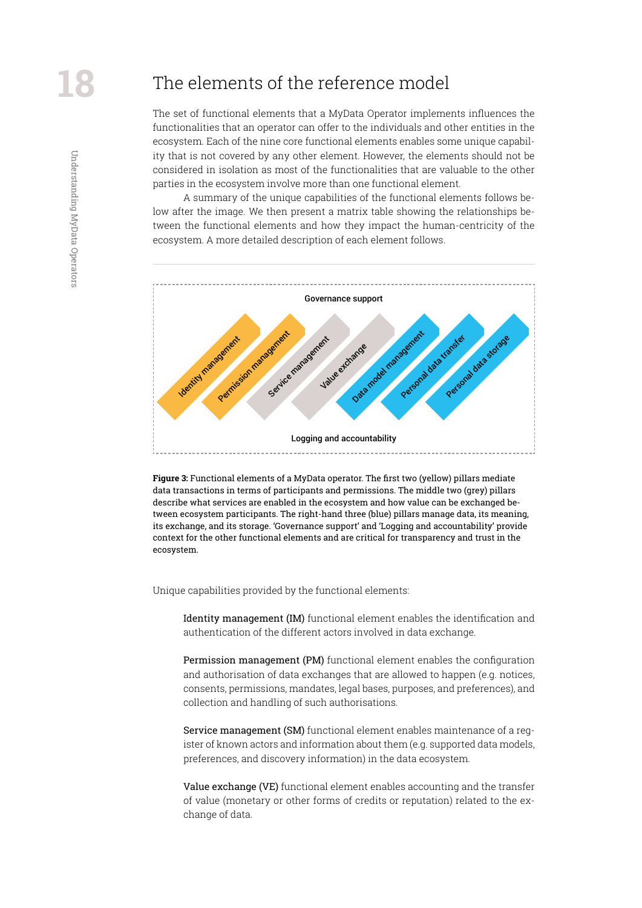## The elements of the reference model

The set of functional elements that a MyData Operator implements influences the functionalities that an operator can offer to the individuals and other entities in the ecosystem. Each of the nine core functional elements enables some unique capability that is not covered by any other element. However, the elements should not be considered in isolation as most of the functionalities that are valuable to the other parties in the ecosystem involve more than one functional element.

A summary of the unique capabilities of the functional elements follows below after the image. We then present a matrix table showing the relationships between the functional elements and how they impact the human-centricity of the ecosystem. A more detailed description of each element follows.

Governance support

Identity management | Permission management | Service management | Value exchange | Data model management | Personal data transfer | Personal data storage

Logging and accountability

**Figure 3:** Functional elements of a MyData operator. The first two (yellow) pillars mediate data transactions in terms of participants and permissions. The middle two (grey) pillars describe what services are enabled in the ecosystem and how value can be exchanged between ecosystem participants. The right-hand three (blue) pillars manage data, its meaning, its exchange, and its storage. 'Governance support' and 'Logging and accountability' provide context for the other functional elements and are critical for transparency and trust in the ecosystem.

Unique capabilities provided by the functional elements:

Identity management (IM) functional element enables the identification and authentication of the different actors involved in data exchange.

Permission management (PM) functional element enables the configuration and authorisation of data exchanges that are allowed to happen (e.g. notices, consents, permissions, mandates, legal bases, purposes, and preferences), and collection and handling of such authorisations.

Service management (SM) functional element enables maintenance of a register of known actors and information about them (e.g. supported data models, preferences, and discovery information) in the data ecosystem.

Value exchange (VE) functional element enables accounting and the transfer of value (monetary or other forms of credits or reputation) related to the exchange of data.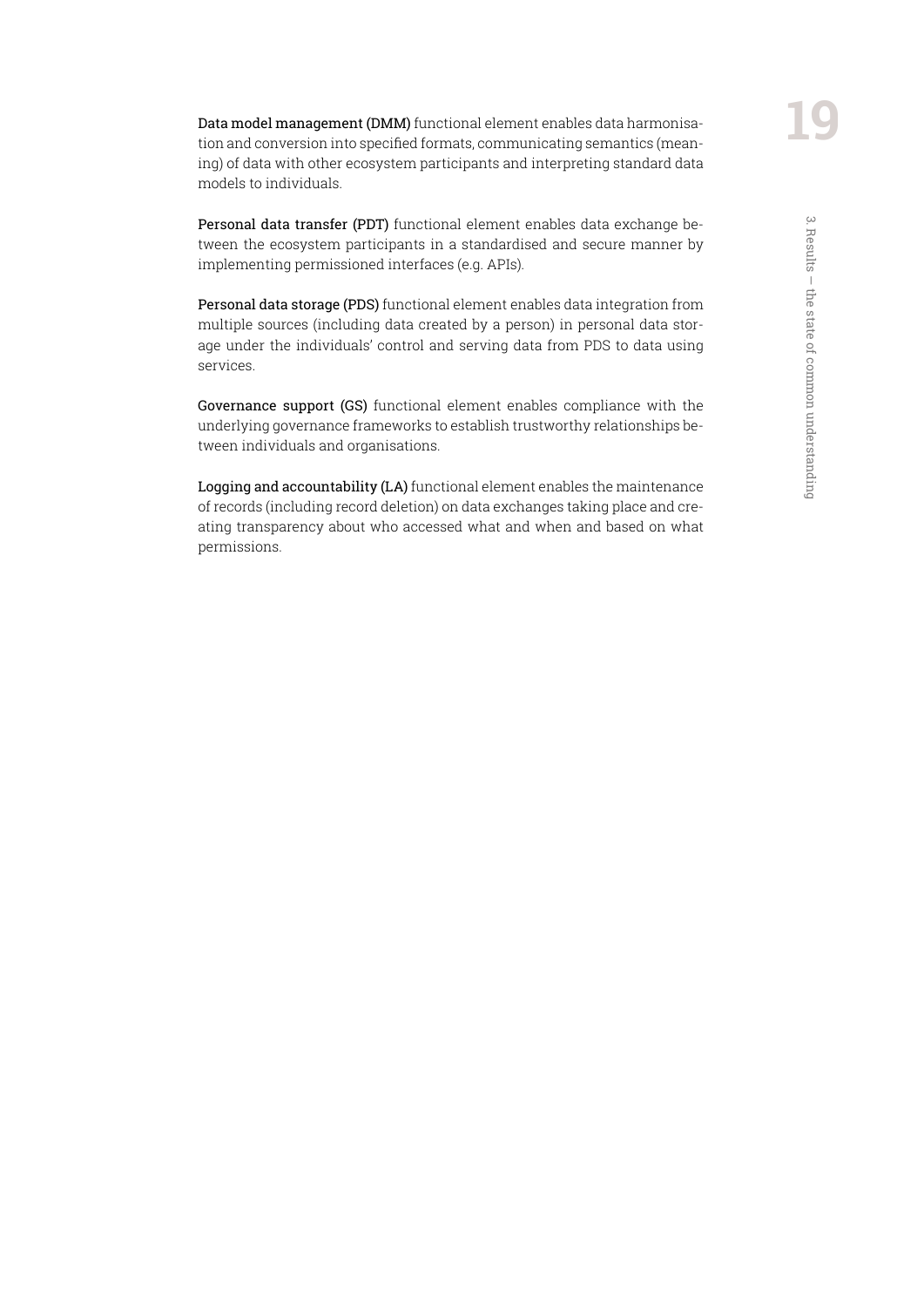**Data model management (DMM)** functional element enables data harmonisation and conversion into specified formats, communicating semantics (meaning) of data with other ecosystem participants and interpreting standard data models to individuals.

**Personal data transfer (PDT)** functional element enables data exchange between the ecosystem participants in a standardised and secure manner by implementing permissioned interfaces (e.g. APIs).

**Personal data storage (PDS)** functional element enables data integration from multiple sources (including data created by a person) in personal data storage under the individuals' control and serving data from PDS to data using services.

**Governance support (GS)** functional element enables compliance with the underlying governance frameworks to establish trustworthy relationships between individuals and organisations.

**Logging and accountability (LA)** functional element enables the maintenance of records (including record deletion) on data exchanges taking place and creating transparency about who accessed what and when and based on what permissions.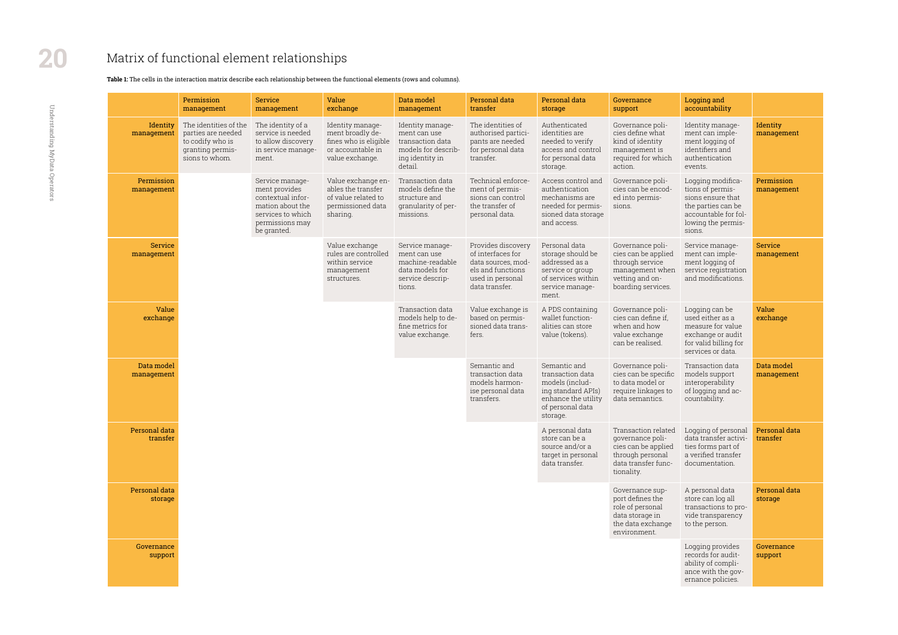# Matrix of functional element relationships

**Table 1:** The cells in the interaction matrix describe each relationship between the functional elements (rows and columns).

| | Permission management | Service management | Value exchange | Data model management | Personal data transfer | Personal data storage | Governance support | Logging and accountability | |
|---|---|---|---|---|---|---|---|---|---|
| Identity management | The identities of the parties are needed to codify who is granting permissions to whom. | The identity of a service is needed to allow discovery in service management. | Identity management broadly defines who is eligible or accountable in value exchange. | Identity management can use transaction data models for describing identity in detail. | The identities of authorised participants are needed for personal data transfer. | Authenticated identities are needed to verify access and control for personal data storage. | Governance policies define what kind of identity management is required for which action. | Identity management can implement logging of identifiers and authentication events. | Identity management |
| Permission management | | Service management provides contextual information about the services to which permissions may be granted. | Value exchange enables the transfer of value related to permissioned data sharing. | Transaction data models define the structure and granularity of permissions. | Technical enforcement of permissions can control the transfer of personal data. | Access control and authentication mechanisms are needed for permissioned data storage and access. | Governance policies can be encoded into permissions. | Logging modifications of permissions ensure that the parties can be accountable for following the permissions. | Permission management |
| Service management | | | Value exchange rules are controlled within service management structures. | Service management can use machine-readable data models for service descriptions. | Provides discovery of interfaces for data sources, models and functions used in personal data transfer. | Personal data storage should be addressed as a service or group of services within service management. | Governance policies can be applied through service management when vetting and onboarding services. | Service management can implement logging of service registration and modifications. | Service management |
| Value exchange | | | | Transaction data models help to define metrics for value exchange. | Value exchange is based on permissioned data transfers. | A PDS containing wallet functionalities can store value (tokens). | Governance policies can define if, when and how value exchange can be realised. | Logging can be used either as a measure for value exchange or audit for valid billing for services or data. | Value exchange |
| Data model management | | | | | Semantic and transaction data models harmonise personal data transfers. | Semantic and transaction data models (including standard APIs) enhance the utility of personal data storage. | Governance policies can be specific to data model or require linkages to data semantics. | Transaction data models support interoperability of logging and accountability. | Data model management |
| Personal data transfer | | | | | | A personal data store can be a source and/or a target in personal data transfer. | Transaction related governance policies can be applied through personal data transfer functionality. | Logging of personal data transfer activities forms part of a verified transfer documentation. | Personal data transfer |
| Personal data storage | | | | | | | Governance support defines the role of personal data storage in the data exchange environment. | A personal data store can log all transactions to provide transparency to the person. | Personal data storage |
| Governance support | | | | | | | | Logging provides records for auditability of compliance with the governance policies. | Governance support |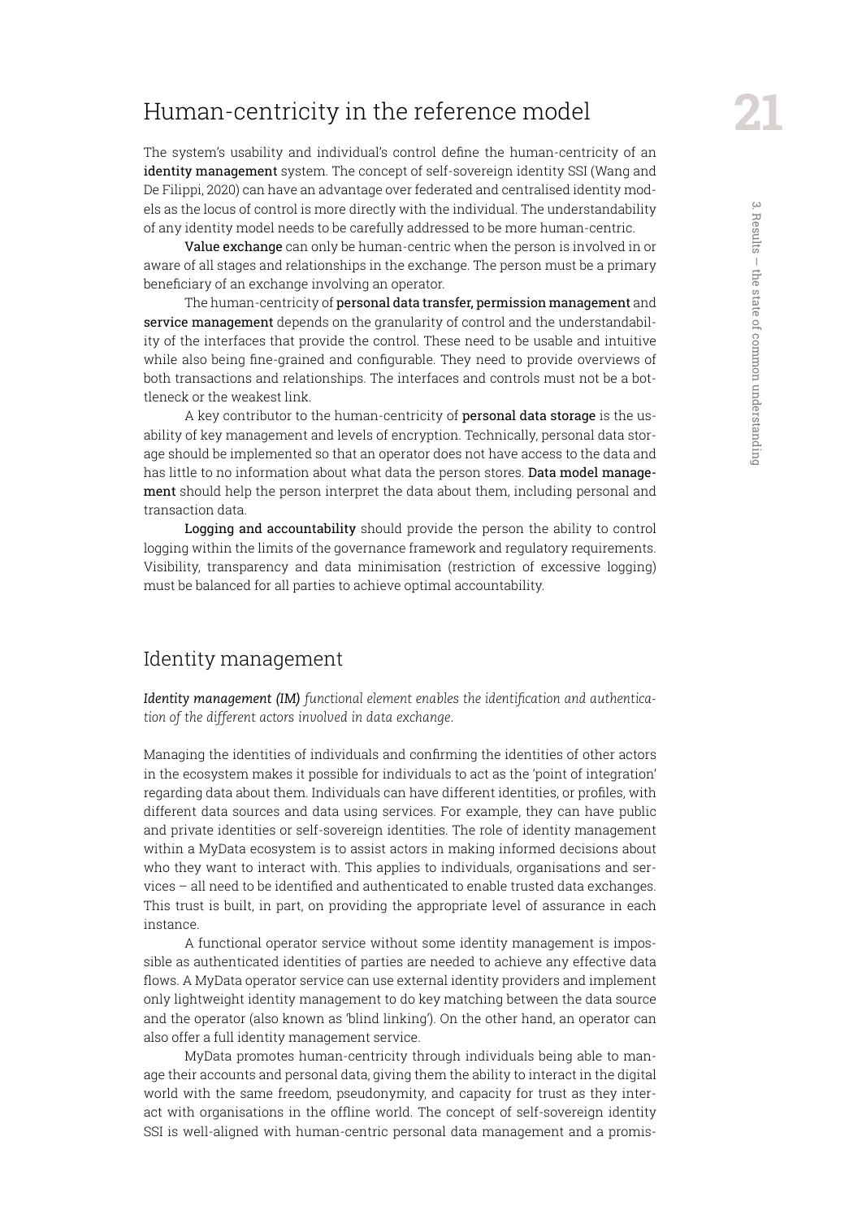## Human-centricity in the reference model

The system's usability and individual's control define the human-centricity of an **identity management** system. The concept of self-sovereign identity SSI (Wang and De Filippi, 2020) can have an advantage over federated and centralised identity models as the locus of control is more directly with the individual. The understandability of any identity model needs to be carefully addressed to be more human-centric.

**Value exchange** can only be human-centric when the person is involved in or aware of all stages and relationships in the exchange. The person must be a primary beneficiary of an exchange involving an operator.

The human-centricity of **personal data transfer, permission management** and **service management** depends on the granularity of control and the understandability of the interfaces that provide the control. These need to be usable and intuitive while also being fine-grained and configurable. They need to provide overviews of both transactions and relationships. The interfaces and controls must not be a bottleneck or the weakest link.

A key contributor to the human-centricity of **personal data storage** is the usability of key management and levels of encryption. Technically, personal data storage should be implemented so that an operator does not have access to the data and has little to no information about what data the person stores. **Data model management** should help the person interpret the data about them, including personal and transaction data.

**Logging and accountability** should provide the person the ability to control logging within the limits of the governance framework and regulatory requirements. Visibility, transparency and data minimisation (restriction of excessive logging) must be balanced for all parties to achieve optimal accountability.

## Identity management

***Identity management (IM)*** *functional element enables the identification and authentication of the different actors involved in data exchange.*

Managing the identities of individuals and confirming the identities of other actors in the ecosystem makes it possible for individuals to act as the 'point of integration' regarding data about them. Individuals can have different identities, or profiles, with different data sources and data using services. For example, they can have public and private identities or self-sovereign identities. The role of identity management within a MyData ecosystem is to assist actors in making informed decisions about who they want to interact with. This applies to individuals, organisations and services – all need to be identified and authenticated to enable trusted data exchanges. This trust is built, in part, on providing the appropriate level of assurance in each instance.

A functional operator service without some identity management is impossible as authenticated identities of parties are needed to achieve any effective data flows. A MyData operator service can use external identity providers and implement only lightweight identity management to do key matching between the data source and the operator (also known as 'blind linking'). On the other hand, an operator can also offer a full identity management service.

MyData promotes human-centricity through individuals being able to manage their accounts and personal data, giving them the ability to interact in the digital world with the same freedom, pseudonymity, and capacity for trust as they interact with organisations in the offline world. The concept of self-sovereign identity SSI is well-aligned with human-centric personal data management and a promis-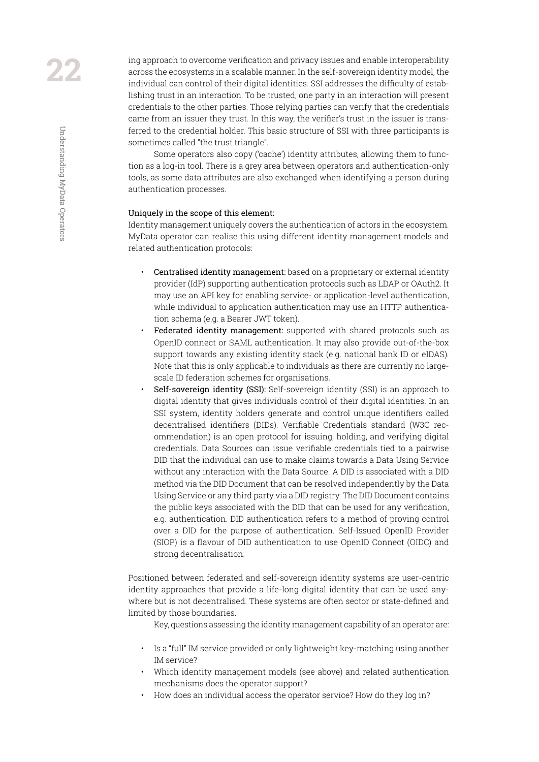ing approach to overcome verification and privacy issues and enable interoperability across the ecosystems in a scalable manner. In the self-sovereign identity model, the individual can control of their digital identities. SSI addresses the difficulty of establishing trust in an interaction. To be trusted, one party in an interaction will present credentials to the other parties. Those relying parties can verify that the credentials came from an issuer they trust. In this way, the verifier's trust in the issuer is transferred to the credential holder. This basic structure of SSI with three participants is sometimes called "the trust triangle".

Some operators also copy ('cache') identity attributes, allowing them to function as a log-in tool. There is a grey area between operators and authentication-only tools, as some data attributes are also exchanged when identifying a person during authentication processes.

Uniquely in the scope of this element:

Identity management uniquely covers the authentication of actors in the ecosystem. MyData operator can realise this using different identity management models and related authentication protocols:

- **Centralised identity management:** based on a proprietary or external identity provider (IdP) supporting authentication protocols such as LDAP or OAuth2. It may use an API key for enabling service- or application-level authentication, while individual to application authentication may use an HTTP authentication schema (e.g. a Bearer JWT token).
- **Federated identity management:** supported with shared protocols such as OpenID connect or SAML authentication. It may also provide out-of-the-box support towards any existing identity stack (e.g. national bank ID or eIDAS). Note that this is only applicable to individuals as there are currently no large-scale ID federation schemes for organisations.
- **Self-sovereign identity (SSI):** Self-sovereign identity (SSI) is an approach to digital identity that gives individuals control of their digital identities. In an SSI system, identity holders generate and control unique identifiers called decentralised identifiers (DIDs). Verifiable Credentials standard (W3C recommendation) is an open protocol for issuing, holding, and verifying digital credentials. Data Sources can issue verifiable credentials tied to a pairwise DID that the individual can use to make claims towards a Data Using Service without any interaction with the Data Source. A DID is associated with a DID method via the DID Document that can be resolved independently by the Data Using Service or any third party via a DID registry. The DID Document contains the public keys associated with the DID that can be used for any verification, e.g. authentication. DID authentication refers to a method of proving control over a DID for the purpose of authentication. Self-Issued OpenID Provider (SIOP) is a flavour of DID authentication to use OpenID Connect (OIDC) and strong decentralisation.

Positioned between federated and self-sovereign identity systems are user-centric identity approaches that provide a life-long digital identity that can be used anywhere but is not decentralised. These systems are often sector or state-defined and limited by those boundaries.

Key, questions assessing the identity management capability of an operator are:

- Is a "full" IM service provided or only lightweight key-matching using another IM service?
- Which identity management models (see above) and related authentication mechanisms does the operator support?
- How does an individual access the operator service? How do they log in?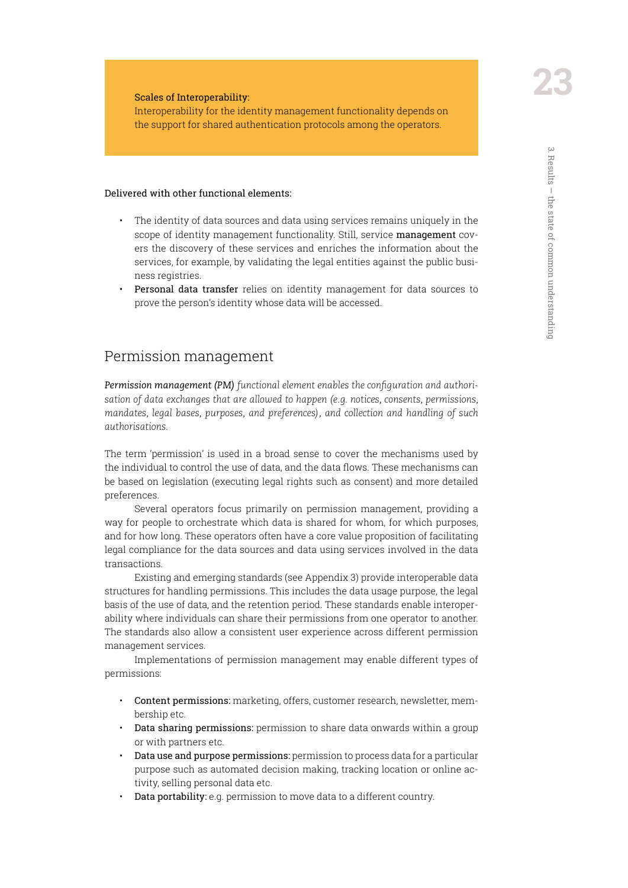Scales of Interoperability:
Interoperability for the identity management functionality depends on the support for shared authentication protocols among the operators.

Delivered with other functional elements:

- The identity of data sources and data using services remains uniquely in the scope of identity management functionality. Still, service **management** covers the discovery of these services and enriches the information about the services, for example, by validating the legal entities against the public business registries.
- **Personal data transfer** relies on identity management for data sources to prove the person's identity whose data will be accessed.

## Permission management

***Permission management (PM)*** *functional element enables the configuration and authorisation of data exchanges that are allowed to happen (e.g. notices, consents, permissions, mandates, legal bases, purposes, and preferences), and collection and handling of such authorisations.*

The term 'permission' is used in a broad sense to cover the mechanisms used by the individual to control the use of data, and the data flows. These mechanisms can be based on legislation (executing legal rights such as consent) and more detailed preferences.

Several operators focus primarily on permission management, providing a way for people to orchestrate which data is shared for whom, for which purposes, and for how long. These operators often have a core value proposition of facilitating legal compliance for the data sources and data using services involved in the data transactions.

Existing and emerging standards (see Appendix 3) provide interoperable data structures for handling permissions. This includes the data usage purpose, the legal basis of the use of data, and the retention period. These standards enable interoperability where individuals can share their permissions from one operator to another. The standards also allow a consistent user experience across different permission management services.

Implementations of permission management may enable different types of permissions:

- **Content permissions:** marketing, offers, customer research, newsletter, membership etc.
- **Data sharing permissions:** permission to share data onwards within a group or with partners etc.
- **Data use and purpose permissions:** permission to process data for a particular purpose such as automated decision making, tracking location or online activity, selling personal data etc.
- **Data portability:** e.g. permission to move data to a different country.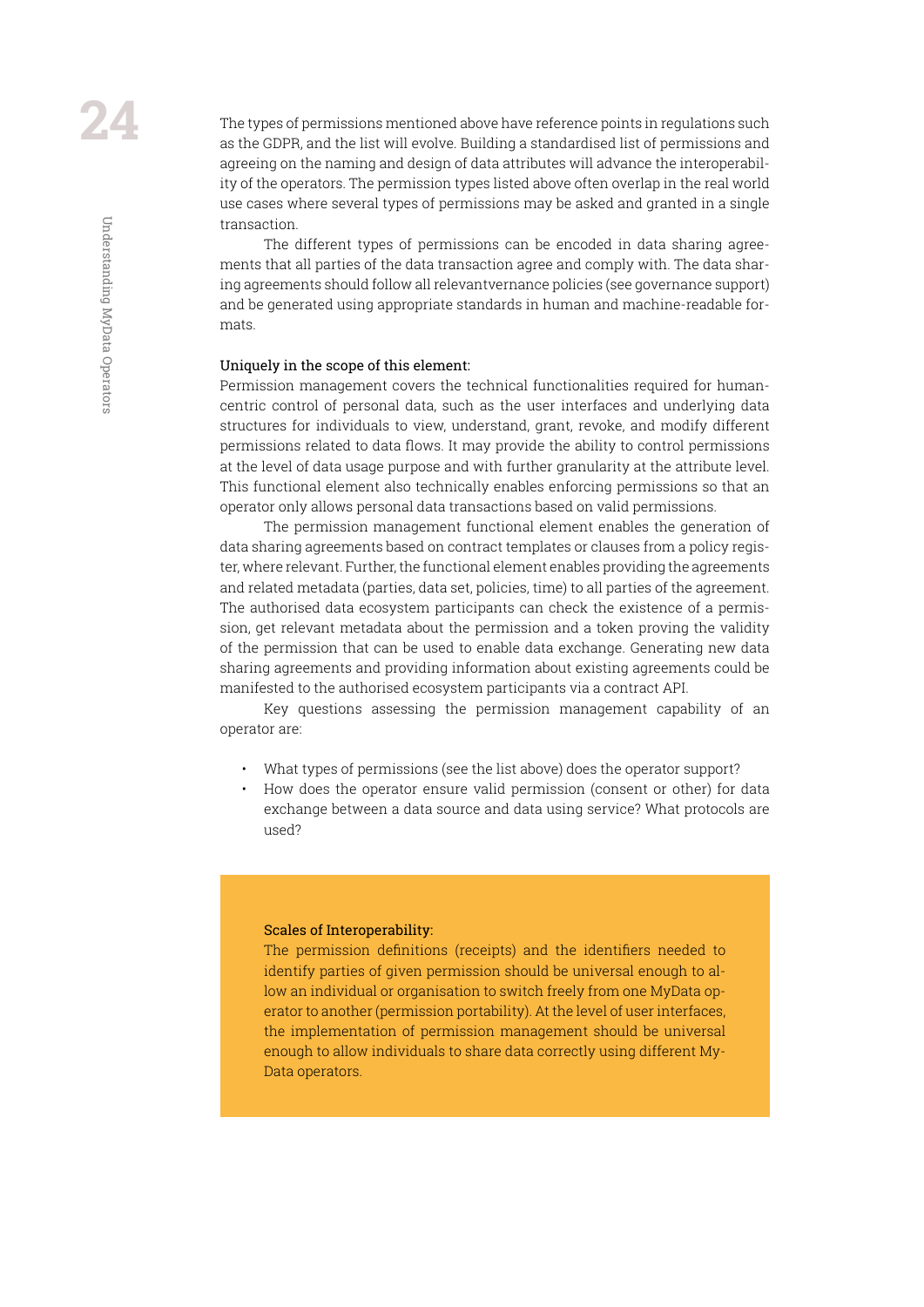The types of permissions mentioned above have reference points in regulations such as the GDPR, and the list will evolve. Building a standardised list of permissions and agreeing on the naming and design of data attributes will advance the interoperability of the operators. The permission types listed above often overlap in the real world use cases where several types of permissions may be asked and granted in a single transaction.

The different types of permissions can be encoded in data sharing agreements that all parties of the data transaction agree and comply with. The data sharing agreements should follow all relevantvernance policies (see governance support) and be generated using appropriate standards in human and machine-readable formats.

**Uniquely in the scope of this element:**

Permission management covers the technical functionalities required for human-centric control of personal data, such as the user interfaces and underlying data structures for individuals to view, understand, grant, revoke, and modify different permissions related to data flows. It may provide the ability to control permissions at the level of data usage purpose and with further granularity at the attribute level. This functional element also technically enables enforcing permissions so that an operator only allows personal data transactions based on valid permissions.

The permission management functional element enables the generation of data sharing agreements based on contract templates or clauses from a policy register, where relevant. Further, the functional element enables providing the agreements and related metadata (parties, data set, policies, time) to all parties of the agreement. The authorised data ecosystem participants can check the existence of a permission, get relevant metadata about the permission and a token proving the validity of the permission that can be used to enable data exchange. Generating new data sharing agreements and providing information about existing agreements could be manifested to the authorised ecosystem participants via a contract API.

Key questions assessing the permission management capability of an operator are:

- What types of permissions (see the list above) does the operator support?
- How does the operator ensure valid permission (consent or other) for data exchange between a data source and data using service? What protocols are used?

**Scales of Interoperability:**

The permission definitions (receipts) and the identifiers needed to identify parties of given permission should be universal enough to allow an individual or organisation to switch freely from one MyData operator to another (permission portability). At the level of user interfaces, the implementation of permission management should be universal enough to allow individuals to share data correctly using different MyData operators.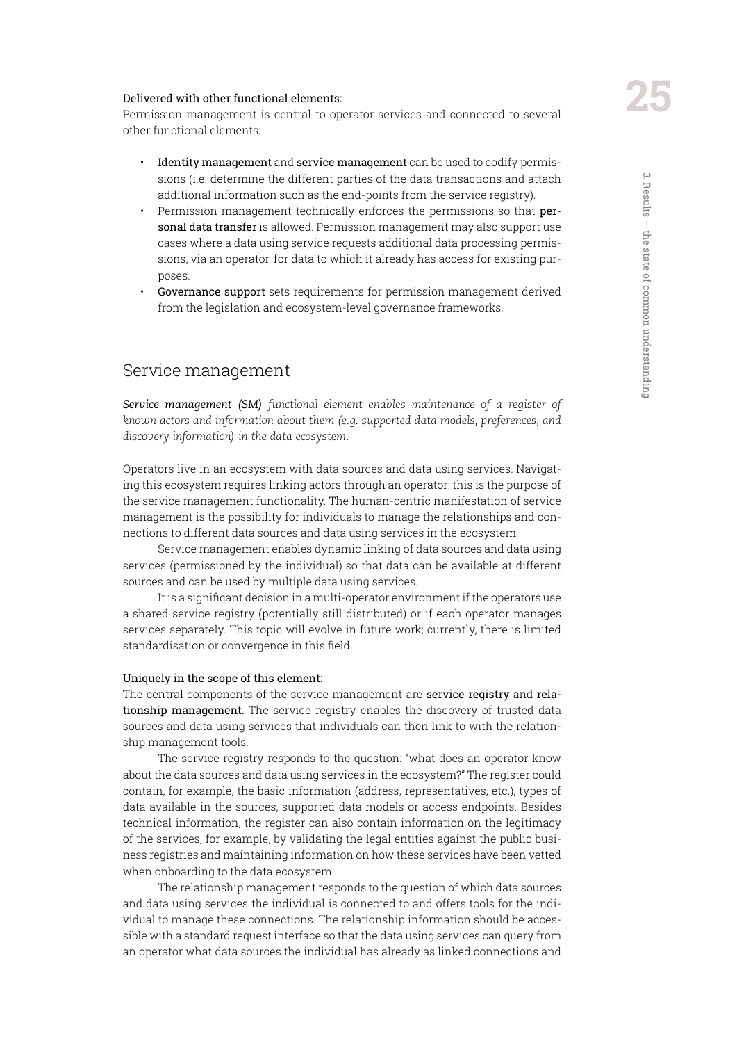**Delivered with other functional elements:**

Permission management is central to operator services and connected to several other functional elements:

- **Identity management** and **service management** can be used to codify permissions (i.e. determine the different parties of the data transactions and attach additional information such as the end-points from the service registry).
- Permission management technically enforces the permissions so that **personal data transfer** is allowed. Permission management may also support use cases where a data using service requests additional data processing permissions, via an operator, for data to which it already has access for existing purposes.
- **Governance support** sets requirements for permission management derived from the legislation and ecosystem-level governance frameworks.

## Service management

***Service management (SM)*** *functional element enables maintenance of a register of known actors and information about them (e.g. supported data models, preferences, and discovery information) in the data ecosystem.*

Operators live in an ecosystem with data sources and data using services. Navigating this ecosystem requires linking actors through an operator: this is the purpose of the service management functionality. The human-centric manifestation of service management is the possibility for individuals to manage the relationships and connections to different data sources and data using services in the ecosystem.

Service management enables dynamic linking of data sources and data using services (permissioned by the individual) so that data can be available at different sources and can be used by multiple data using services.

It is a significant decision in a multi-operator environment if the operators use a shared service registry (potentially still distributed) or if each operator manages services separately. This topic will evolve in future work; currently, there is limited standardisation or convergence in this field.

**Uniquely in the scope of this element:**

The central components of the service management are **service registry** and **relationship management.** The service registry enables the discovery of trusted data sources and data using services that individuals can then link to with the relationship management tools.

The service registry responds to the question: "what does an operator know about the data sources and data using services in the ecosystem?" The register could contain, for example, the basic information (address, representatives, etc.), types of data available in the sources, supported data models or access endpoints. Besides technical information, the register can also contain information on the legitimacy of the services, for example, by validating the legal entities against the public business registries and maintaining information on how these services have been vetted when onboarding to the data ecosystem.

The relationship management responds to the question of which data sources and data using services the individual is connected to and offers tools for the individual to manage these connections. The relationship information should be accessible with a standard request interface so that the data using services can query from an operator what data sources the individual has already as linked connections and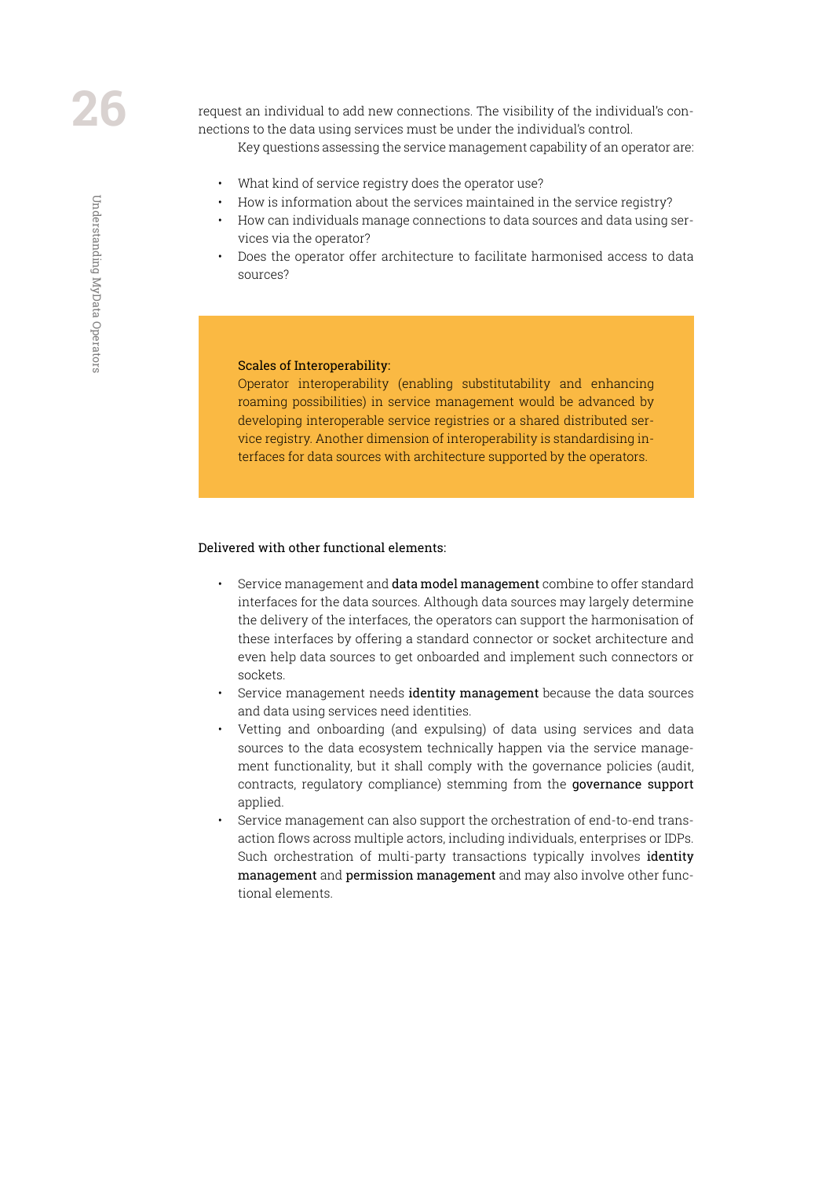request an individual to add new connections. The visibility of the individual's connections to the data using services must be under the individual's control.

Key questions assessing the service management capability of an operator are:

- What kind of service registry does the operator use?
- How is information about the services maintained in the service registry?
- How can individuals manage connections to data sources and data using services via the operator?
- Does the operator offer architecture to facilitate harmonised access to data sources?

> Scales of Interoperability:
>
> Operator interoperability (enabling substitutability and enhancing roaming possibilities) in service management would be advanced by developing interoperable service registries or a shared distributed service registry. Another dimension of interoperability is standardising interfaces for data sources with architecture supported by the operators.

Delivered with other functional elements:

- Service management and **data model management** combine to offer standard interfaces for the data sources. Although data sources may largely determine the delivery of the interfaces, the operators can support the harmonisation of these interfaces by offering a standard connector or socket architecture and even help data sources to get onboarded and implement such connectors or sockets.
- Service management needs **identity management** because the data sources and data using services need identities.
- Vetting and onboarding (and expulsing) of data using services and data sources to the data ecosystem technically happen via the service management functionality, but it shall comply with the governance policies (audit, contracts, regulatory compliance) stemming from the **governance support** applied.
- Service management can also support the orchestration of end-to-end transaction flows across multiple actors, including individuals, enterprises or IDPs. Such orchestration of multi-party transactions typically involves **identity management** and **permission management** and may also involve other functional elements.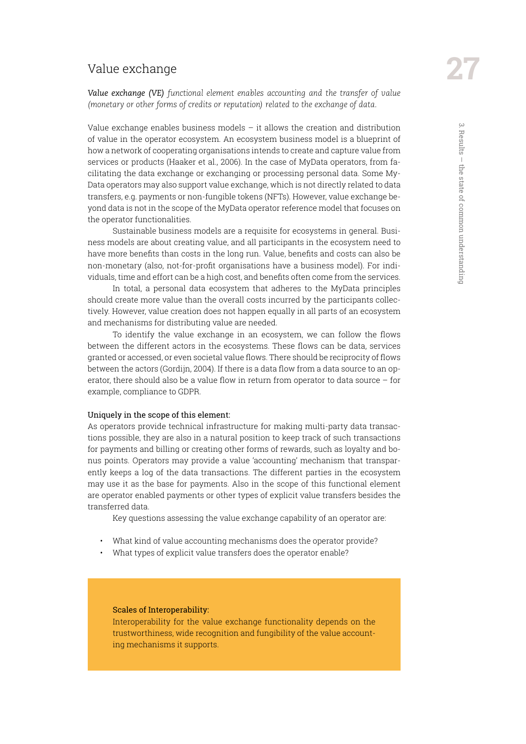## Value exchange

***Value exchange (VE)** functional element enables accounting and the transfer of value (monetary or other forms of credits or reputation) related to the exchange of data.*

Value exchange enables business models – it allows the creation and distribution of value in the operator ecosystem. An ecosystem business model is a blueprint of how a network of cooperating organisations intends to create and capture value from services or products (Haaker et al., 2006). In the case of MyData operators, from facilitating the data exchange or exchanging or processing personal data. Some MyData operators may also support value exchange, which is not directly related to data transfers, e.g. payments or non-fungible tokens (NFTs). However, value exchange beyond data is not in the scope of the MyData operator reference model that focuses on the operator functionalities.

Sustainable business models are a requisite for ecosystems in general. Business models are about creating value, and all participants in the ecosystem need to have more benefits than costs in the long run. Value, benefits and costs can also be non-monetary (also, not-for-profit organisations have a business model). For individuals, time and effort can be a high cost, and benefits often come from the services.

In total, a personal data ecosystem that adheres to the MyData principles should create more value than the overall costs incurred by the participants collectively. However, value creation does not happen equally in all parts of an ecosystem and mechanisms for distributing value are needed.

To identify the value exchange in an ecosystem, we can follow the flows between the different actors in the ecosystems. These flows can be data, services granted or accessed, or even societal value flows. There should be reciprocity of flows between the actors (Gordijn, 2004). If there is a data flow from a data source to an operator, there should also be a value flow in return from operator to data source – for example, compliance to GDPR.

Uniquely in the scope of this element:

As operators provide technical infrastructure for making multi-party data transactions possible, they are also in a natural position to keep track of such transactions for payments and billing or creating other forms of rewards, such as loyalty and bonus points. Operators may provide a value 'accounting' mechanism that transparently keeps a log of the data transactions. The different parties in the ecosystem may use it as the base for payments. Also in the scope of this functional element are operator enabled payments or other types of explicit value transfers besides the transferred data.

Key questions assessing the value exchange capability of an operator are:

- What kind of value accounting mechanisms does the operator provide?
- What types of explicit value transfers does the operator enable?

Scales of Interoperability:

Interoperability for the value exchange functionality depends on the trustworthiness, wide recognition and fungibility of the value accounting mechanisms it supports.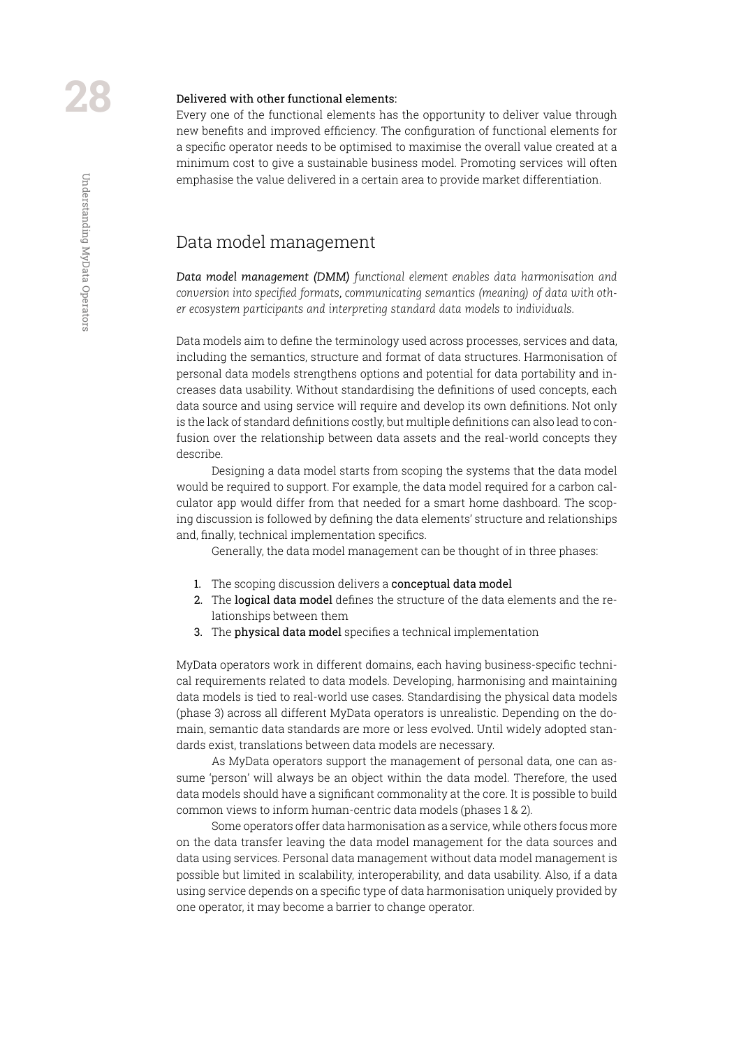**Delivered with other functional elements:**
Every one of the functional elements has the opportunity to deliver value through new benefits and improved efficiency. The configuration of functional elements for a specific operator needs to be optimised to maximise the overall value created at a minimum cost to give a sustainable business model. Promoting services will often emphasise the value delivered in a certain area to provide market differentiation.

## Data model management

***Data model management (DMM)** functional element enables data harmonisation and conversion into specified formats, communicating semantics (meaning) of data with other ecosystem participants and interpreting standard data models to individuals.*

Data models aim to define the terminology used across processes, services and data, including the semantics, structure and format of data structures. Harmonisation of personal data models strengthens options and potential for data portability and increases data usability. Without standardising the definitions of used concepts, each data source and using service will require and develop its own definitions. Not only is the lack of standard definitions costly, but multiple definitions can also lead to confusion over the relationship between data assets and the real-world concepts they describe.

Designing a data model starts from scoping the systems that the data model would be required to support. For example, the data model required for a carbon calculator app would differ from that needed for a smart home dashboard. The scoping discussion is followed by defining the data elements' structure and relationships and, finally, technical implementation specifics.

Generally, the data model management can be thought of in three phases:

1. The scoping discussion delivers a **conceptual data model**
2. The **logical data model** defines the structure of the data elements and the relationships between them
3. The **physical data model** specifies a technical implementation

MyData operators work in different domains, each having business-specific technical requirements related to data models. Developing, harmonising and maintaining data models is tied to real-world use cases. Standardising the physical data models (phase 3) across all different MyData operators is unrealistic. Depending on the domain, semantic data standards are more or less evolved. Until widely adopted standards exist, translations between data models are necessary.

As MyData operators support the management of personal data, one can assume 'person' will always be an object within the data model. Therefore, the used data models should have a significant commonality at the core. It is possible to build common views to inform human-centric data models (phases 1 & 2).

Some operators offer data harmonisation as a service, while others focus more on the data transfer leaving the data model management for the data sources and data using services. Personal data management without data model management is possible but limited in scalability, interoperability, and data usability. Also, if a data using service depends on a specific type of data harmonisation uniquely provided by one operator, it may become a barrier to change operator.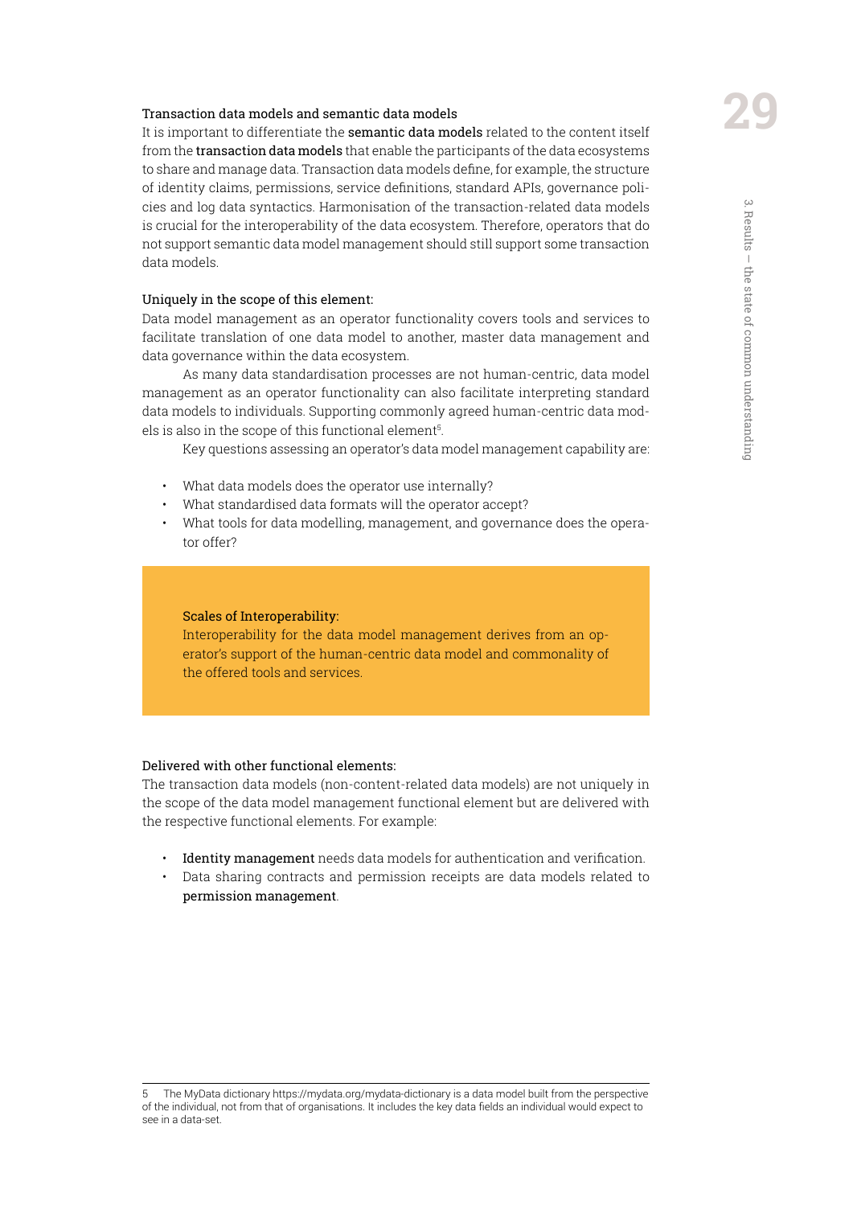### Transaction data models and semantic data models

It is important to differentiate the **semantic data models** related to the content itself from the **transaction data models** that enable the participants of the data ecosystems to share and manage data. Transaction data models define, for example, the structure of identity claims, permissions, service definitions, standard APIs, governance policies and log data syntactics. Harmonisation of the transaction-related data models is crucial for the interoperability of the data ecosystem. Therefore, operators that do not support semantic data model management should still support some transaction data models.

### Uniquely in the scope of this element:

Data model management as an operator functionality covers tools and services to facilitate translation of one data model to another, master data management and data governance within the data ecosystem.

As many data standardisation processes are not human-centric, data model management as an operator functionality can also facilitate interpreting standard data models to individuals. Supporting commonly agreed human-centric data models is also in the scope of this functional element[5].

Key questions assessing an operator's data model management capability are:

- What data models does the operator use internally?
- What standardised data formats will the operator accept?
- What tools for data modelling, management, and governance does the operator offer?

> **Scales of Interoperability:**
> Interoperability for the data model management derives from an operator's support of the human-centric data model and commonality of the offered tools and services.

### Delivered with other functional elements:

The transaction data models (non-content-related data models) are not uniquely in the scope of the data model management functional element but are delivered with the respective functional elements. For example:

- **Identity management** needs data models for authentication and verification.
- Data sharing contracts and permission receipts are data models related to **permission management**.

---

5 The MyData dictionary https://mydata.org/mydata-dictionary is a data model built from the perspective of the individual, not from that of organisations. It includes the key data fields an individual would expect to see in a data-set.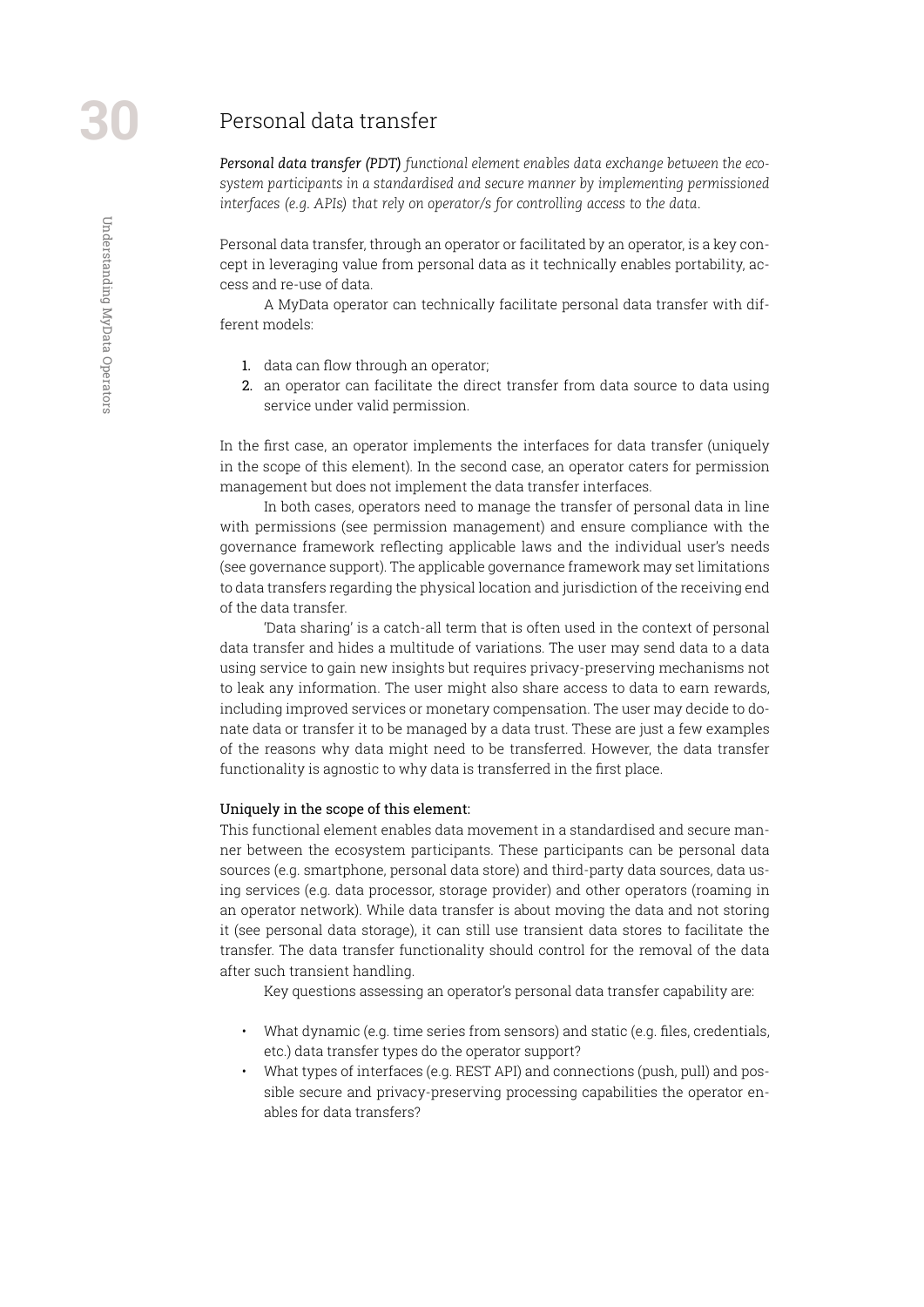# Personal data transfer

***Personal data transfer (PDT)** functional element enables data exchange between the ecosystem participants in a standardised and secure manner by implementing permissioned interfaces (e.g. APIs) that rely on operator/s for controlling access to the data.*

Personal data transfer, through an operator or facilitated by an operator, is a key concept in leveraging value from personal data as it technically enables portability, access and re-use of data.

A MyData operator can technically facilitate personal data transfer with different models:

1. data can flow through an operator;
2. an operator can facilitate the direct transfer from data source to data using service under valid permission.

In the first case, an operator implements the interfaces for data transfer (uniquely in the scope of this element). In the second case, an operator caters for permission management but does not implement the data transfer interfaces.

In both cases, operators need to manage the transfer of personal data in line with permissions (see permission management) and ensure compliance with the governance framework reflecting applicable laws and the individual user's needs (see governance support). The applicable governance framework may set limitations to data transfers regarding the physical location and jurisdiction of the receiving end of the data transfer.

'Data sharing' is a catch-all term that is often used in the context of personal data transfer and hides a multitude of variations. The user may send data to a data using service to gain new insights but requires privacy-preserving mechanisms not to leak any information. The user might also share access to data to earn rewards, including improved services or monetary compensation. The user may decide to donate data or transfer it to be managed by a data trust. These are just a few examples of the reasons why data might need to be transferred. However, the data transfer functionality is agnostic to why data is transferred in the first place.

Uniquely in the scope of this element:

This functional element enables data movement in a standardised and secure manner between the ecosystem participants. These participants can be personal data sources (e.g. smartphone, personal data store) and third-party data sources, data using services (e.g. data processor, storage provider) and other operators (roaming in an operator network). While data transfer is about moving the data and not storing it (see personal data storage), it can still use transient data stores to facilitate the transfer. The data transfer functionality should control for the removal of the data after such transient handling.

Key questions assessing an operator's personal data transfer capability are:

- What dynamic (e.g. time series from sensors) and static (e.g. files, credentials, etc.) data transfer types do the operator support?
- What types of interfaces (e.g. REST API) and connections (push, pull) and possible secure and privacy-preserving processing capabilities the operator enables for data transfers?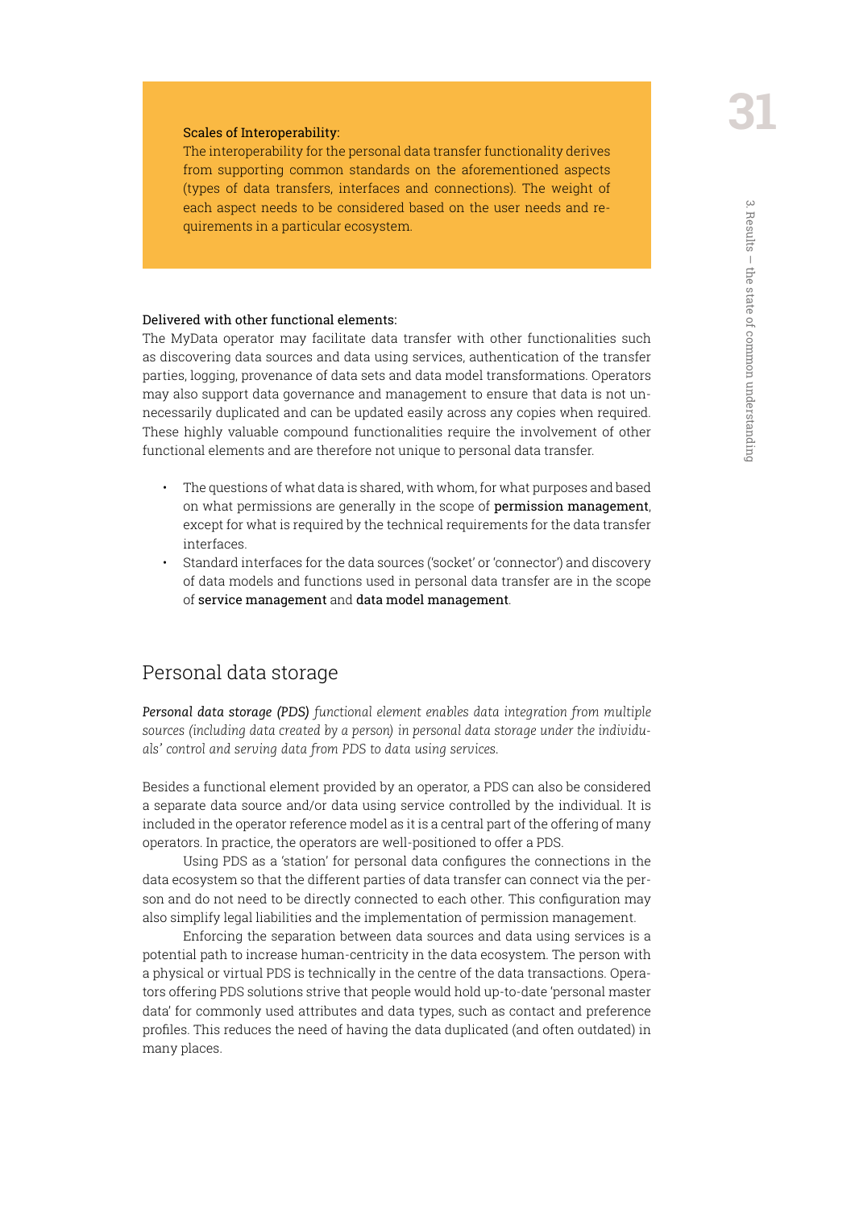**Scales of Interoperability:**
The interoperability for the personal data transfer functionality derives from supporting common standards on the aforementioned aspects (types of data transfers, interfaces and connections). The weight of each aspect needs to be considered based on the user needs and requirements in a particular ecosystem.

**Delivered with other functional elements:**
The MyData operator may facilitate data transfer with other functionalities such as discovering data sources and data using services, authentication of the transfer parties, logging, provenance of data sets and data model transformations. Operators may also support data governance and management to ensure that data is not unnecessarily duplicated and can be updated easily across any copies when required. These highly valuable compound functionalities require the involvement of other functional elements and are therefore not unique to personal data transfer.

- The questions of what data is shared, with whom, for what purposes and based on what permissions are generally in the scope of **permission management**, except for what is required by the technical requirements for the data transfer interfaces.
- Standard interfaces for the data sources ('socket' or 'connector') and discovery of data models and functions used in personal data transfer are in the scope of **service management** and **data model management**.

## Personal data storage

***Personal data storage (PDS)*** *functional element enables data integration from multiple sources (including data created by a person) in personal data storage under the individuals' control and serving data from PDS to data using services.*

Besides a functional element provided by an operator, a PDS can also be considered a separate data source and/or data using service controlled by the individual. It is included in the operator reference model as it is a central part of the offering of many operators. In practice, the operators are well-positioned to offer a PDS.

Using PDS as a 'station' for personal data configures the connections in the data ecosystem so that the different parties of data transfer can connect via the person and do not need to be directly connected to each other. This configuration may also simplify legal liabilities and the implementation of permission management.

Enforcing the separation between data sources and data using services is a potential path to increase human-centricity in the data ecosystem. The person with a physical or virtual PDS is technically in the centre of the data transactions. Operators offering PDS solutions strive that people would hold up-to-date 'personal master data' for commonly used attributes and data types, such as contact and preference profiles. This reduces the need of having the data duplicated (and often outdated) in many places.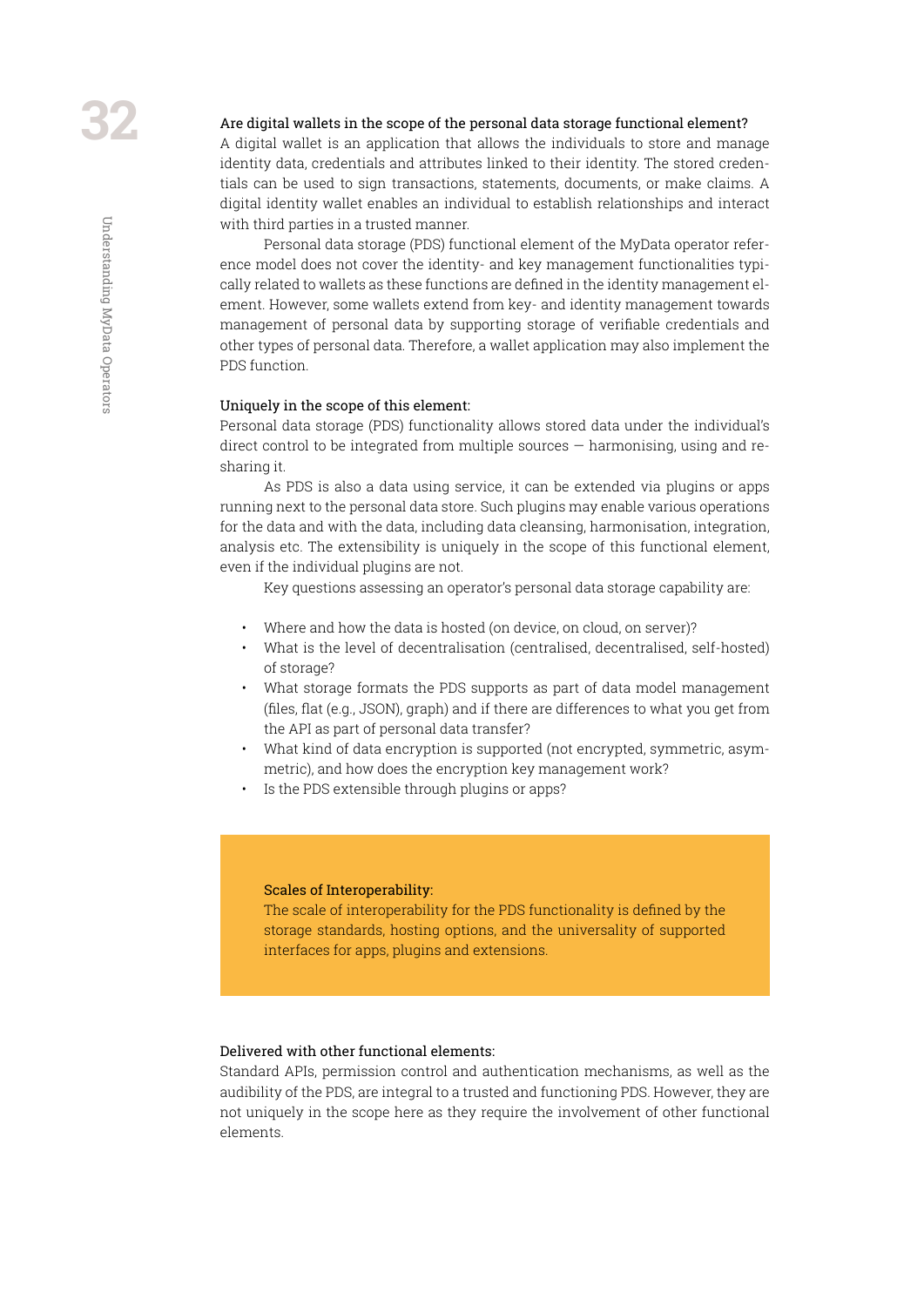### Are digital wallets in the scope of the personal data storage functional element?

A digital wallet is an application that allows the individuals to store and manage identity data, credentials and attributes linked to their identity. The stored credentials can be used to sign transactions, statements, documents, or make claims. A digital identity wallet enables an individual to establish relationships and interact with third parties in a trusted manner.

Personal data storage (PDS) functional element of the MyData operator reference model does not cover the identity- and key management functionalities typically related to wallets as these functions are defined in the identity management element. However, some wallets extend from key- and identity management towards management of personal data by supporting storage of verifiable credentials and other types of personal data. Therefore, a wallet application may also implement the PDS function.

### Uniquely in the scope of this element:

Personal data storage (PDS) functionality allows stored data under the individual's direct control to be integrated from multiple sources — harmonising, using and re-sharing it.

As PDS is also a data using service, it can be extended via plugins or apps running next to the personal data store. Such plugins may enable various operations for the data and with the data, including data cleansing, harmonisation, integration, analysis etc. The extensibility is uniquely in the scope of this functional element, even if the individual plugins are not.

Key questions assessing an operator's personal data storage capability are:

- Where and how the data is hosted (on device, on cloud, on server)?
- What is the level of decentralisation (centralised, decentralised, self-hosted) of storage?
- What storage formats the PDS supports as part of data model management (files, flat (e.g., JSON), graph) and if there are differences to what you get from the API as part of personal data transfer?
- What kind of data encryption is supported (not encrypted, symmetric, asymmetric), and how does the encryption key management work?
- Is the PDS extensible through plugins or apps?

> **Scales of Interoperability:**
> The scale of interoperability for the PDS functionality is defined by the storage standards, hosting options, and the universality of supported interfaces for apps, plugins and extensions.

### Delivered with other functional elements:

Standard APIs, permission control and authentication mechanisms, as well as the audibility of the PDS, are integral to a trusted and functioning PDS. However, they are not uniquely in the scope here as they require the involvement of other functional elements.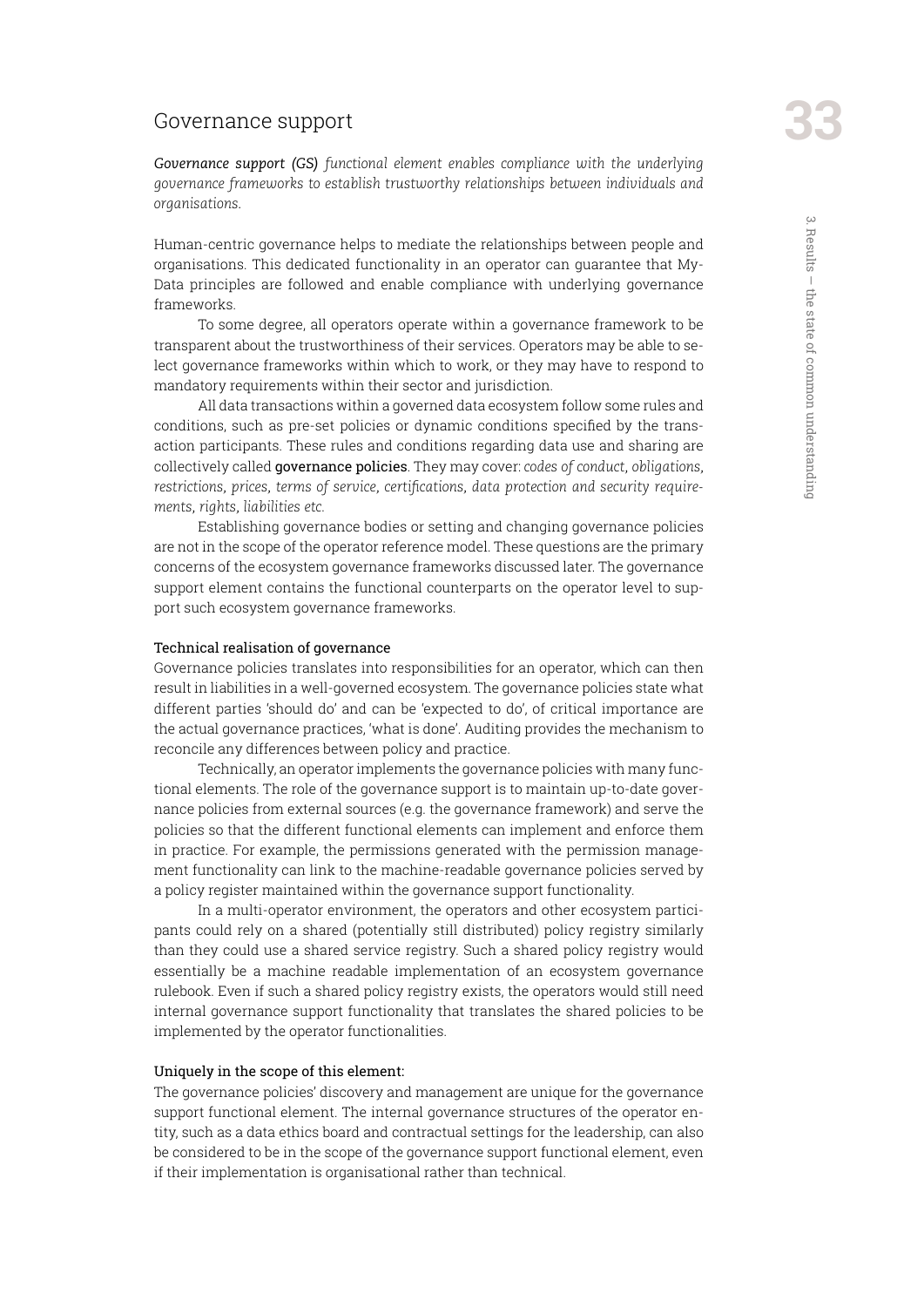## Governance support

***Governance support (GS)** functional element enables compliance with the underlying governance frameworks to establish trustworthy relationships between individuals and organisations.*

Human-centric governance helps to mediate the relationships between people and organisations. This dedicated functionality in an operator can guarantee that MyData principles are followed and enable compliance with underlying governance frameworks.

To some degree, all operators operate within a governance framework to be transparent about the trustworthiness of their services. Operators may be able to select governance frameworks within which to work, or they may have to respond to mandatory requirements within their sector and jurisdiction.

All data transactions within a governed data ecosystem follow some rules and conditions, such as pre-set policies or dynamic conditions specified by the transaction participants. These rules and conditions regarding data use and sharing are collectively called **governance policies**. They may cover: *codes of conduct*, *obligations*, *restrictions*, *prices*, *terms of service*, *certifications*, *data protection and security requirements*, *rights*, *liabilities etc.*

Establishing governance bodies or setting and changing governance policies are not in the scope of the operator reference model. These questions are the primary concerns of the ecosystem governance frameworks discussed later. The governance support element contains the functional counterparts on the operator level to support such ecosystem governance frameworks.

### Technical realisation of governance

Governance policies translates into responsibilities for an operator, which can then result in liabilities in a well-governed ecosystem. The governance policies state what different parties 'should do' and can be 'expected to do', of critical importance are the actual governance practices, 'what is done'. Auditing provides the mechanism to reconcile any differences between policy and practice.

Technically, an operator implements the governance policies with many functional elements. The role of the governance support is to maintain up-to-date governance policies from external sources (e.g. the governance framework) and serve the policies so that the different functional elements can implement and enforce them in practice. For example, the permissions generated with the permission management functionality can link to the machine-readable governance policies served by a policy register maintained within the governance support functionality.

In a multi-operator environment, the operators and other ecosystem participants could rely on a shared (potentially still distributed) policy registry similarly than they could use a shared service registry. Such a shared policy registry would essentially be a machine readable implementation of an ecosystem governance rulebook. Even if such a shared policy registry exists, the operators would still need internal governance support functionality that translates the shared policies to be implemented by the operator functionalities.

### Uniquely in the scope of this element:

The governance policies' discovery and management are unique for the governance support functional element. The internal governance structures of the operator entity, such as a data ethics board and contractual settings for the leadership, can also be considered to be in the scope of the governance support functional element, even if their implementation is organisational rather than technical.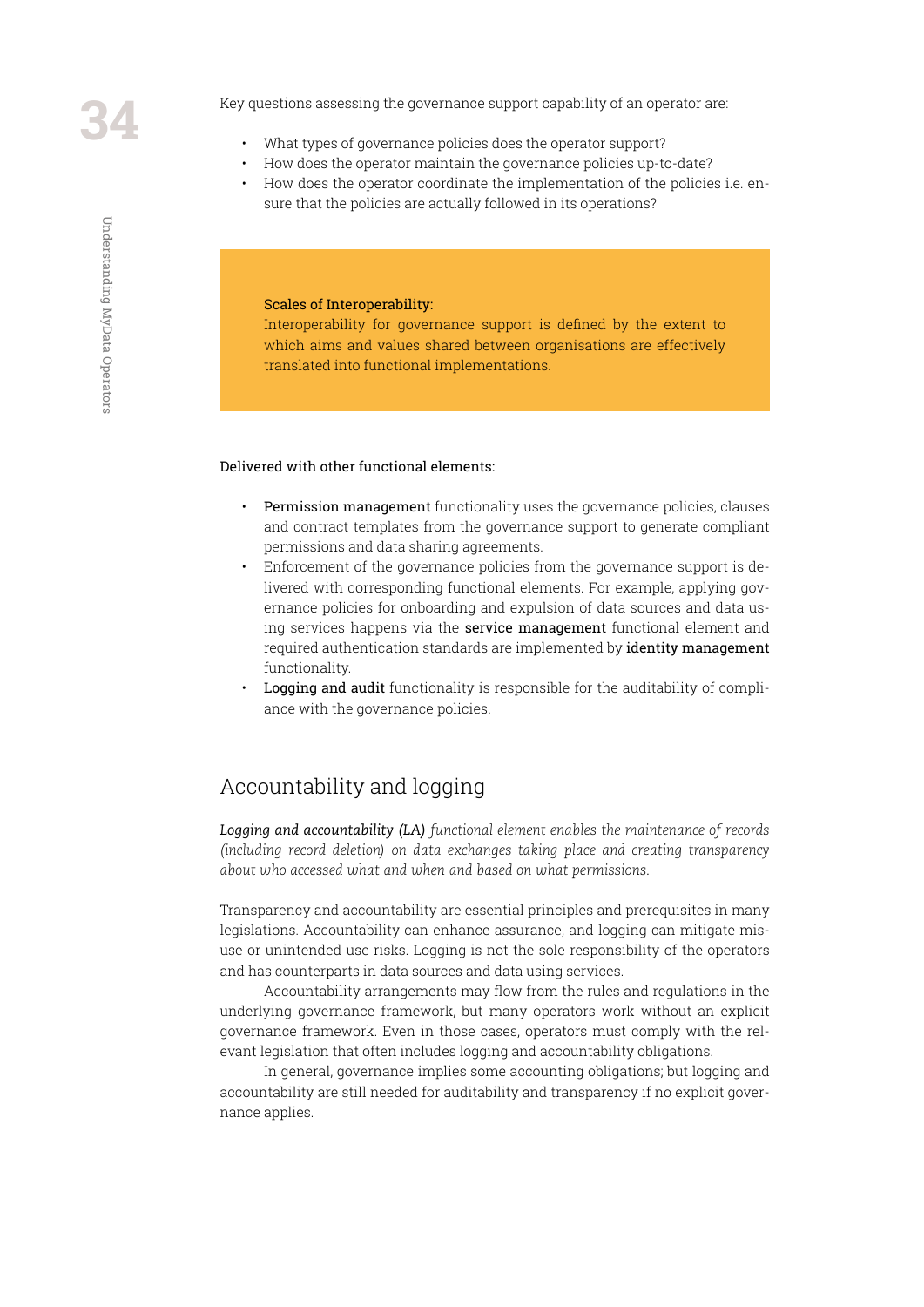Key questions assessing the governance support capability of an operator are:

- What types of governance policies does the operator support?
- How does the operator maintain the governance policies up-to-date?
- How does the operator coordinate the implementation of the policies i.e. ensure that the policies are actually followed in its operations?

> Scales of Interoperability:
> Interoperability for governance support is defined by the extent to which aims and values shared between organisations are effectively translated into functional implementations.

Delivered with other functional elements:

- **Permission management** functionality uses the governance policies, clauses and contract templates from the governance support to generate compliant permissions and data sharing agreements.
- Enforcement of the governance policies from the governance support is delivered with corresponding functional elements. For example, applying governance policies for onboarding and expulsion of data sources and data using services happens via the **service management** functional element and required authentication standards are implemented by **identity management** functionality.
- **Logging and audit** functionality is responsible for the auditability of compliance with the governance policies.

## Accountability and logging

***Logging and accountability (LA)*** *functional element enables the maintenance of records (including record deletion) on data exchanges taking place and creating transparency about who accessed what and when and based on what permissions.*

Transparency and accountability are essential principles and prerequisites in many legislations. Accountability can enhance assurance, and logging can mitigate misuse or unintended use risks. Logging is not the sole responsibility of the operators and has counterparts in data sources and data using services.

Accountability arrangements may flow from the rules and regulations in the underlying governance framework, but many operators work without an explicit governance framework. Even in those cases, operators must comply with the relevant legislation that often includes logging and accountability obligations.

In general, governance implies some accounting obligations; but logging and accountability are still needed for auditability and transparency if no explicit governance applies.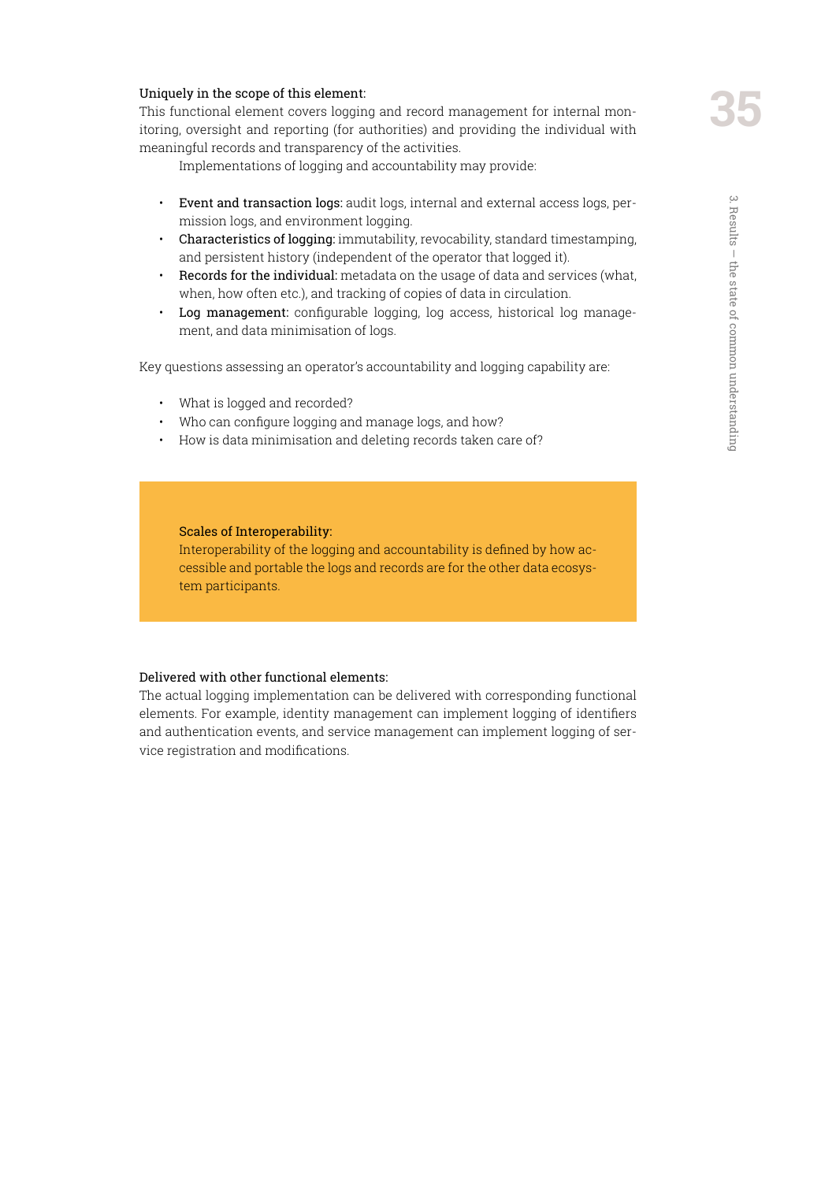Uniquely in the scope of this element:

This functional element covers logging and record management for internal monitoring, oversight and reporting (for authorities) and providing the individual with meaningful records and transparency of the activities.

Implementations of logging and accountability may provide:

- Event and transaction logs: audit logs, internal and external access logs, permission logs, and environment logging.
- Characteristics of logging: immutability, revocability, standard timestamping, and persistent history (independent of the operator that logged it).
- Records for the individual: metadata on the usage of data and services (what, when, how often etc.), and tracking of copies of data in circulation.
- Log management: configurable logging, log access, historical log management, and data minimisation of logs.

Key questions assessing an operator's accountability and logging capability are:

- What is logged and recorded?
- Who can configure logging and manage logs, and how?
- How is data minimisation and deleting records taken care of?

> Scales of Interoperability:
>
> Interoperability of the logging and accountability is defined by how accessible and portable the logs and records are for the other data ecosystem participants.

Delivered with other functional elements:

The actual logging implementation can be delivered with corresponding functional elements. For example, identity management can implement logging of identifiers and authentication events, and service management can implement logging of service registration and modifications.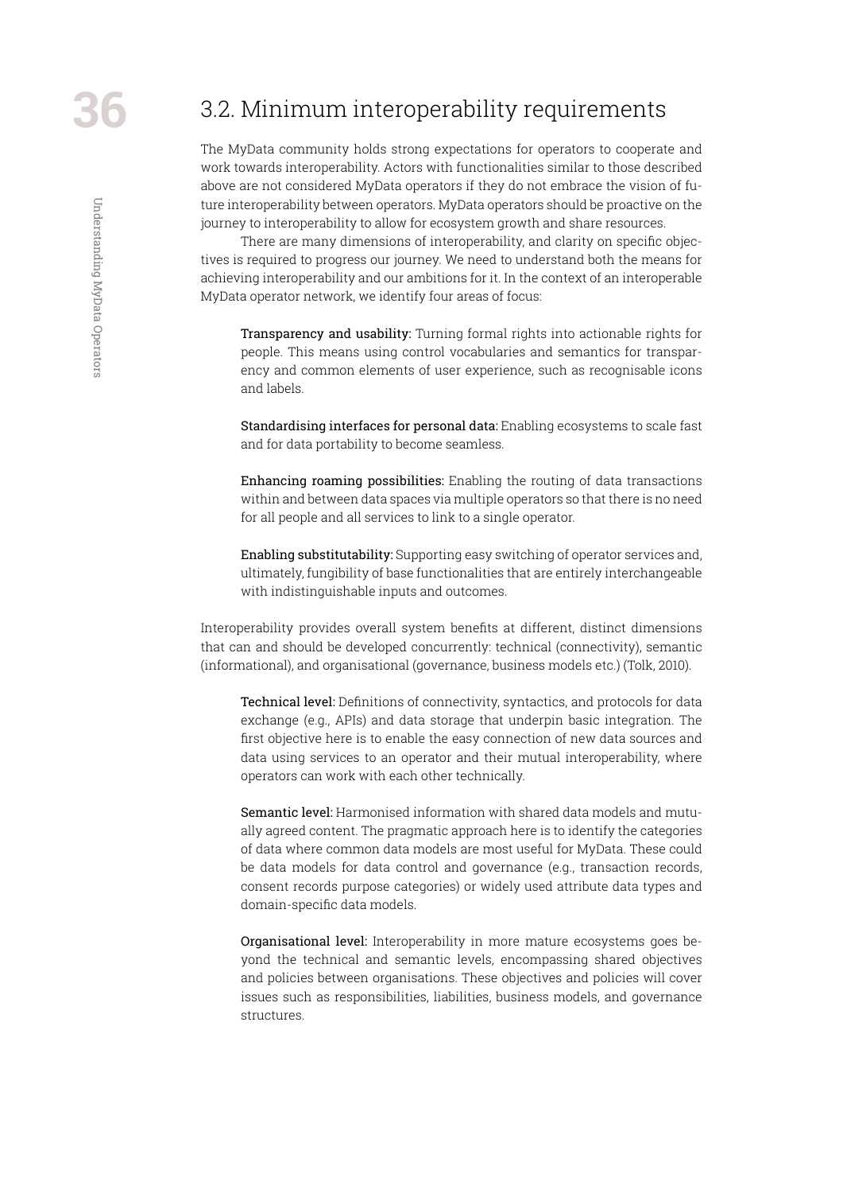## 3.2. Minimum interoperability requirements

The MyData community holds strong expectations for operators to cooperate and work towards interoperability. Actors with functionalities similar to those described above are not considered MyData operators if they do not embrace the vision of future interoperability between operators. MyData operators should be proactive on the journey to interoperability to allow for ecosystem growth and share resources.

There are many dimensions of interoperability, and clarity on specific objectives is required to progress our journey. We need to understand both the means for achieving interoperability and our ambitions for it. In the context of an interoperable MyData operator network, we identify four areas of focus:

**Transparency and usability:** Turning formal rights into actionable rights for people. This means using control vocabularies and semantics for transparency and common elements of user experience, such as recognisable icons and labels.

**Standardising interfaces for personal data:** Enabling ecosystems to scale fast and for data portability to become seamless.

**Enhancing roaming possibilities:** Enabling the routing of data transactions within and between data spaces via multiple operators so that there is no need for all people and all services to link to a single operator.

**Enabling substitutability:** Supporting easy switching of operator services and, ultimately, fungibility of base functionalities that are entirely interchangeable with indistinguishable inputs and outcomes.

Interoperability provides overall system benefits at different, distinct dimensions that can and should be developed concurrently: technical (connectivity), semantic (informational), and organisational (governance, business models etc.) (Tolk, 2010).

**Technical level:** Definitions of connectivity, syntactics, and protocols for data exchange (e.g., APIs) and data storage that underpin basic integration. The first objective here is to enable the easy connection of new data sources and data using services to an operator and their mutual interoperability, where operators can work with each other technically.

**Semantic level:** Harmonised information with shared data models and mutually agreed content. The pragmatic approach here is to identify the categories of data where common data models are most useful for MyData. These could be data models for data control and governance (e.g., transaction records, consent records purpose categories) or widely used attribute data types and domain-specific data models.

**Organisational level:** Interoperability in more mature ecosystems goes beyond the technical and semantic levels, encompassing shared objectives and policies between organisations. These objectives and policies will cover issues such as responsibilities, liabilities, business models, and governance structures.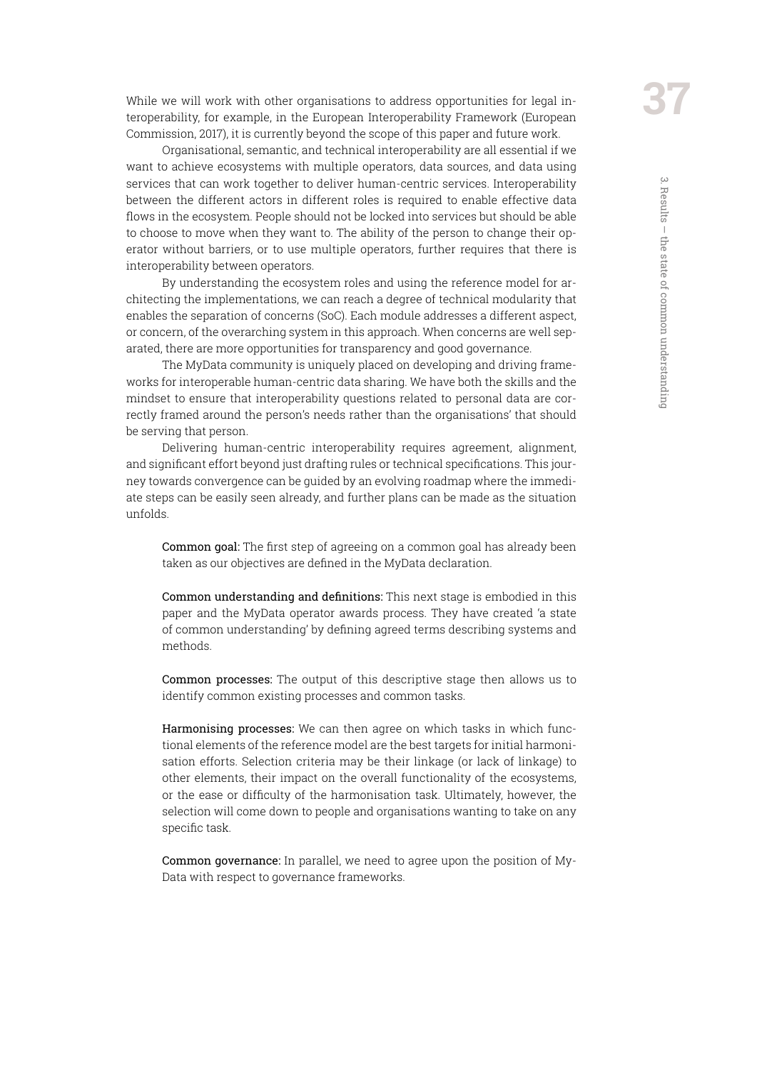While we will work with other organisations to address opportunities for legal interoperability, for example, in the European Interoperability Framework (European Commission, 2017), it is currently beyond the scope of this paper and future work.

Organisational, semantic, and technical interoperability are all essential if we want to achieve ecosystems with multiple operators, data sources, and data using services that can work together to deliver human-centric services. Interoperability between the different actors in different roles is required to enable effective data flows in the ecosystem. People should not be locked into services but should be able to choose to move when they want to. The ability of the person to change their operator without barriers, or to use multiple operators, further requires that there is interoperability between operators.

By understanding the ecosystem roles and using the reference model for architecting the implementations, we can reach a degree of technical modularity that enables the separation of concerns (SoC). Each module addresses a different aspect, or concern, of the overarching system in this approach. When concerns are well separated, there are more opportunities for transparency and good governance.

The MyData community is uniquely placed on developing and driving frameworks for interoperable human-centric data sharing. We have both the skills and the mindset to ensure that interoperability questions related to personal data are correctly framed around the person's needs rather than the organisations' that should be serving that person.

Delivering human-centric interoperability requires agreement, alignment, and significant effort beyond just drafting rules or technical specifications. This journey towards convergence can be guided by an evolving roadmap where the immediate steps can be easily seen already, and further plans can be made as the situation unfolds.

**Common goal:** The first step of agreeing on a common goal has already been taken as our objectives are defined in the MyData declaration.

**Common understanding and definitions:** This next stage is embodied in this paper and the MyData operator awards process. They have created 'a state of common understanding' by defining agreed terms describing systems and methods.

**Common processes:** The output of this descriptive stage then allows us to identify common existing processes and common tasks.

**Harmonising processes:** We can then agree on which tasks in which functional elements of the reference model are the best targets for initial harmonisation efforts. Selection criteria may be their linkage (or lack of linkage) to other elements, their impact on the overall functionality of the ecosystems, or the ease or difficulty of the harmonisation task. Ultimately, however, the selection will come down to people and organisations wanting to take on any specific task.

**Common governance:** In parallel, we need to agree upon the position of MyData with respect to governance frameworks.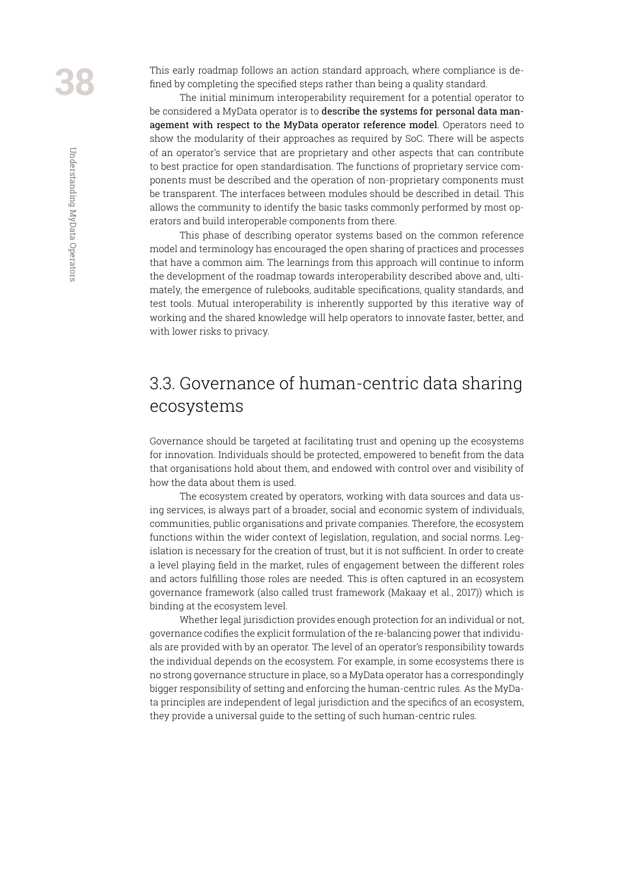This early roadmap follows an action standard approach, where compliance is defined by completing the specified steps rather than being a quality standard.

The initial minimum interoperability requirement for a potential operator to be considered a MyData operator is to **describe the systems for personal data management with respect to the MyData operator reference model**. Operators need to show the modularity of their approaches as required by SoC. There will be aspects of an operator's service that are proprietary and other aspects that can contribute to best practice for open standardisation. The functions of proprietary service components must be described and the operation of non-proprietary components must be transparent. The interfaces between modules should be described in detail. This allows the community to identify the basic tasks commonly performed by most operators and build interoperable components from there.

This phase of describing operator systems based on the common reference model and terminology has encouraged the open sharing of practices and processes that have a common aim. The learnings from this approach will continue to inform the development of the roadmap towards interoperability described above and, ultimately, the emergence of rulebooks, auditable specifications, quality standards, and test tools. Mutual interoperability is inherently supported by this iterative way of working and the shared knowledge will help operators to innovate faster, better, and with lower risks to privacy.

## 3.3. Governance of human-centric data sharing ecosystems

Governance should be targeted at facilitating trust and opening up the ecosystems for innovation. Individuals should be protected, empowered to benefit from the data that organisations hold about them, and endowed with control over and visibility of how the data about them is used.

The ecosystem created by operators, working with data sources and data using services, is always part of a broader, social and economic system of individuals, communities, public organisations and private companies. Therefore, the ecosystem functions within the wider context of legislation, regulation, and social norms. Legislation is necessary for the creation of trust, but it is not sufficient. In order to create a level playing field in the market, rules of engagement between the different roles and actors fulfilling those roles are needed. This is often captured in an ecosystem governance framework (also called trust framework (Makaay et al., 2017)) which is binding at the ecosystem level.

Whether legal jurisdiction provides enough protection for an individual or not, governance codifies the explicit formulation of the re-balancing power that individuals are provided with by an operator. The level of an operator's responsibility towards the individual depends on the ecosystem. For example, in some ecosystems there is no strong governance structure in place, so a MyData operator has a correspondingly bigger responsibility of setting and enforcing the human-centric rules. As the MyData principles are independent of legal jurisdiction and the specifics of an ecosystem, they provide a universal guide to the setting of such human-centric rules.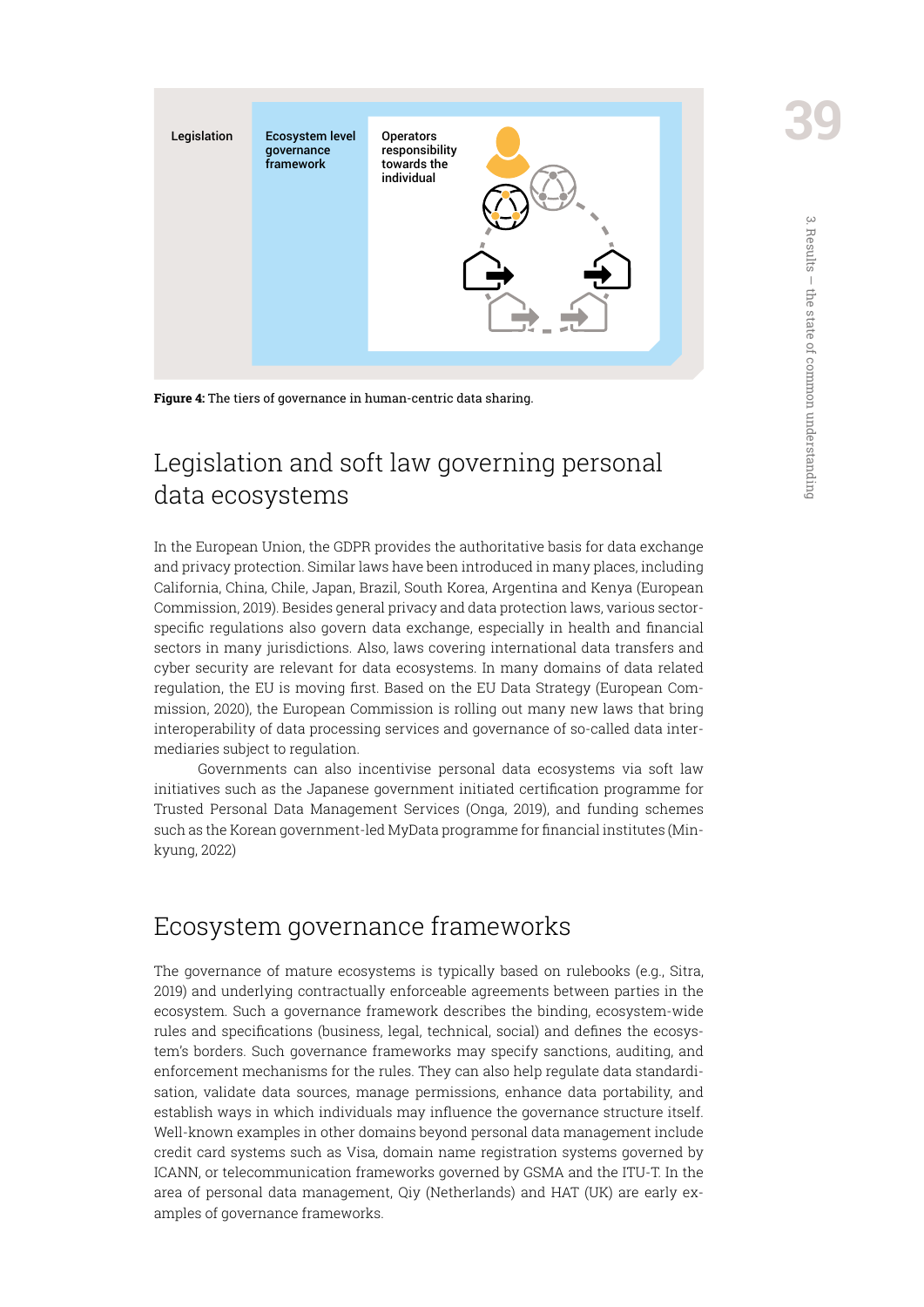Legislation

Ecosystem level governance framework

Operators responsibility towards the individual

**Figure 4:** The tiers of governance in human-centric data sharing.

## Legislation and soft law governing personal data ecosystems

In the European Union, the GDPR provides the authoritative basis for data exchange and privacy protection. Similar laws have been introduced in many places, including California, China, Chile, Japan, Brazil, South Korea, Argentina and Kenya (European Commission, 2019). Besides general privacy and data protection laws, various sector-specific regulations also govern data exchange, especially in health and financial sectors in many jurisdictions. Also, laws covering international data transfers and cyber security are relevant for data ecosystems. In many domains of data related regulation, the EU is moving first. Based on the EU Data Strategy (European Commission, 2020), the European Commission is rolling out many new laws that bring interoperability of data processing services and governance of so-called data intermediaries subject to regulation.

Governments can also incentivise personal data ecosystems via soft law initiatives such as the Japanese government initiated certification programme for Trusted Personal Data Management Services (Onga, 2019), and funding schemes such as the Korean government-led MyData programme for financial institutes (Min-kyung, 2022)

## Ecosystem governance frameworks

The governance of mature ecosystems is typically based on rulebooks (e.g., Sitra, 2019) and underlying contractually enforceable agreements between parties in the ecosystem. Such a governance framework describes the binding, ecosystem-wide rules and specifications (business, legal, technical, social) and defines the ecosystem's borders. Such governance frameworks may specify sanctions, auditing, and enforcement mechanisms for the rules. They can also help regulate data standardisation, validate data sources, manage permissions, enhance data portability, and establish ways in which individuals may influence the governance structure itself. Well-known examples in other domains beyond personal data management include credit card systems such as Visa, domain name registration systems governed by ICANN, or telecommunication frameworks governed by GSMA and the ITU-T. In the area of personal data management, Qiy (Netherlands) and HAT (UK) are early examples of governance frameworks.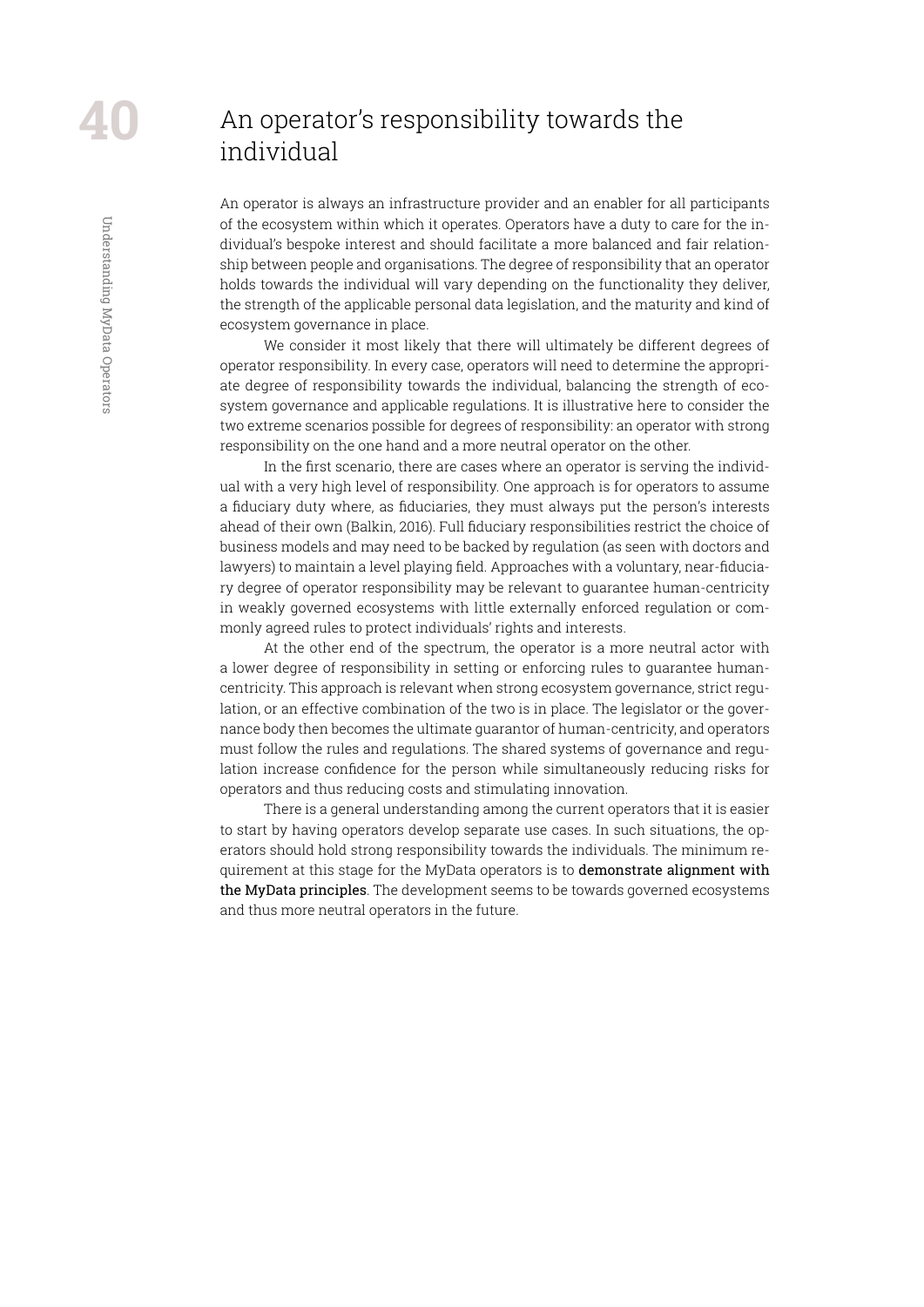# An operator's responsibility towards the individual

An operator is always an infrastructure provider and an enabler for all participants of the ecosystem within which it operates. Operators have a duty to care for the individual's bespoke interest and should facilitate a more balanced and fair relationship between people and organisations. The degree of responsibility that an operator holds towards the individual will vary depending on the functionality they deliver, the strength of the applicable personal data legislation, and the maturity and kind of ecosystem governance in place.

We consider it most likely that there will ultimately be different degrees of operator responsibility. In every case, operators will need to determine the appropriate degree of responsibility towards the individual, balancing the strength of ecosystem governance and applicable regulations. It is illustrative here to consider the two extreme scenarios possible for degrees of responsibility: an operator with strong responsibility on the one hand and a more neutral operator on the other.

In the first scenario, there are cases where an operator is serving the individual with a very high level of responsibility. One approach is for operators to assume a fiduciary duty where, as fiduciaries, they must always put the person's interests ahead of their own (Balkin, 2016). Full fiduciary responsibilities restrict the choice of business models and may need to be backed by regulation (as seen with doctors and lawyers) to maintain a level playing field. Approaches with a voluntary, near-fiduciary degree of operator responsibility may be relevant to guarantee human-centricity in weakly governed ecosystems with little externally enforced regulation or commonly agreed rules to protect individuals' rights and interests.

At the other end of the spectrum, the operator is a more neutral actor with a lower degree of responsibility in setting or enforcing rules to guarantee human-centricity. This approach is relevant when strong ecosystem governance, strict regulation, or an effective combination of the two is in place. The legislator or the governance body then becomes the ultimate guarantor of human-centricity, and operators must follow the rules and regulations. The shared systems of governance and regulation increase confidence for the person while simultaneously reducing risks for operators and thus reducing costs and stimulating innovation.

There is a general understanding among the current operators that it is easier to start by having operators develop separate use cases. In such situations, the operators should hold strong responsibility towards the individuals. The minimum requirement at this stage for the MyData operators is to **demonstrate alignment with the MyData principles**. The development seems to be towards governed ecosystems and thus more neutral operators in the future.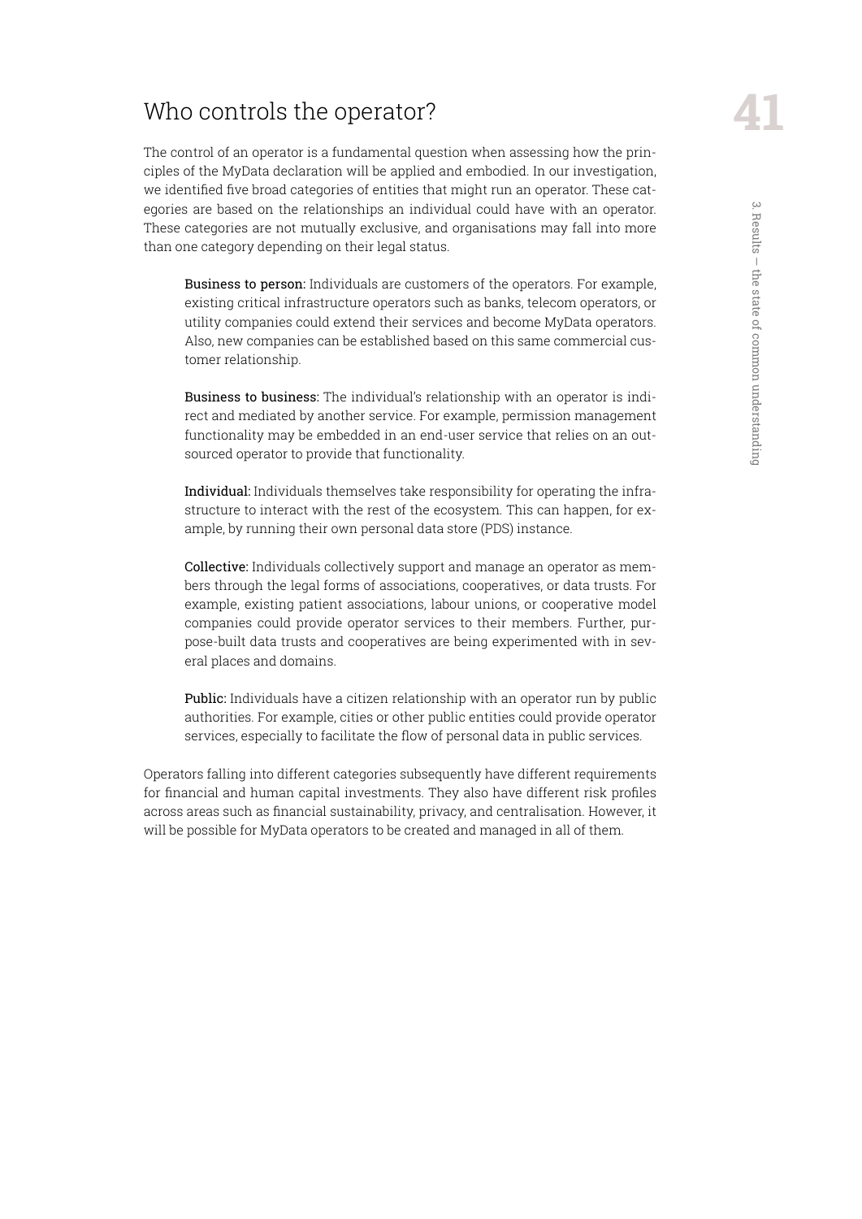## Who controls the operator?

The control of an operator is a fundamental question when assessing how the principles of the MyData declaration will be applied and embodied. In our investigation, we identified five broad categories of entities that might run an operator. These categories are based on the relationships an individual could have with an operator. These categories are not mutually exclusive, and organisations may fall into more than one category depending on their legal status.

**Business to person:** Individuals are customers of the operators. For example, existing critical infrastructure operators such as banks, telecom operators, or utility companies could extend their services and become MyData operators. Also, new companies can be established based on this same commercial customer relationship.

**Business to business:** The individual's relationship with an operator is indirect and mediated by another service. For example, permission management functionality may be embedded in an end-user service that relies on an outsourced operator to provide that functionality.

**Individual:** Individuals themselves take responsibility for operating the infrastructure to interact with the rest of the ecosystem. This can happen, for example, by running their own personal data store (PDS) instance.

**Collective:** Individuals collectively support and manage an operator as members through the legal forms of associations, cooperatives, or data trusts. For example, existing patient associations, labour unions, or cooperative model companies could provide operator services to their members. Further, purpose-built data trusts and cooperatives are being experimented with in several places and domains.

**Public:** Individuals have a citizen relationship with an operator run by public authorities. For example, cities or other public entities could provide operator services, especially to facilitate the flow of personal data in public services.

Operators falling into different categories subsequently have different requirements for financial and human capital investments. They also have different risk profiles across areas such as financial sustainability, privacy, and centralisation. However, it will be possible for MyData operators to be created and managed in all of them.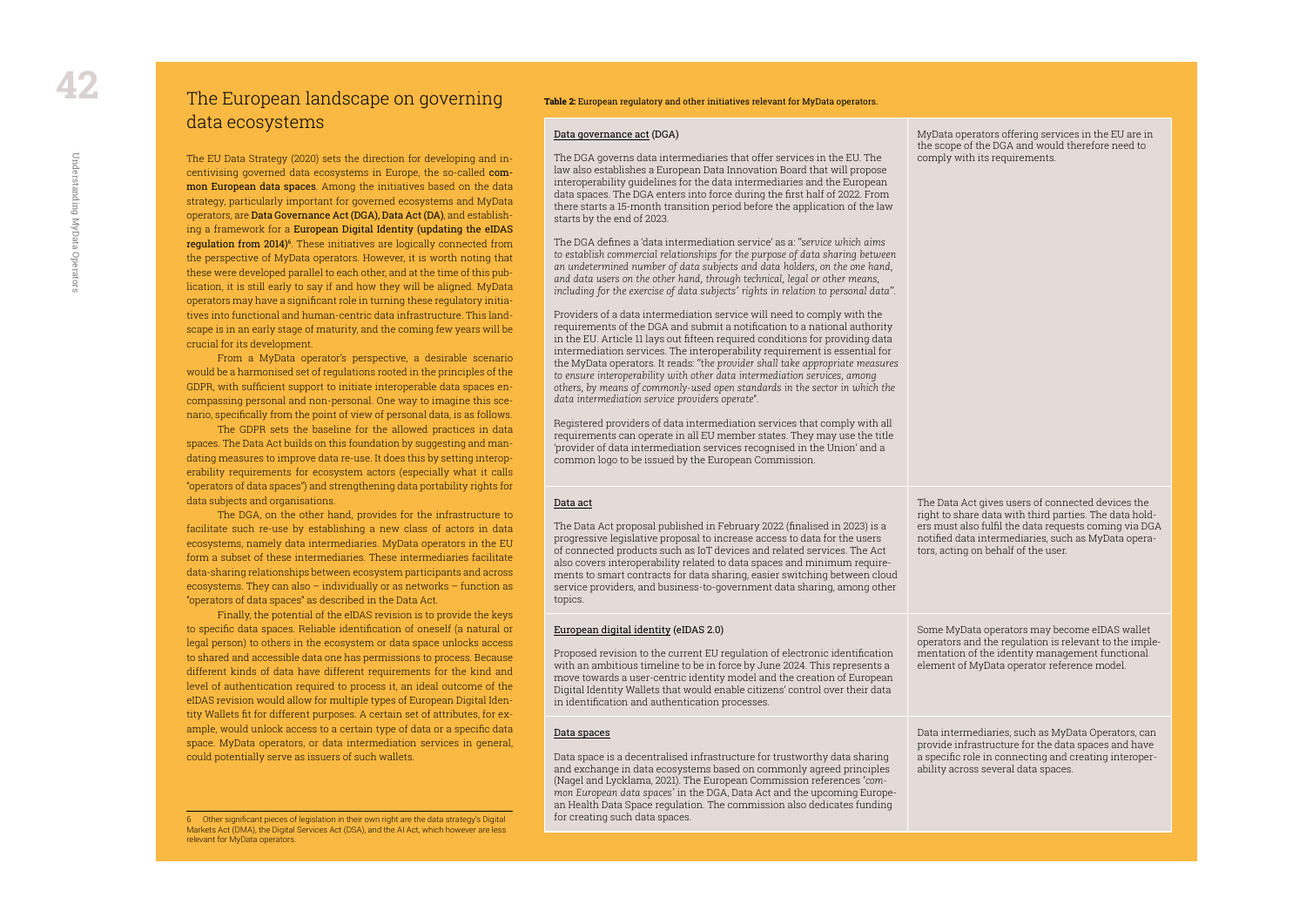## The European landscape on governing data ecosystems

The EU Data Strategy (2020) sets the direction for developing and incentivising governed data ecosystems in Europe, the so-called **common European data spaces**. Among the initiatives based on the data strategy, particularly important for governed ecosystems and MyData operators, are **Data Governance Act (DGA), Data Act (DA)**, and establishing a framework for a **European Digital Identity (updating the eIDAS regulation from 2014)**[6]. These initiatives are logically connected from the perspective of MyData operators. However, it is worth noting that these were developed parallel to each other, and at the time of this publication, it is still early to say if and how they will be aligned. MyData operators may have a significant role in turning these regulatory initiatives into functional and human-centric data infrastructure. This landscape is in an early stage of maturity, and the coming few years will be crucial for its development.

From a MyData operator's perspective, a desirable scenario would be a harmonised set of regulations rooted in the principles of the GDPR, with sufficient support to initiate interoperable data spaces encompassing personal and non-personal. One way to imagine this scenario, specifically from the point of view of personal data, is as follows.

The GDPR sets the baseline for the allowed practices in data spaces. The Data Act builds on this foundation by suggesting and mandating measures to improve data re-use. It does this by setting interoperability requirements for ecosystem actors (especially what it calls "operators of data spaces") and strengthening data portability rights for data subjects and organisations.

The DGA, on the other hand, provides for the infrastructure to facilitate such re-use by establishing a new class of actors in data ecosystems, namely data intermediaries. MyData operators in the EU form a subset of these intermediaries. These intermediaries facilitate data-sharing relationships between ecosystem participants and across ecosystems. They can also – individually or as networks – function as "operators of data spaces" as described in the Data Act.

Finally, the potential of the eIDAS revision is to provide the keys to specific data spaces. Reliable identification of oneself (a natural or legal person) to others in the ecosystem or data space unlocks access to shared and accessible data one has permissions to process. Because different kinds of data have different requirements for the kind and level of authentication required to process it, an ideal outcome of the eIDAS revision would allow for multiple types of European Digital Identity Wallets fit for different purposes. A certain set of attributes, for example, would unlock access to a certain type of data or a specific data space. MyData operators, or data intermediation services in general, could potentially serve as issuers of such wallets.

6 Other significant pieces of legislation in their own right are the data strategy's Digital Markets Act (DMA), the Digital Services Act (DSA), and the AI Act, which however are less relevant for MyData operators.

**Table 2:** European regulatory and other initiatives relevant for MyData operators.

| Initiative | Relevance for MyData operators |
|---|---|
| Data governance act (DGA)<br><br>The DGA governs data intermediaries that offer services in the EU. The law also establishes a European Data Innovation Board that will propose interoperability guidelines for the data intermediaries and the European data spaces. The DGA enters into force during the first half of 2022. From there starts a 15-month transition period before the application of the law starts by the end of 2023.<br><br>The DGA defines a 'data intermediation service' as a: "*service which aims to establish commercial relationships for the purpose of data sharing between an undetermined number of data subjects and data holders, on the one hand, and data users on the other hand, through technical, legal or other means, including for the exercise of data subjects' rights in relation to personal data*".<br><br>Providers of a data intermediation service will need to comply with the requirements of the DGA and submit a notification to a national authority in the EU. Article 11 lays out fifteen required conditions for providing data intermediation services. The interoperability requirement is essential for the MyData operators. It reads: "*the provider shall take appropriate measures to ensure interoperability with other data intermediation services, among others, by means of commonly-used open standards in the sector in which the data intermediation service providers operate*".<br><br>Registered providers of data intermediation services that comply with all requirements can operate in all EU member states. They may use the title 'provider of data intermediation services recognised in the Union' and a common logo to be issued by the European Commission. | MyData operators offering services in the EU are in the scope of the DGA and would therefore need to comply with its requirements. |
| Data act<br><br>The Data Act proposal published in February 2022 (finalised in 2023) is a progressive legislative proposal to increase access to data for the users of connected products such as IoT devices and related services. The Act also covers interoperability related to data spaces and minimum requirements to smart contracts for data sharing, easier switching between cloud service providers, and business-to-government data sharing, among other topics. | The Data Act gives users of connected devices the right to share data with third parties. The data holders must also fulfil the data requests coming via DGA notified data intermediaries, such as MyData operators, acting on behalf of the user. |
| European digital identity (eIDAS 2.0)<br><br>Proposed revision to the current EU regulation of electronic identification with an ambitious timeline to be in force by June 2024. This represents a move towards a user-centric identity model and the creation of European Digital Identity Wallets that would enable citizens' control over their data in identification and authentication processes. | Some MyData operators may become eIDAS wallet operators and the regulation is relevant to the implementation of the identity management functional element of MyData operator reference model. |
| Data spaces<br><br>Data space is a decentralised infrastructure for trustworthy data sharing and exchange in data ecosystems based on commonly agreed principles (Nagel and Lycklama, 2021). The European Commission references '*common European data spaces*' in the DGA, Data Act and the upcoming European Health Data Space regulation. The commission also dedicates funding for creating such data spaces. | Data intermediaries, such as MyData Operators, can provide infrastructure for the data spaces and have a specific role in connecting and creating interoperability across several data spaces. |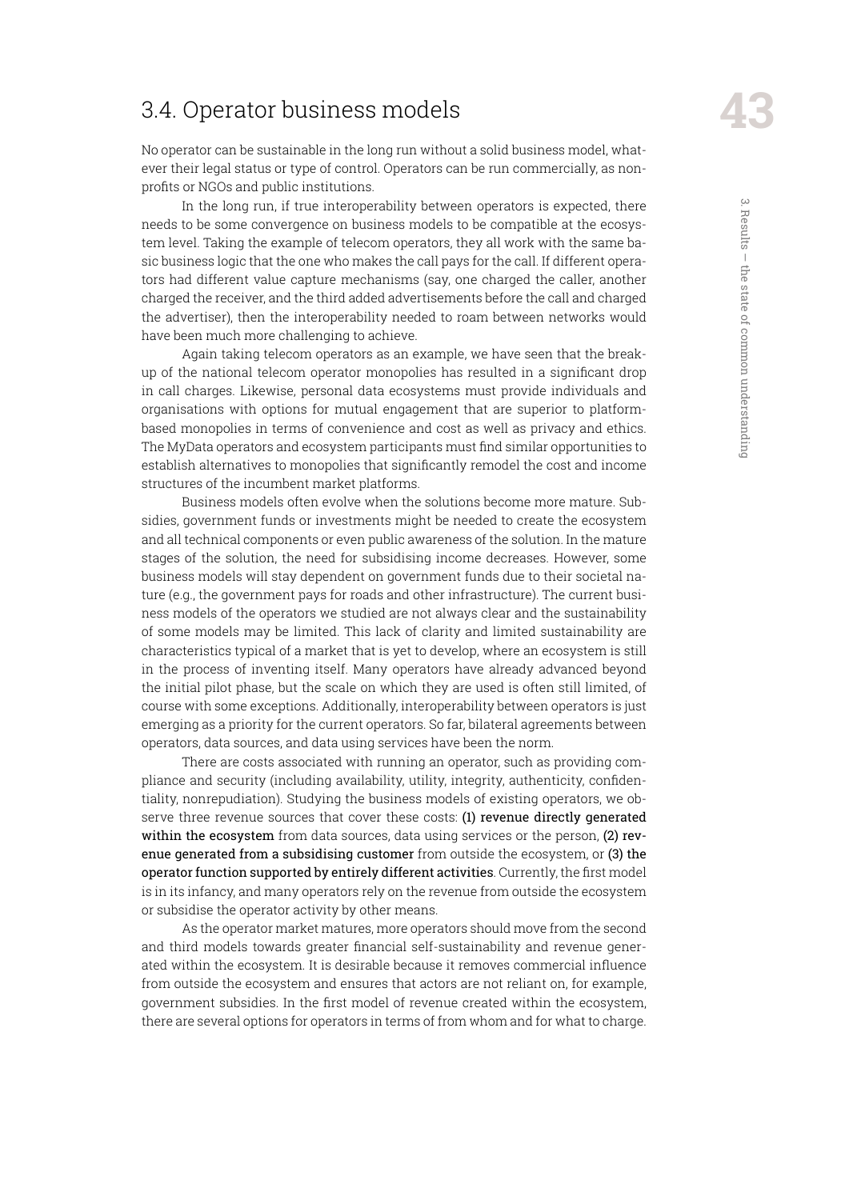## 3.4. Operator business models

No operator can be sustainable in the long run without a solid business model, whatever their legal status or type of control. Operators can be run commercially, as nonprofits or NGOs and public institutions.

In the long run, if true interoperability between operators is expected, there needs to be some convergence on business models to be compatible at the ecosystem level. Taking the example of telecom operators, they all work with the same basic business logic that the one who makes the call pays for the call. If different operators had different value capture mechanisms (say, one charged the caller, another charged the receiver, and the third added advertisements before the call and charged the advertiser), then the interoperability needed to roam between networks would have been much more challenging to achieve.

Again taking telecom operators as an example, we have seen that the breakup of the national telecom operator monopolies has resulted in a significant drop in call charges. Likewise, personal data ecosystems must provide individuals and organisations with options for mutual engagement that are superior to platform-based monopolies in terms of convenience and cost as well as privacy and ethics. The MyData operators and ecosystem participants must find similar opportunities to establish alternatives to monopolies that significantly remodel the cost and income structures of the incumbent market platforms.

Business models often evolve when the solutions become more mature. Subsidies, government funds or investments might be needed to create the ecosystem and all technical components or even public awareness of the solution. In the mature stages of the solution, the need for subsidising income decreases. However, some business models will stay dependent on government funds due to their societal nature (e.g., the government pays for roads and other infrastructure). The current business models of the operators we studied are not always clear and the sustainability of some models may be limited. This lack of clarity and limited sustainability are characteristics typical of a market that is yet to develop, where an ecosystem is still in the process of inventing itself. Many operators have already advanced beyond the initial pilot phase, but the scale on which they are used is often still limited, of course with some exceptions. Additionally, interoperability between operators is just emerging as a priority for the current operators. So far, bilateral agreements between operators, data sources, and data using services have been the norm.

There are costs associated with running an operator, such as providing compliance and security (including availability, utility, integrity, authenticity, confidentiality, nonrepudiation). Studying the business models of existing operators, we observe three revenue sources that cover these costs: **(1) revenue directly generated within the ecosystem** from data sources, data using services or the person, **(2) revenue generated from a subsidising customer** from outside the ecosystem, or **(3) the operator function supported by entirely different activities**. Currently, the first model is in its infancy, and many operators rely on the revenue from outside the ecosystem or subsidise the operator activity by other means.

As the operator market matures, more operators should move from the second and third models towards greater financial self-sustainability and revenue generated within the ecosystem. It is desirable because it removes commercial influence from outside the ecosystem and ensures that actors are not reliant on, for example, government subsidies. In the first model of revenue created within the ecosystem, there are several options for operators in terms of from whom and for what to charge.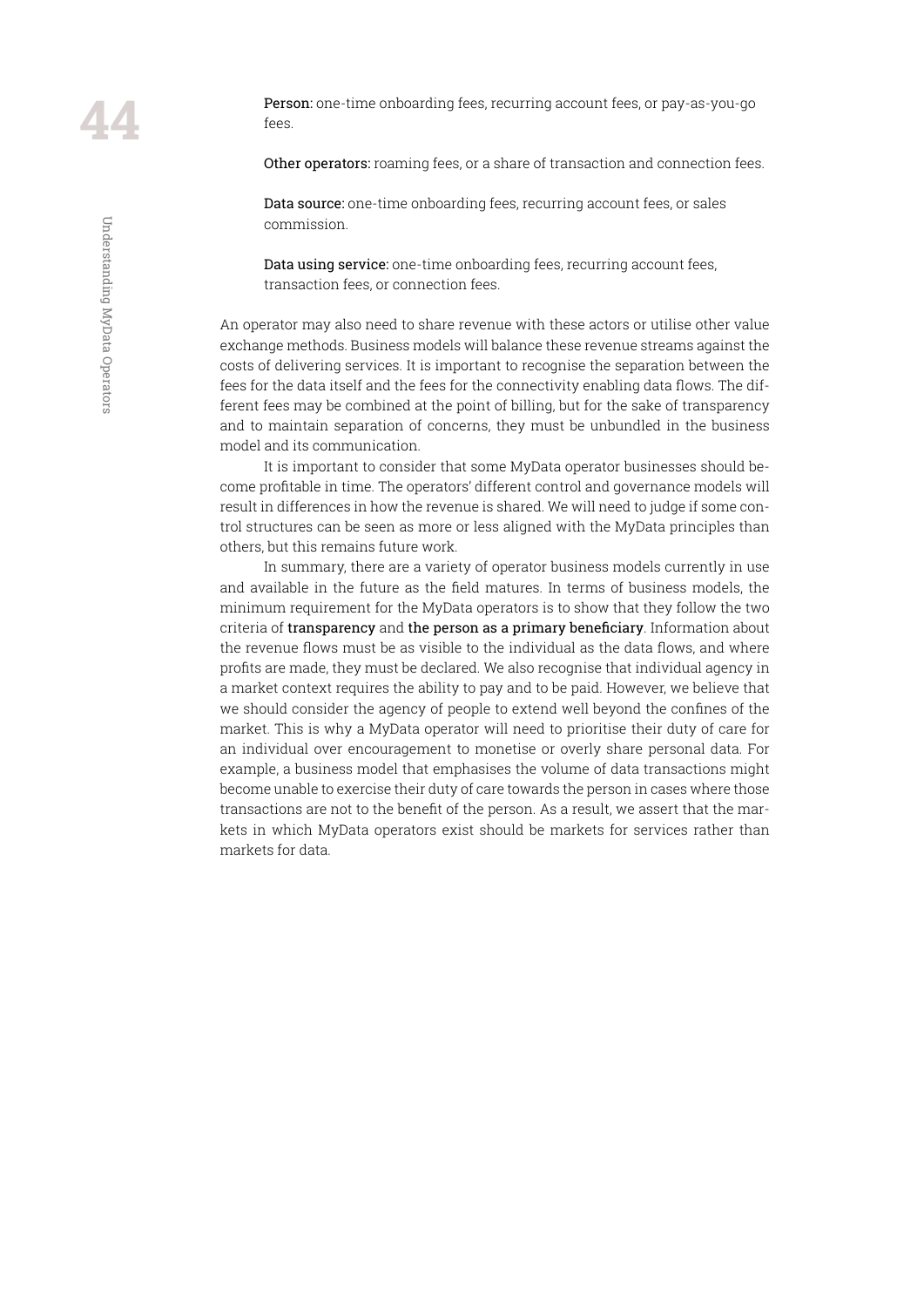**Person:** one-time onboarding fees, recurring account fees, or pay-as-you-go fees.

**Other operators:** roaming fees, or a share of transaction and connection fees.

**Data source:** one-time onboarding fees, recurring account fees, or sales commission.

**Data using service:** one-time onboarding fees, recurring account fees, transaction fees, or connection fees.

An operator may also need to share revenue with these actors or utilise other value exchange methods. Business models will balance these revenue streams against the costs of delivering services. It is important to recognise the separation between the fees for the data itself and the fees for the connectivity enabling data flows. The different fees may be combined at the point of billing, but for the sake of transparency and to maintain separation of concerns, they must be unbundled in the business model and its communication.

It is important to consider that some MyData operator businesses should become profitable in time. The operators' different control and governance models will result in differences in how the revenue is shared. We will need to judge if some control structures can be seen as more or less aligned with the MyData principles than others, but this remains future work.

In summary, there are a variety of operator business models currently in use and available in the future as the field matures. In terms of business models, the minimum requirement for the MyData operators is to show that they follow the two criteria of **transparency** and **the person as a primary beneficiary**. Information about the revenue flows must be as visible to the individual as the data flows, and where profits are made, they must be declared. We also recognise that individual agency in a market context requires the ability to pay and to be paid. However, we believe that we should consider the agency of people to extend well beyond the confines of the market. This is why a MyData operator will need to prioritise their duty of care for an individual over encouragement to monetise or overly share personal data. For example, a business model that emphasises the volume of data transactions might become unable to exercise their duty of care towards the person in cases where those transactions are not to the benefit of the person. As a result, we assert that the markets in which MyData operators exist should be markets for services rather than markets for data.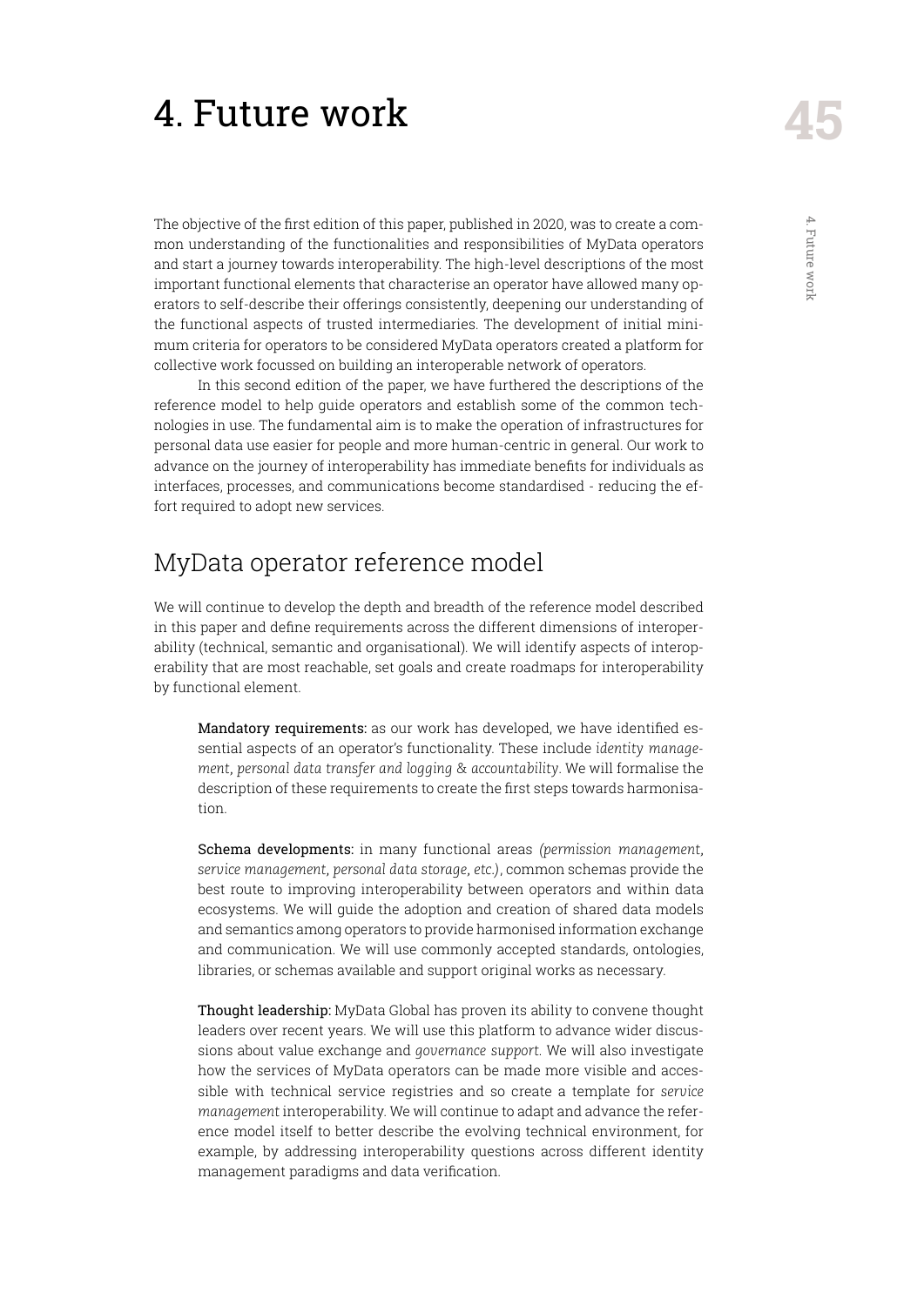# 4. Future work

The objective of the first edition of this paper, published in 2020, was to create a common understanding of the functionalities and responsibilities of MyData operators and start a journey towards interoperability. The high-level descriptions of the most important functional elements that characterise an operator have allowed many operators to self-describe their offerings consistently, deepening our understanding of the functional aspects of trusted intermediaries. The development of initial minimum criteria for operators to be considered MyData operators created a platform for collective work focussed on building an interoperable network of operators.

In this second edition of the paper, we have furthered the descriptions of the reference model to help guide operators and establish some of the common technologies in use. The fundamental aim is to make the operation of infrastructures for personal data use easier for people and more human-centric in general. Our work to advance on the journey of interoperability has immediate benefits for individuals as interfaces, processes, and communications become standardised - reducing the effort required to adopt new services.

## MyData operator reference model

We will continue to develop the depth and breadth of the reference model described in this paper and define requirements across the different dimensions of interoperability (technical, semantic and organisational). We will identify aspects of interoperability that are most reachable, set goals and create roadmaps for interoperability by functional element.

**Mandatory requirements:** as our work has developed, we have identified essential aspects of an operator's functionality. These include *identity management*, *personal data transfer and logging & accountability*. We will formalise the description of these requirements to create the first steps towards harmonisation.

**Schema developments:** in many functional areas *(permission management*, *service management*, *personal data storage*, *etc.)*, common schemas provide the best route to improving interoperability between operators and within data ecosystems. We will guide the adoption and creation of shared data models and semantics among operators to provide harmonised information exchange and communication. We will use commonly accepted standards, ontologies, libraries, or schemas available and support original works as necessary.

**Thought leadership:** MyData Global has proven its ability to convene thought leaders over recent years. We will use this platform to advance wider discussions about value exchange and *governance support*. We will also investigate how the services of MyData operators can be made more visible and accessible with technical service registries and so create a template for *service management* interoperability. We will continue to adapt and advance the reference model itself to better describe the evolving technical environment, for example, by addressing interoperability questions across different identity management paradigms and data verification.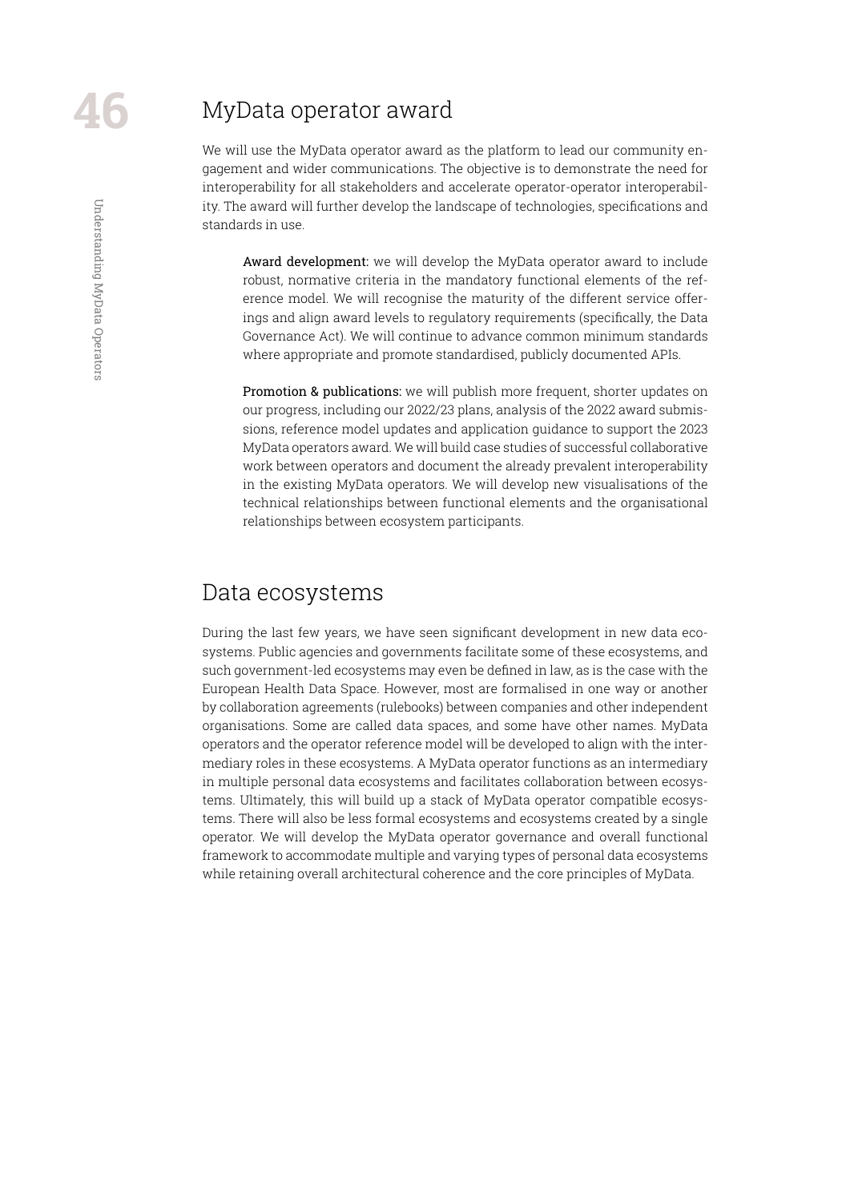## MyData operator award

We will use the MyData operator award as the platform to lead our community engagement and wider communications. The objective is to demonstrate the need for interoperability for all stakeholders and accelerate operator-operator interoperability. The award will further develop the landscape of technologies, specifications and standards in use.

**Award development:** we will develop the MyData operator award to include robust, normative criteria in the mandatory functional elements of the reference model. We will recognise the maturity of the different service offerings and align award levels to regulatory requirements (specifically, the Data Governance Act). We will continue to advance common minimum standards where appropriate and promote standardised, publicly documented APIs.

**Promotion & publications:** we will publish more frequent, shorter updates on our progress, including our 2022/23 plans, analysis of the 2022 award submissions, reference model updates and application guidance to support the 2023 MyData operators award. We will build case studies of successful collaborative work between operators and document the already prevalent interoperability in the existing MyData operators. We will develop new visualisations of the technical relationships between functional elements and the organisational relationships between ecosystem participants.

## Data ecosystems

During the last few years, we have seen significant development in new data ecosystems. Public agencies and governments facilitate some of these ecosystems, and such government-led ecosystems may even be defined in law, as is the case with the European Health Data Space. However, most are formalised in one way or another by collaboration agreements (rulebooks) between companies and other independent organisations. Some are called data spaces, and some have other names. MyData operators and the operator reference model will be developed to align with the intermediary roles in these ecosystems. A MyData operator functions as an intermediary in multiple personal data ecosystems and facilitates collaboration between ecosystems. Ultimately, this will build up a stack of MyData operator compatible ecosystems. There will also be less formal ecosystems and ecosystems created by a single operator. We will develop the MyData operator governance and overall functional framework to accommodate multiple and varying types of personal data ecosystems while retaining overall architectural coherence and the core principles of MyData.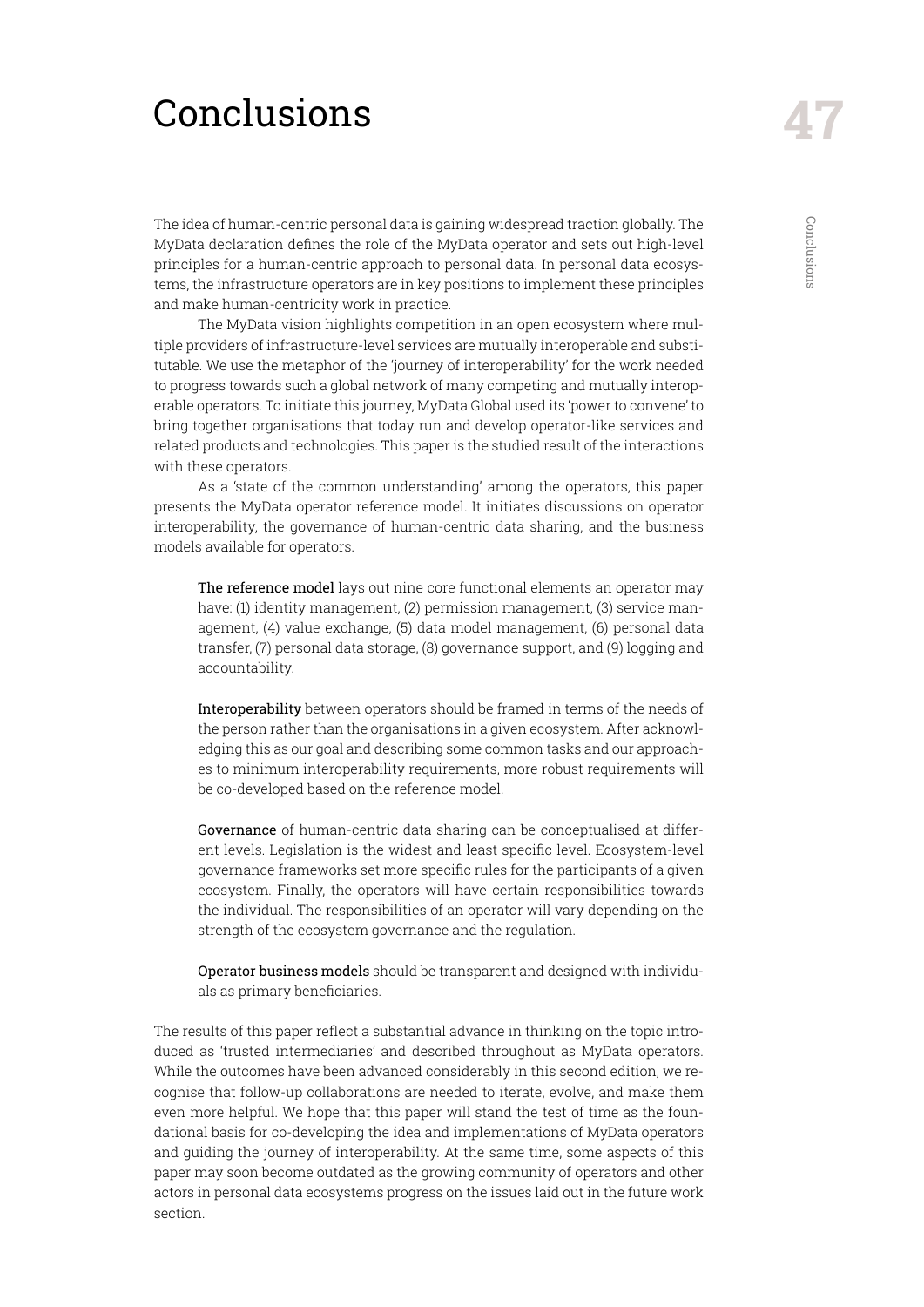# Conclusions

The idea of human-centric personal data is gaining widespread traction globally. The MyData declaration defines the role of the MyData operator and sets out high-level principles for a human-centric approach to personal data. In personal data ecosystems, the infrastructure operators are in key positions to implement these principles and make human-centricity work in practice.

The MyData vision highlights competition in an open ecosystem where multiple providers of infrastructure-level services are mutually interoperable and substitutable. We use the metaphor of the 'journey of interoperability' for the work needed to progress towards such a global network of many competing and mutually interoperable operators. To initiate this journey, MyData Global used its 'power to convene' to bring together organisations that today run and develop operator-like services and related products and technologies. This paper is the studied result of the interactions with these operators.

As a 'state of the common understanding' among the operators, this paper presents the MyData operator reference model. It initiates discussions on operator interoperability, the governance of human-centric data sharing, and the business models available for operators.

> **The reference model** lays out nine core functional elements an operator may have: (1) identity management, (2) permission management, (3) service management, (4) value exchange, (5) data model management, (6) personal data transfer, (7) personal data storage, (8) governance support, and (9) logging and accountability.
>
> **Interoperability** between operators should be framed in terms of the needs of the person rather than the organisations in a given ecosystem. After acknowledging this as our goal and describing some common tasks and our approaches to minimum interoperability requirements, more robust requirements will be co-developed based on the reference model.
>
> **Governance** of human-centric data sharing can be conceptualised at different levels. Legislation is the widest and least specific level. Ecosystem-level governance frameworks set more specific rules for the participants of a given ecosystem. Finally, the operators will have certain responsibilities towards the individual. The responsibilities of an operator will vary depending on the strength of the ecosystem governance and the regulation.
>
> **Operator business models** should be transparent and designed with individuals as primary beneficiaries.

The results of this paper reflect a substantial advance in thinking on the topic introduced as 'trusted intermediaries' and described throughout as MyData operators. While the outcomes have been advanced considerably in this second edition, we recognise that follow-up collaborations are needed to iterate, evolve, and make them even more helpful. We hope that this paper will stand the test of time as the foundational basis for co-developing the idea and implementations of MyData operators and guiding the journey of interoperability. At the same time, some aspects of this paper may soon become outdated as the growing community of operators and other actors in personal data ecosystems progress on the issues laid out in the future work section.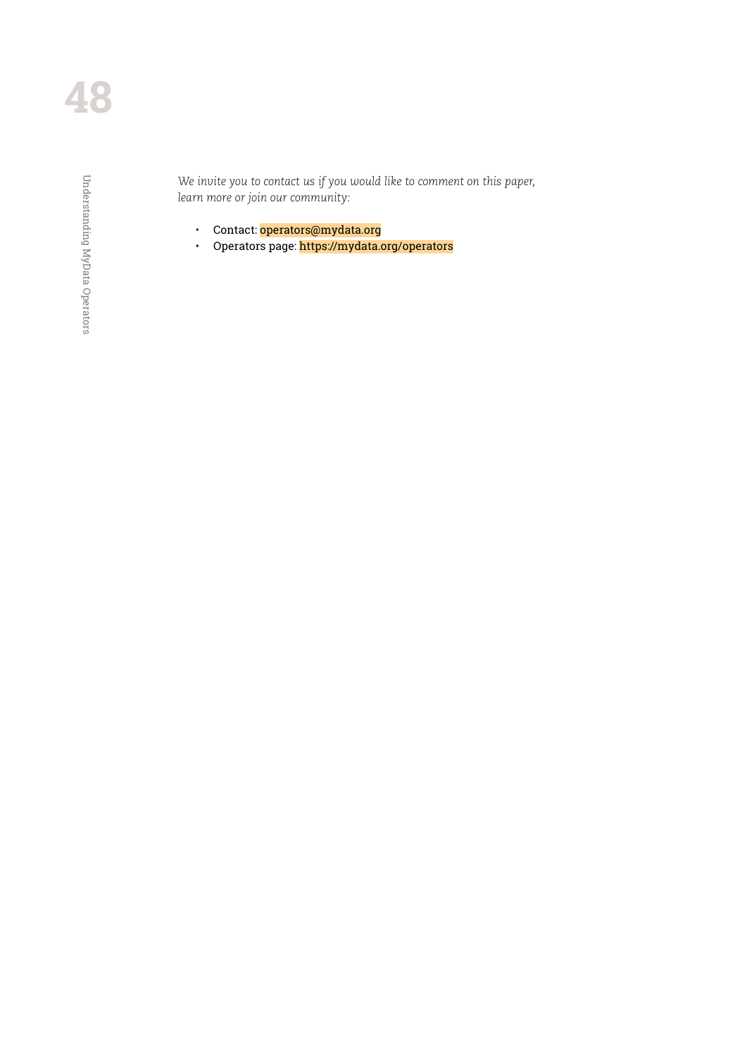*We invite you to contact us if you would like to comment on this paper, learn more or join our community:*

- Contact: operators@mydata.org
- Operators page: https://mydata.org/operators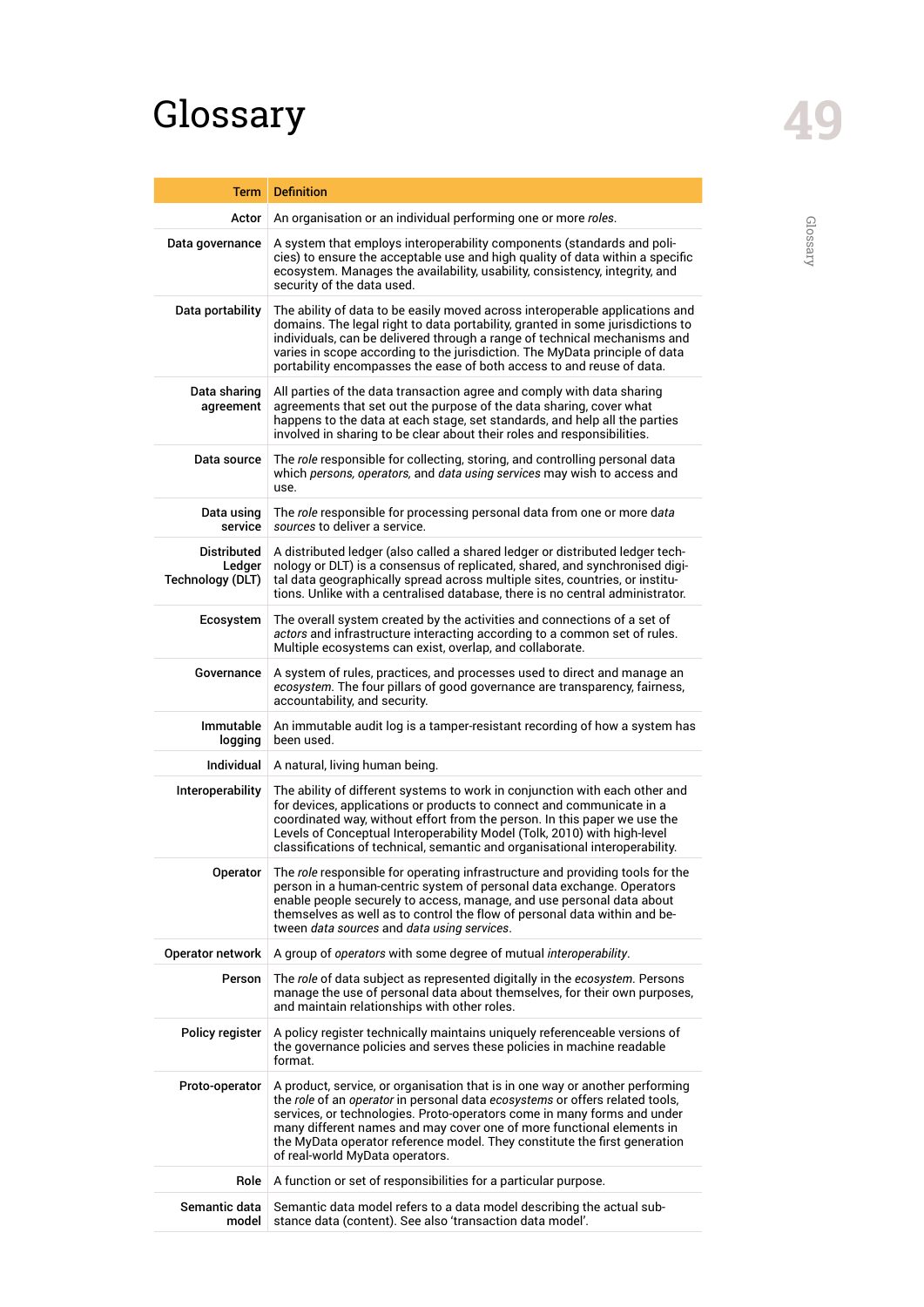# Glossary

| Term | Definition |
|---|---|
| Actor | An organisation or an individual performing one or more *roles*. |
| Data governance | A system that employs interoperability components (standards and policies) to ensure the acceptable use and high quality of data within a specific ecosystem. Manages the availability, usability, consistency, integrity, and security of the data used. |
| Data portability | The ability of data to be easily moved across interoperable applications and domains. The legal right to data portability, granted in some jurisdictions to individuals, can be delivered through a range of technical mechanisms and varies in scope according to the jurisdiction. The MyData principle of data portability encompasses the ease of both access to and reuse of data. |
| Data sharing agreement | All parties of the data transaction agree and comply with data sharing agreements that set out the purpose of the data sharing, cover what happens to the data at each stage, set standards, and help all the parties involved in sharing to be clear about their roles and responsibilities. |
| Data source | The *role* responsible for collecting, storing, and controlling personal data which *persons, operators,* and *data using services* may wish to access and use. |
| Data using service | The *role* responsible for processing personal data from one or more *data sources* to deliver a service. |
| Distributed Ledger Technology (DLT) | A distributed ledger (also called a shared ledger or distributed ledger technology or DLT) is a consensus of replicated, shared, and synchronised digital data geographically spread across multiple sites, countries, or institutions. Unlike with a centralised database, there is no central administrator. |
| Ecosystem | The overall system created by the activities and connections of a set of *actors* and infrastructure interacting according to a common set of rules. Multiple ecosystems can exist, overlap, and collaborate. |
| Governance | A system of rules, practices, and processes used to direct and manage an *ecosystem*. The four pillars of good governance are transparency, fairness, accountability, and security. |
| Immutable logging | An immutable audit log is a tamper-resistant recording of how a system has been used. |
| Individual | A natural, living human being. |
| Interoperability | The ability of different systems to work in conjunction with each other and for devices, applications or products to connect and communicate in a coordinated way, without effort from the person. In this paper we use the Levels of Conceptual Interoperability Model (Tolk, 2010) with high-level classifications of technical, semantic and organisational interoperability. |
| Operator | The *role* responsible for operating infrastructure and providing tools for the person in a human-centric system of personal data exchange. Operators enable people securely to access, manage, and use personal data about themselves as well as to control the flow of personal data within and between *data sources* and *data using services*. |
| Operator network | A group of *operators* with some degree of mutual *interoperability*. |
| Person | The *role* of data subject as represented digitally in the *ecosystem*. Persons manage the use of personal data about themselves, for their own purposes, and maintain relationships with other roles. |
| Policy register | A policy register technically maintains uniquely referenceable versions of the governance policies and serves these policies in machine readable format. |
| Proto-operator | A product, service, or organisation that is in one way or another performing the *role* of an *operator* in personal data *ecosystems* or offers related tools, services, or technologies. Proto-operators come in many forms and under many different names and may cover one of more functional elements in the MyData operator reference model. They constitute the first generation of real-world MyData operators. |
| Role | A function or set of responsibilities for a particular purpose. |
| Semantic data model | Semantic data model refers to a data model describing the actual substance data (content). See also 'transaction data model'. |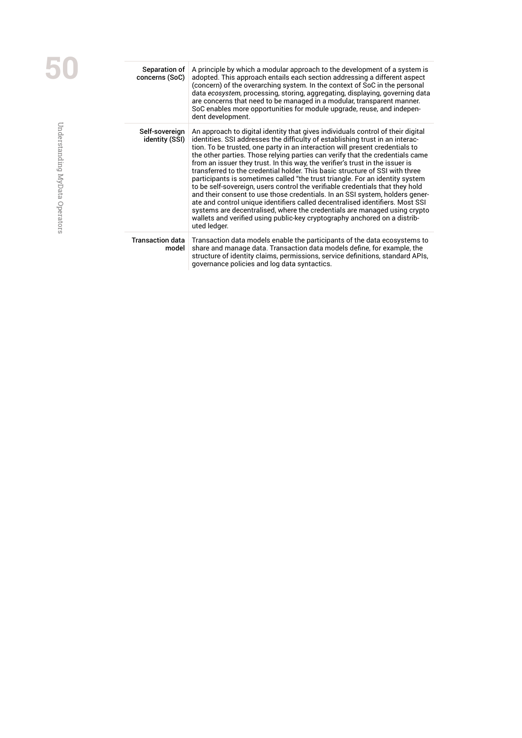| | |
|---|---|
| Separation of concerns (SoC) | A principle by which a modular approach to the development of a system is adopted. This approach entails each section addressing a different aspect (concern) of the overarching system. In the context of SoC in the personal data *ecosystem*, processing, storing, aggregating, displaying, governing data are concerns that need to be managed in a modular, transparent manner. SoC enables more opportunities for module upgrade, reuse, and independent development. |
| Self-sovereign identity (SSI) | An approach to digital identity that gives individuals control of their digital identities. SSI addresses the difficulty of establishing trust in an interaction. To be trusted, one party in an interaction will present credentials to the other parties. Those relying parties can verify that the credentials came from an issuer they trust. In this way, the verifier's trust in the issuer is transferred to the credential holder. This basic structure of SSI with three participants is sometimes called "the trust triangle. For an identity system to be self-sovereign, users control the verifiable credentials that they hold and their consent to use those credentials. In an SSI system, holders generate and control unique identifiers called decentralised identifiers. Most SSI systems are decentralised, where the credentials are managed using crypto wallets and verified using public-key cryptography anchored on a distributed ledger. |
| Transaction data model | Transaction data models enable the participants of the data ecosystems to share and manage data. Transaction data models define, for example, the structure of identity claims, permissions, service definitions, standard APIs, governance policies and log data syntactics. |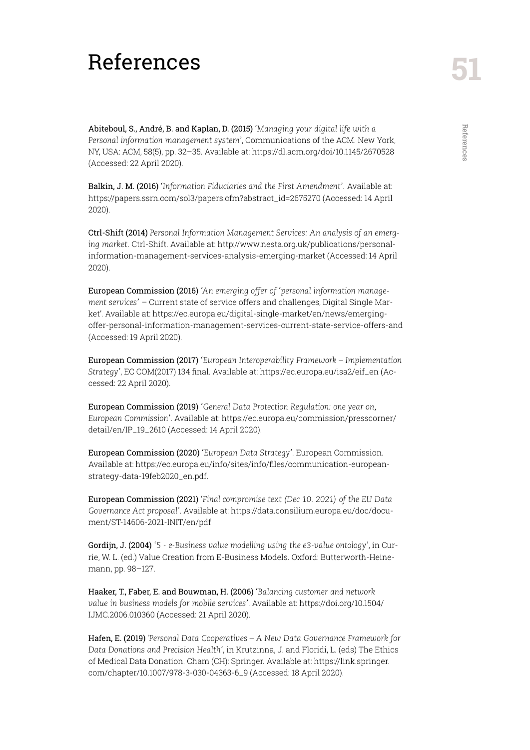# References

**Abiteboul, S., André, B. and Kaplan, D. (2015)** '*Managing your digital life with a Personal information management system*', Communications of the ACM. New York, NY, USA: ACM, 58(5), pp. 32–35. Available at: https://dl.acm.org/doi/10.1145/2670528 (Accessed: 22 April 2020).

**Balkin, J. M. (2016)** '*Information Fiduciaries and the First Amendment*'. Available at: https://papers.ssrn.com/sol3/papers.cfm?abstract_id=2675270 (Accessed: 14 April 2020).

**Ctrl-Shift (2014)** *Personal Information Management Services: An analysis of an emerging market*. Ctrl-Shift. Available at: http://www.nesta.org.uk/publications/personal-information-management-services-analysis-emerging-market (Accessed: 14 April 2020).

**European Commission (2016)** *'An emerging offer of 'personal information management services'* – Current state of service offers and challenges, Digital Single Market'. Available at: https://ec.europa.eu/digital-single-market/en/news/emerging-offer-personal-information-management-services-current-state-service-offers-and (Accessed: 19 April 2020).

**European Commission (2017)** '*European Interoperability Framework – Implementation Strategy*', EC COM(2017) 134 final. Available at: https://ec.europa.eu/isa2/eif_en (Accessed: 22 April 2020).

**European Commission (2019)** '*General Data Protection Regulation: one year on, European Commission*'. Available at: https://ec.europa.eu/commission/presscorner/detail/en/IP_19_2610 (Accessed: 14 April 2020).

**European Commission (2020)** '*European Data Strategy*'. European Commission. Available at: https://ec.europa.eu/info/sites/info/files/communication-european-strategy-data-19feb2020_en.pdf.

**European Commission (2021)** '*Final compromise text (Dec 10. 2021) of the EU Data Governance Act proposal*'. Available at: https://data.consilium.europa.eu/doc/document/ST-14606-2021-INIT/en/pdf

**Gordijn, J. (2004)** '*5 - e-Business value modelling using the e3-value ontology*', in Currie, W. L. (ed.) Value Creation from E-Business Models. Oxford: Butterworth-Heinemann, pp. 98–127.

**Haaker, T., Faber, E. and Bouwman, H. (2006)** '*Balancing customer and network value in business models for mobile services*'. Available at: https://doi.org/10.1504/IJMC.2006.010360 (Accessed: 21 April 2020).

**Hafen, E. (2019)** '*Personal Data Cooperatives – A New Data Governance Framework for Data Donations and Precision Health*', in Krutzinna, J. and Floridi, L. (eds) The Ethics of Medical Data Donation. Cham (CH): Springer. Available at: https://link.springer.com/chapter/10.1007/978-3-030-04363-6_9 (Accessed: 18 April 2020).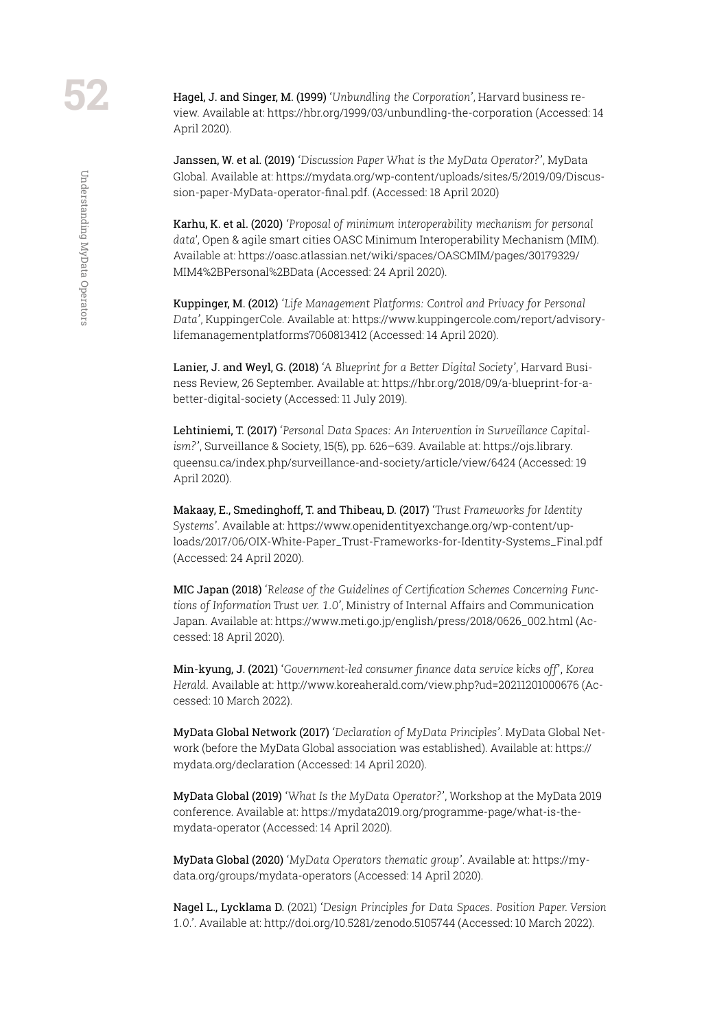**Hagel, J. and Singer, M. (1999)** *'Unbundling the Corporation'*, Harvard business review. Available at: https://hbr.org/1999/03/unbundling-the-corporation (Accessed: 14 April 2020).

**Janssen, W. et al. (2019)** *'Discussion Paper What is the MyData Operator?'*, MyData Global. Available at: https://mydata.org/wp-content/uploads/sites/5/2019/09/Discussion-paper-MyData-operator-final.pdf. (Accessed: 18 April 2020)

**Karhu, K. et al. (2020)** *'Proposal of minimum interoperability mechanism for personal data'*, Open & agile smart cities OASC Minimum Interoperability Mechanism (MIM). Available at: https://oasc.atlassian.net/wiki/spaces/OASCMIM/pages/30179329/MIM4%2BPersonal%2BData (Accessed: 24 April 2020).

**Kuppinger, M. (2012)** *'Life Management Platforms: Control and Privacy for Personal Data'*, KuppingerCole. Available at: https://www.kuppingercole.com/report/advisory-lifemanagementplatforms7060813412 (Accessed: 14 April 2020).

**Lanier, J. and Weyl, G. (2018)** *'A Blueprint for a Better Digital Society'*, Harvard Business Review, 26 September. Available at: https://hbr.org/2018/09/a-blueprint-for-a-better-digital-society (Accessed: 11 July 2019).

**Lehtiniemi, T. (2017)** *'Personal Data Spaces: An Intervention in Surveillance Capitalism?'*, Surveillance & Society, 15(5), pp. 626–639. Available at: https://ojs.library.queensu.ca/index.php/surveillance-and-society/article/view/6424 (Accessed: 19 April 2020).

**Makaay, E., Smedinghoff, T. and Thibeau, D. (2017)** *'Trust Frameworks for Identity Systems'*. Available at: https://www.openidentityexchange.org/wp-content/uploads/2017/06/OIX-White-Paper_Trust-Frameworks-for-Identity-Systems_Final.pdf (Accessed: 24 April 2020).

**MIC Japan (2018)** *'Release of the Guidelines of Certification Schemes Concerning Functions of Information Trust ver. 1.0'*, Ministry of Internal Affairs and Communication Japan. Available at: https://www.meti.go.jp/english/press/2018/0626_002.html (Accessed: 18 April 2020).

**Min-kyung, J. (2021)** *'Government-led consumer finance data service kicks off'*, *Korea Herald*. Available at: http://www.koreaherald.com/view.php?ud=20211201000676 (Accessed: 10 March 2022).

**MyData Global Network (2017)** *'Declaration of MyData Principles'*. MyData Global Network (before the MyData Global association was established). Available at: https://mydata.org/declaration (Accessed: 14 April 2020).

**MyData Global (2019)** *'What Is the MyData Operator?'*, Workshop at the MyData 2019 conference. Available at: https://mydata2019.org/programme-page/what-is-the-mydata-operator (Accessed: 14 April 2020).

**MyData Global (2020)** *'MyData Operators thematic group'*. Available at: https://mydata.org/groups/mydata-operators (Accessed: 14 April 2020).

**Nagel L., Lycklama D.** (2021) *'Design Principles for Data Spaces. Position Paper. Version 1.0.'*. Available at: http://doi.org/10.5281/zenodo.5105744 (Accessed: 10 March 2022).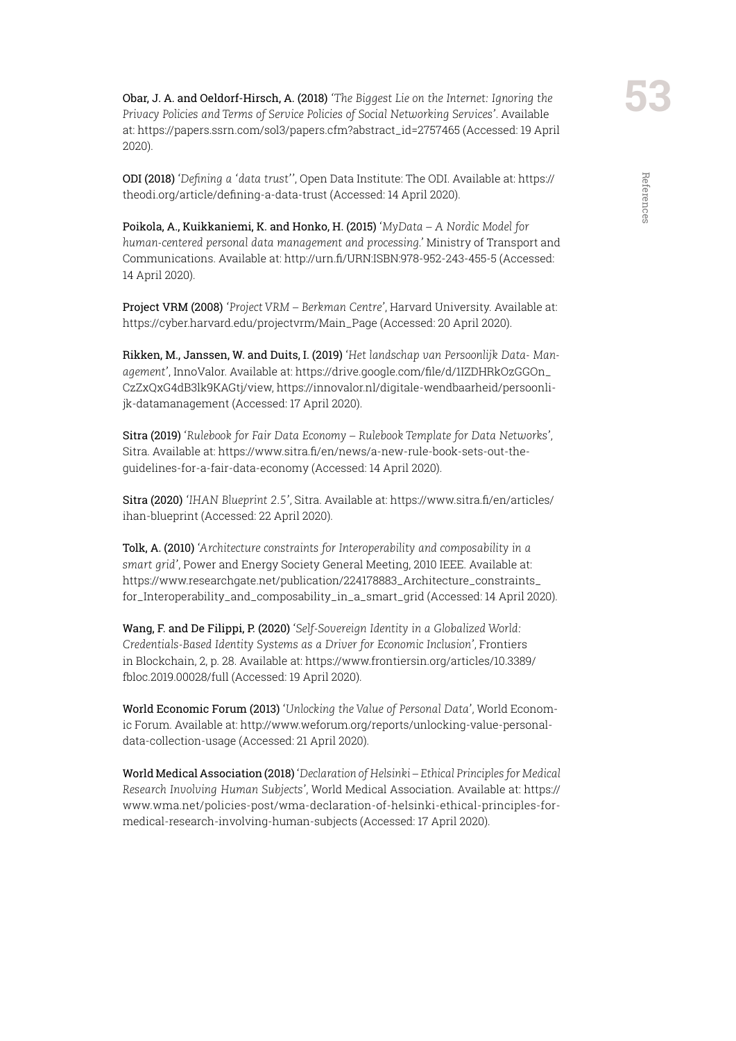**Obar, J. A. and Oeldorf-Hirsch, A. (2018)** *'The Biggest Lie on the Internet: Ignoring the Privacy Policies and Terms of Service Policies of Social Networking Services'*. Available at: https://papers.ssrn.com/sol3/papers.cfm?abstract_id=2757465 (Accessed: 19 April 2020).

**ODI (2018)** *'Defining a 'data trust''*, Open Data Institute: The ODI. Available at: https://theodi.org/article/defining-a-data-trust (Accessed: 14 April 2020).

**Poikola, A., Kuikkaniemi, K. and Honko, H. (2015)** *'MyData – A Nordic Model for human-centered personal data management and processing.'* Ministry of Transport and Communications. Available at: http://urn.fi/URN:ISBN:978-952-243-455-5 (Accessed: 14 April 2020).

**Project VRM (2008)** *'Project VRM – Berkman Centre'*, Harvard University. Available at: https://cyber.harvard.edu/projectvrm/Main_Page (Accessed: 20 April 2020).

**Rikken, M., Janssen, W. and Duits, I. (2019)** *'Het landschap van Persoonlijk Data- Management'*, InnoValor. Available at: https://drive.google.com/file/d/1IZDHRkOzGGOn_CzZxQxG4dB3lk9KAGtj/view, https://innovalor.nl/digitale-wendbaarheid/persoonlijk-datamanagement (Accessed: 17 April 2020).

**Sitra (2019)** *'Rulebook for Fair Data Economy – Rulebook Template for Data Networks'*, Sitra. Available at: https://www.sitra.fi/en/news/a-new-rule-book-sets-out-the-guidelines-for-a-fair-data-economy (Accessed: 14 April 2020).

**Sitra (2020)** *'IHAN Blueprint 2.5'*, Sitra. Available at: https://www.sitra.fi/en/articles/ihan-blueprint (Accessed: 22 April 2020).

**Tolk, A. (2010)** *'Architecture constraints for Interoperability and composability in a smart grid'*, Power and Energy Society General Meeting, 2010 IEEE. Available at: https://www.researchgate.net/publication/224178883_Architecture_constraints_for_Interoperability_and_composability_in_a_smart_grid (Accessed: 14 April 2020).

**Wang, F. and De Filippi, P. (2020)** *'Self-Sovereign Identity in a Globalized World: Credentials-Based Identity Systems as a Driver for Economic Inclusion'*, Frontiers in Blockchain, 2, p. 28. Available at: https://www.frontiersin.org/articles/10.3389/fbloc.2019.00028/full (Accessed: 19 April 2020).

**World Economic Forum (2013)** *'Unlocking the Value of Personal Data'*, World Economic Forum. Available at: http://www.weforum.org/reports/unlocking-value-personal-data-collection-usage (Accessed: 21 April 2020).

**World Medical Association (2018)** *'Declaration of Helsinki – Ethical Principles for Medical Research Involving Human Subjects'*, World Medical Association. Available at: https://www.wma.net/policies-post/wma-declaration-of-helsinki-ethical-principles-for-medical-research-involving-human-subjects (Accessed: 17 April 2020).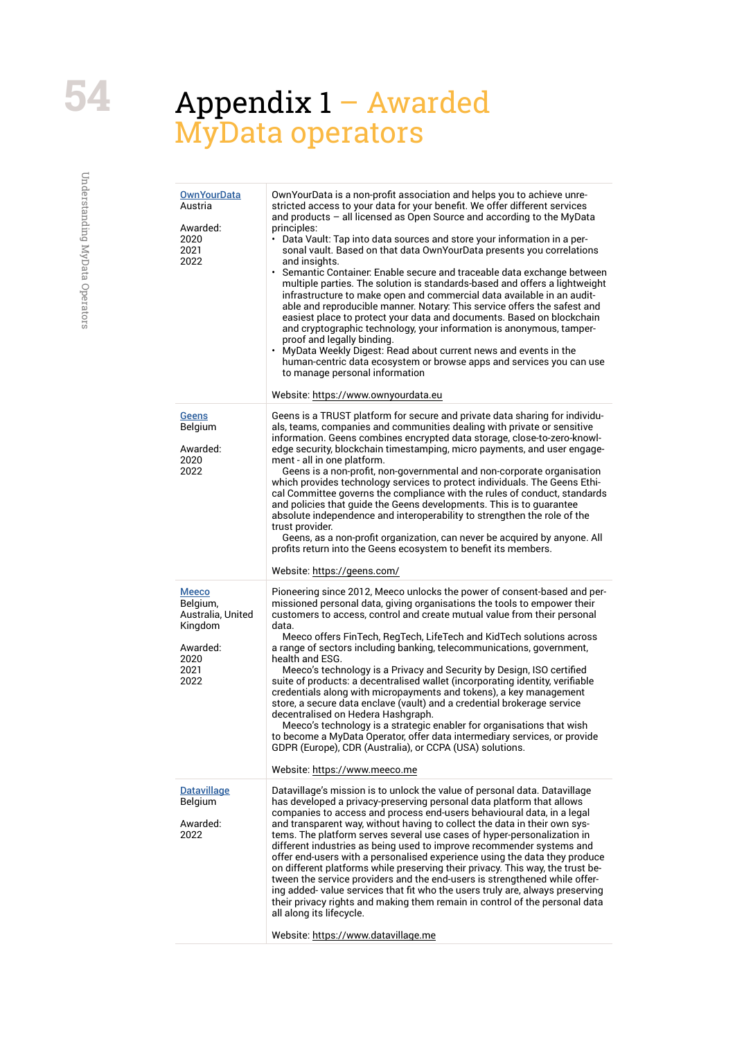# Appendix 1 – Awarded MyData operators

| | |
|---|---|
| OwnYourData<br>Austria<br><br>Awarded:<br>2020<br>2021<br>2022 | OwnYourData is a non-profit association and helps you to achieve unrestricted access to your data for your benefit. We offer different services and products – all licensed as Open Source and according to the MyData principles:<br>• Data Vault: Tap into data sources and store your information in a personal vault. Based on that data OwnYourData presents you correlations and insights.<br>• Semantic Container: Enable secure and traceable data exchange between multiple parties. The solution is standards-based and offers a lightweight infrastructure to make open and commercial data available in an auditable and reproducible manner. Notary: This service offers the safest and easiest place to protect your data and documents. Based on blockchain and cryptographic technology, your information is anonymous, tamper-proof and legally binding.<br>• MyData Weekly Digest: Read about current news and events in the human-centric data ecosystem or browse apps and services you can use to manage personal information<br><br>Website: https://www.ownyourdata.eu |
| Geens<br>Belgium<br><br>Awarded:<br>2020<br>2022 | Geens is a TRUST platform for secure and private data sharing for individuals, teams, companies and communities dealing with private or sensitive information. Geens combines encrypted data storage, close-to-zero-knowledge security, blockchain timestamping, micro payments, and user engagement - all in one platform.<br>Geens is a non-profit, non-governmental and non-corporate organisation which provides technology services to protect individuals. The Geens Ethical Committee governs the compliance with the rules of conduct, standards and policies that guide the Geens developments. This is to guarantee absolute independence and interoperability to strengthen the role of the trust provider.<br>Geens, as a non-profit organization, can never be acquired by anyone. All profits return into the Geens ecosystem to benefit its members.<br><br>Website: https://geens.com/ |
| Meeco<br>Belgium, Australia, United Kingdom<br><br>Awarded:<br>2020<br>2021<br>2022 | Pioneering since 2012, Meeco unlocks the power of consent-based and permissioned personal data, giving organisations the tools to empower their customers to access, control and create mutual value from their personal data.<br>Meeco offers FinTech, RegTech, LifeTech and KidTech solutions across a range of sectors including banking, telecommunications, government, health and ESG.<br>Meeco's technology is a Privacy and Security by Design, ISO certified suite of products: a decentralised wallet (incorporating identity, verifiable credentials along with micropayments and tokens), a key management store, a secure data enclave (vault) and a credential brokerage service decentralised on Hedera Hashgraph.<br>Meeco's technology is a strategic enabler for organisations that wish to become a MyData Operator, offer data intermediary services, or provide GDPR (Europe), CDR (Australia), or CCPA (USA) solutions.<br><br>Website: https://www.meeco.me |
| Datavillage<br>Belgium<br><br>Awarded:<br>2022 | Datavillage's mission is to unlock the value of personal data. Datavillage has developed a privacy-preserving personal data platform that allows companies to access and process end-users behavioural data, in a legal and transparent way, without having to collect the data in their own systems. The platform serves several use cases of hyper-personalization in different industries as being used to improve recommender systems and offer end-users with a personalised experience using the data they produce on different platforms while preserving their privacy. This way, the trust between the service providers and the end-users is strengthened while offering added- value services that fit who the users truly are, always preserving their privacy rights and making them remain in control of the personal data all along its lifecycle.<br><br>Website: https://www.datavillage.me |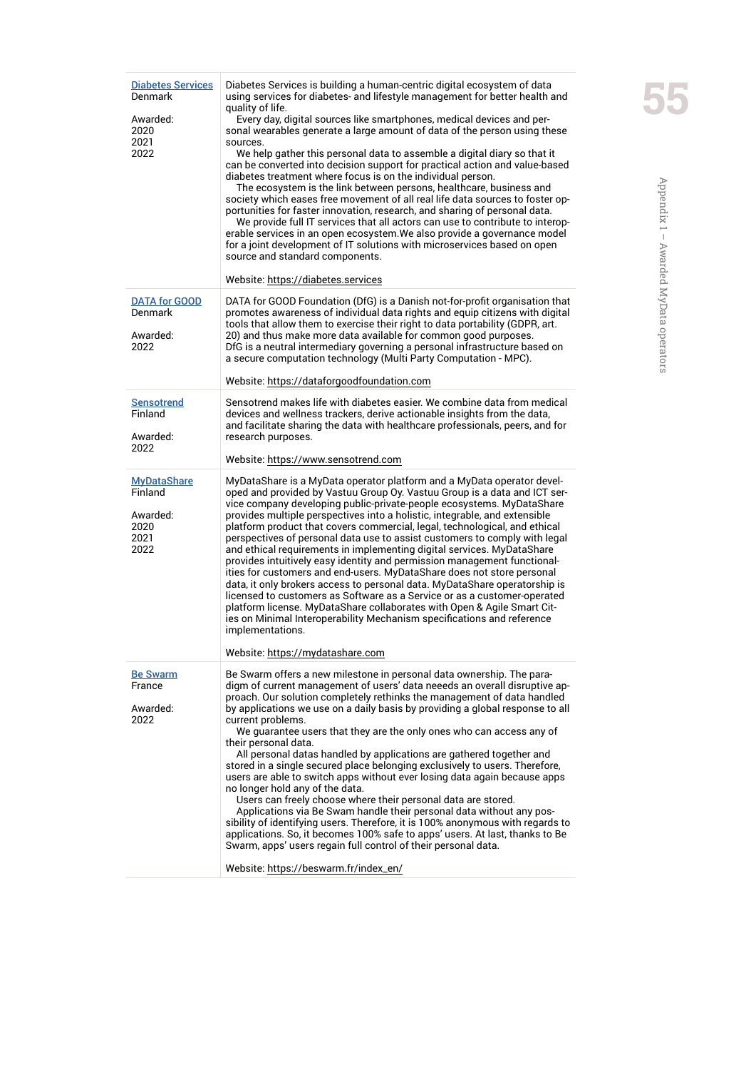| | |
|---|---|
| [Diabetes Services](https://diabetes.services)<br>Denmark<br><br>Awarded:<br>2020<br>2021<br>2022 | Diabetes Services is building a human-centric digital ecosystem of data using services for diabetes- and lifestyle management for better health and quality of life.<br>Every day, digital sources like smartphones, medical devices and personal wearables generate a large amount of data of the person using these sources.<br>We help gather this personal data to assemble a digital diary so that it can be converted into decision support for practical action and value-based diabetes treatment where focus is on the individual person.<br>The ecosystem is the link between persons, healthcare, business and society which eases free movement of all real life data sources to foster opportunities for faster innovation, research, and sharing of personal data.<br>We provide full IT services that all actors can use to contribute to interoperable services in an open ecosystem.We also provide a governance model for a joint development of IT solutions with microservices based on open source and standard components.<br><br>Website: https://diabetes.services |
| [DATA for GOOD](https://dataforgoodfoundation.com)<br>Denmark<br><br>Awarded:<br>2022 | DATA for GOOD Foundation (DfG) is a Danish not-for-profit organisation that promotes awareness of individual data rights and equip citizens with digital tools that allow them to exercise their right to data portability (GDPR, art. 20) and thus make more data available for common good purposes.<br>DfG is a neutral intermediary governing a personal infrastructure based on a secure computation technology (Multi Party Computation - MPC).<br><br>Website: https://dataforgoodfoundation.com |
| [Sensotrend](https://www.sensotrend.com)<br>Finland<br><br>Awarded:<br>2022 | Sensotrend makes life with diabetes easier. We combine data from medical devices and wellness trackers, derive actionable insights from the data, and facilitate sharing the data with healthcare professionals, peers, and for research purposes.<br><br>Website: https://www.sensotrend.com |
| [MyDataShare](https://mydatashare.com)<br>Finland<br><br>Awarded:<br>2020<br>2021<br>2022 | MyDataShare is a MyData operator platform and a MyData operator developed and provided by Vastuu Group Oy. Vastuu Group is a data and ICT service company developing public-private-people ecosystems. MyDataShare provides multiple perspectives into a holistic, integrable, and extensible platform product that covers commercial, legal, technological, and ethical perspectives of personal data use to assist customers to comply with legal and ethical requirements in implementing digital services. MyDataShare provides intuitively easy identity and permission management functionalities for customers and end-users. MyDataShare does not store personal data, it only brokers access to personal data. MyDataShare operatorship is licensed to customers as Software as a Service or as a customer-operated platform license. MyDataShare collaborates with Open & Agile Smart Cities on Minimal Interoperability Mechanism specifications and reference implementations.<br><br>Website: https://mydatashare.com |
| [Be Swarm](https://beswarm.fr/index_en/)<br>France<br><br>Awarded:<br>2022 | Be Swarm offers a new milestone in personal data ownership. The paradigm of current management of users' data neeeds an overall disruptive approach. Our solution completely rethinks the management of data handled by applications we use on a daily basis by providing a global response to all current problems.<br>We guarantee users that they are the only ones who can access any of their personal data.<br>All personal datas handled by applications are gathered together and stored in a single secured place belonging exclusively to users. Therefore, users are able to switch apps without ever losing data again because apps no longer hold any of the data.<br>Users can freely choose where their personal data are stored.<br>Applications via Be Swam handle their personal data without any possibility of identifying users. Therefore, it is 100% anonymous with regards to applications. So, it becomes 100% safe to apps' users. At last, thanks to Be Swarm, apps' users regain full control of their personal data.<br><br>Website: https://beswarm.fr/index_en/ |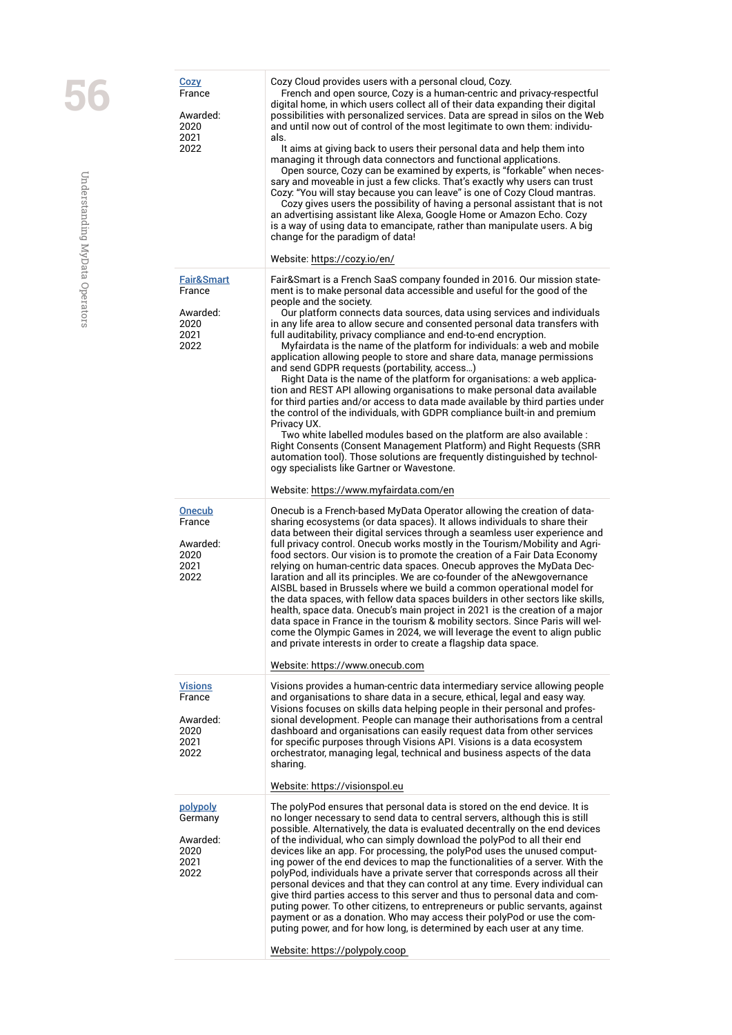| | |
|---|---|
| [Cozy](https://cozy.io/en/)<br>France<br><br>Awarded:<br>2020<br>2021<br>2022 | Cozy Cloud provides users with a personal cloud, Cozy.<br>French and open source, Cozy is a human-centric and privacy-respectful digital home, in which users collect all of their data expanding their digital possibilities with personalized services. Data are spread in silos on the Web and until now out of control of the most legitimate to own them: individuals.<br>It aims at giving back to users their personal data and help them into managing it through data connectors and functional applications.<br>Open source, Cozy can be examined by experts, is "forkable" when necessary and moveable in just a few clicks. That's exactly why users can trust Cozy: "You will stay because you can leave" is one of Cozy Cloud mantras.<br>Cozy gives users the possibility of having a personal assistant that is not an advertising assistant like Alexa, Google Home or Amazon Echo. Cozy is a way of using data to emancipate, rather than manipulate users. A big change for the paradigm of data!<br><br>Website: https://cozy.io/en/ |
| [Fair&Smart](https://www.myfairdata.com/en)<br>France<br><br>Awarded:<br>2020<br>2021<br>2022 | Fair&Smart is a French SaaS company founded in 2016. Our mission statement is to make personal data accessible and useful for the good of the people and the society.<br>Our platform connects data sources, data using services and individuals in any life area to allow secure and consented personal data transfers with full auditability, privacy compliance and end-to-end encryption.<br>Myfairdata is the name of the platform for individuals: a web and mobile application allowing people to store and share data, manage permissions and send GDPR requests (portability, access…)<br>Right Data is the name of the platform for organisations: a web application and REST API allowing organisations to make personal data available for third parties and/or access to data made available by third parties under the control of the individuals, with GDPR compliance built-in and premium Privacy UX.<br>Two white labelled modules based on the platform are also available : Right Consents (Consent Management Platform) and Right Requests (SRR automation tool). Those solutions are frequently distinguished by technology specialists like Gartner or Wavestone.<br><br>Website: https://www.myfairdata.com/en |
| [Onecub](https://www.onecub.com)<br>France<br><br>Awarded:<br>2020<br>2021<br>2022 | Onecub is a French-based MyData Operator allowing the creation of data-sharing ecosystems (or data spaces). It allows individuals to share their data between their digital services through a seamless user experience and full privacy control. Onecub works mostly in the Tourism/Mobility and Agri-food sectors. Our vision is to promote the creation of a Fair Data Economy relying on human-centric data spaces. Onecub approves the MyData Declaration and all its principles. We are co-founder of the aNewgovernance AISBL based in Brussels where we build a common operational model for the data spaces, with fellow data spaces builders in other sectors like skills, health, space data. Onecub's main project in 2021 is the creation of a major data space in France in the tourism & mobility sectors. Since Paris will welcome the Olympic Games in 2024, we will leverage the event to align public and private interests in order to create a flagship data space.<br><br>Website: https://www.onecub.com |
| [Visions](https://visionspol.eu)<br>France<br><br>Awarded:<br>2020<br>2021<br>2022 | Visions provides a human-centric data intermediary service allowing people and organisations to share data in a secure, ethical, legal and easy way. Visions focuses on skills data helping people in their personal and professional development. People can manage their authorisations from a central dashboard and organisations can easily request data from other services for specific purposes through Visions API. Visions is a data ecosystem orchestrator, managing legal, technical and business aspects of the data sharing.<br><br>Website: https://visionspol.eu |
| [polypoly](https://polypoly.coop)<br>Germany<br><br>Awarded:<br>2020<br>2021<br>2022 | The polyPod ensures that personal data is stored on the end device. It is no longer necessary to send data to central servers, although this is still possible. Alternatively, the data is evaluated decentrally on the end devices of the individual, who can simply download the polyPod to all their end devices like an app. For processing, the polyPod uses the unused computing power of the end devices to map the functionalities of a server. With the polyPod, individuals have a private server that corresponds across all their personal devices and that they can control at any time. Every individual can give third parties access to this server and thus to personal data and computing power. To other citizens, to entrepreneurs or public servants, against payment or as a donation. Who may access their polyPod or use the computing power, and for how long, is determined by each user at any time.<br><br>Website: https://polypoly.coop |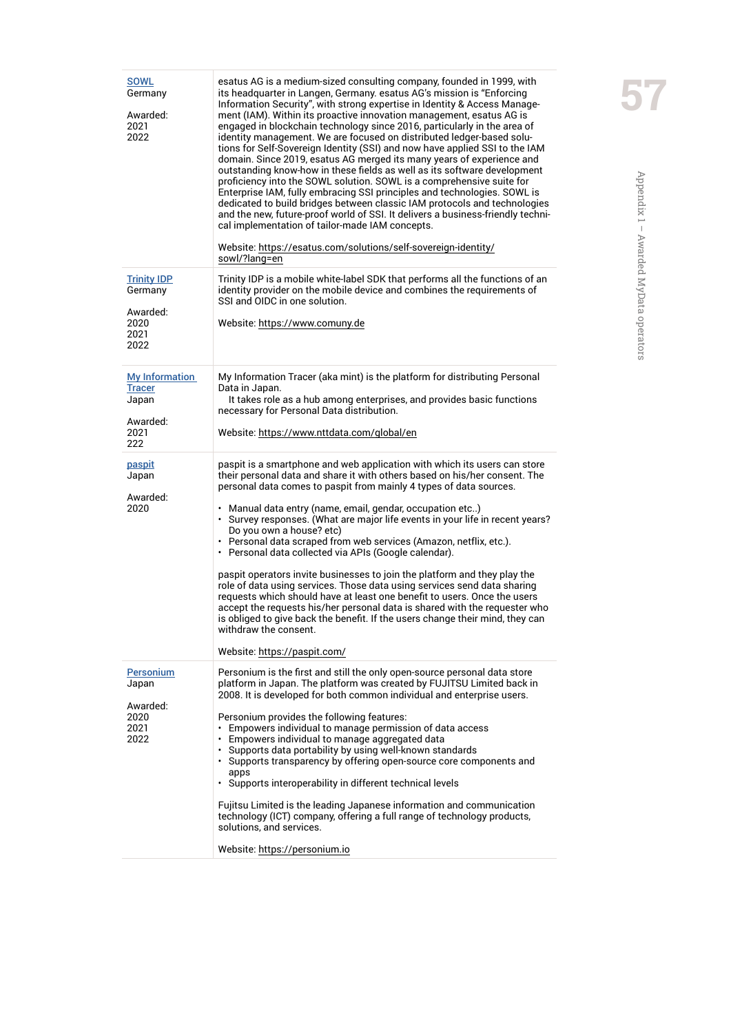| | |
|---|---|
| SOWL<br>Germany<br><br>Awarded:<br>2021<br>2022 | esatus AG is a medium-sized consulting company, founded in 1999, with its headquarter in Langen, Germany. esatus AG's mission is "Enforcing Information Security", with strong expertise in Identity & Access Management (IAM). Within its proactive innovation management, esatus AG is engaged in blockchain technology since 2016, particularly in the area of identity management. We are focused on distributed ledger-based solutions for Self-Sovereign Identity (SSI) and now have applied SSI to the IAM domain. Since 2019, esatus AG merged its many years of experience and outstanding know-how in these fields as well as its software development proficiency into the SOWL solution. SOWL is a comprehensive suite for Enterprise IAM, fully embracing SSI principles and technologies. SOWL is dedicated to build bridges between classic IAM protocols and technologies and the new, future-proof world of SSI. It delivers a business-friendly technical implementation of tailor-made IAM concepts.<br><br>Website: https://esatus.com/solutions/self-sovereign-identity/sowl/?lang=en |
| Trinity IDP<br>Germany<br><br>Awarded:<br>2020<br>2021<br>2022 | Trinity IDP is a mobile white-label SDK that performs all the functions of an identity provider on the mobile device and combines the requirements of SSI and OIDC in one solution.<br><br>Website: https://www.comuny.de |
| My Information Tracer<br>Japan<br><br>Awarded:<br>2021<br>222 | My Information Tracer (aka mint) is the platform for distributing Personal Data in Japan.<br>It takes role as a hub among enterprises, and provides basic functions necessary for Personal Data distribution.<br><br>Website: https://www.nttdata.com/global/en |
| paspit<br>Japan<br><br>Awarded:<br>2020 | paspit is a smartphone and web application with which its users can store their personal data and share it with others based on his/her consent. The personal data comes to paspit from mainly 4 types of data sources.<br><br>• Manual data entry (name, email, gendar, occupation etc..)<br>• Survey responses. (What are major life events in your life in recent years? Do you own a house? etc)<br>• Personal data scraped from web services (Amazon, netflix, etc.).<br>• Personal data collected via APIs (Google calendar).<br><br>paspit operators invite businesses to join the platform and they play the role of data using services. Those data using services send data sharing requests which should have at least one benefit to users. Once the users accept the requests his/her personal data is shared with the requester who is obliged to give back the benefit. If the users change their mind, they can withdraw the consent.<br><br>Website: https://paspit.com/ |
| Personium<br>Japan<br><br>Awarded:<br>2020<br>2021<br>2022 | Personium is the first and still the only open-source personal data store platform in Japan. The platform was created by FUJITSU Limited back in 2008. It is developed for both common individual and enterprise users.<br><br>Personium provides the following features:<br>• Empowers individual to manage permission of data access<br>• Empowers individual to manage aggregated data<br>• Supports data portability by using well-known standards<br>• Supports transparency by offering open-source core components and apps<br>• Supports interoperability in different technical levels<br><br>Fujitsu Limited is the leading Japanese information and communication technology (ICT) company, offering a full range of technology products, solutions, and services.<br><br>Website: https://personium.io |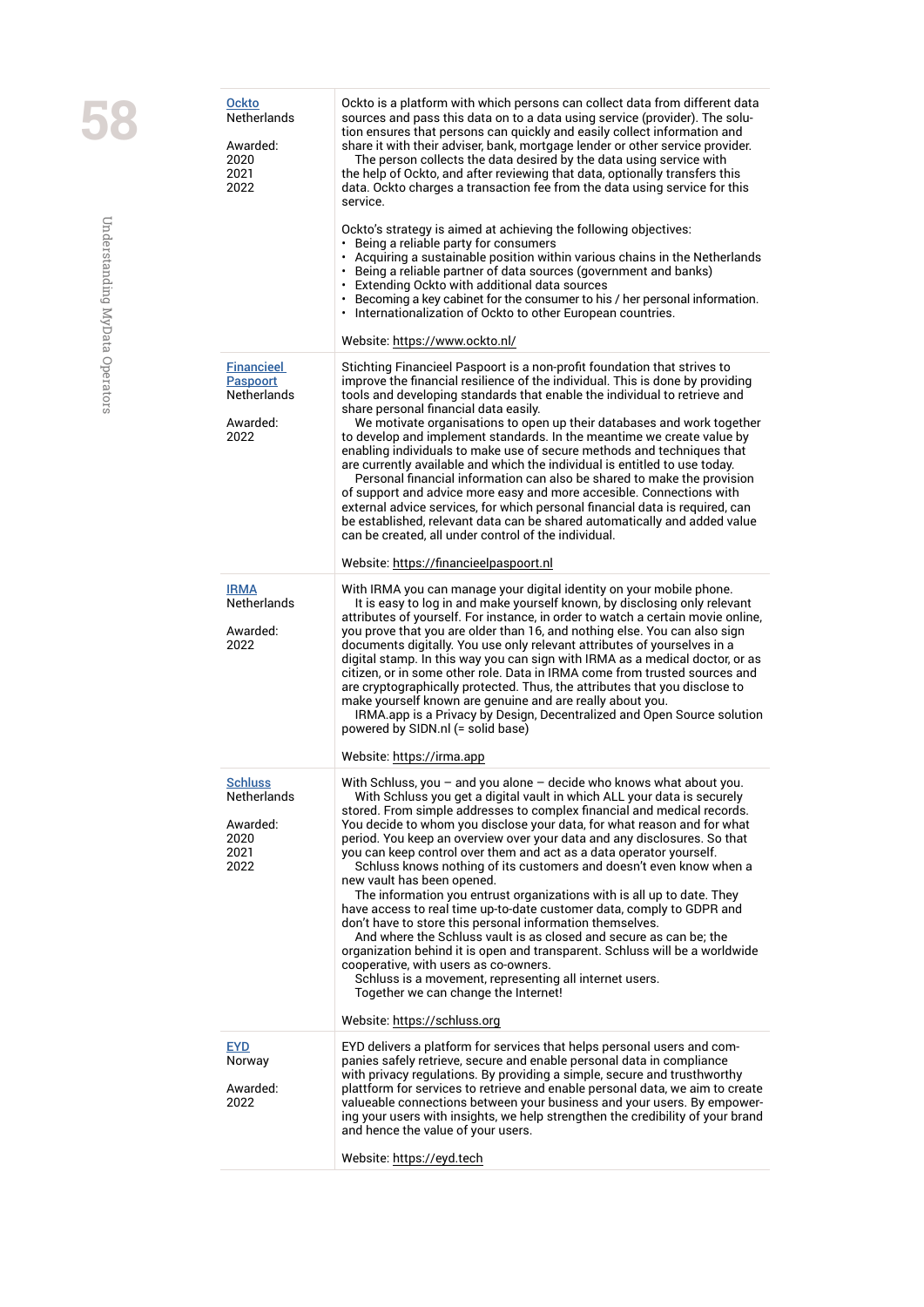| | |
|---|---|
| [Ockto](#)<br>Netherlands<br><br>Awarded:<br>2020<br>2021<br>2022 | Ockto is a platform with which persons can collect data from different data sources and pass this data on to a data using service (provider). The solution ensures that persons can quickly and easily collect information and share it with their adviser, bank, mortgage lender or other service provider.<br>The person collects the data desired by the data using service with the help of Ockto, and after reviewing that data, optionally transfers this data. Ockto charges a transaction fee from the data using service for this service.<br><br>Ockto's strategy is aimed at achieving the following objectives:<br>• Being a reliable party for consumers<br>• Acquiring a sustainable position within various chains in the Netherlands<br>• Being a reliable partner of data sources (government and banks)<br>• Extending Ockto with additional data sources<br>• Becoming a key cabinet for the consumer to his / her personal information.<br>• Internationalization of Ockto to other European countries.<br><br>Website: https://www.ockto.nl/ |
| [Financieel Paspoort](#)<br>Netherlands<br><br>Awarded:<br>2022 | Stichting Financieel Paspoort is a non-profit foundation that strives to improve the financial resilience of the individual. This is done by providing tools and developing standards that enable the individual to retrieve and share personal financial data easily.<br>We motivate organisations to open up their databases and work together to develop and implement standards. In the meantime we create value by enabling individuals to make use of secure methods and techniques that are currently available and which the individual is entitled to use today.<br>Personal financial information can also be shared to make the provision of support and advice more easy and more accesible. Connections with external advice services, for which personal financial data is required, can be established, relevant data can be shared automatically and added value can be created, all under control of the individual.<br><br>Website: https://financieelpaspoort.nl |
| [IRMA](#)<br>Netherlands<br><br>Awarded:<br>2022 | With IRMA you can manage your digital identity on your mobile phone.<br>It is easy to log in and make yourself known, by disclosing only relevant attributes of yourself. For instance, in order to watch a certain movie online, you prove that you are older than 16, and nothing else. You can also sign documents digitally. You use only relevant attributes of yourselves in a digital stamp. In this way you can sign with IRMA as a medical doctor, or as citizen, or in some other role. Data in IRMA come from trusted sources and are cryptographically protected. Thus, the attributes that you disclose to make yourself known are genuine and are really about you.<br>IRMA.app is a Privacy by Design, Decentralized and Open Source solution powered by SIDN.nl (= solid base)<br><br>Website: https://irma.app |
| [Schluss](#)<br>Netherlands<br><br>Awarded:<br>2020<br>2021<br>2022 | With Schluss, you – and you alone – decide who knows what about you.<br>With Schluss you get a digital vault in which ALL your data is securely stored. From simple addresses to complex financial and medical records. You decide to whom you disclose your data, for what reason and for what period. You keep an overview over your data and any disclosures. So that you can keep control over them and act as a data operator yourself.<br>Schluss knows nothing of its customers and doesn't even know when a new vault has been opened.<br>The information you entrust organizations with is all up to date. They have access to real time up-to-date customer data, comply to GDPR and don't have to store this personal information themselves.<br>And where the Schluss vault is as closed and secure as can be; the organization behind it is open and transparent. Schluss will be a worldwide cooperative, with users as co-owners.<br>Schluss is a movement, representing all internet users.<br>Together we can change the Internet!<br><br>Website: https://schluss.org |
| [EYD](#)<br>Norway<br><br>Awarded:<br>2022 | EYD delivers a platform for services that helps personal users and companies safely retrieve, secure and enable personal data in compliance with privacy regulations. By providing a simple, secure and trustworthy plattform for services to retrieve and enable personal data, we aim to create valueable connections between your business and your users. By empowering your users with insights, we help strengthen the credibility of your brand and hence the value of your users.<br><br>Website: https://eyd.tech |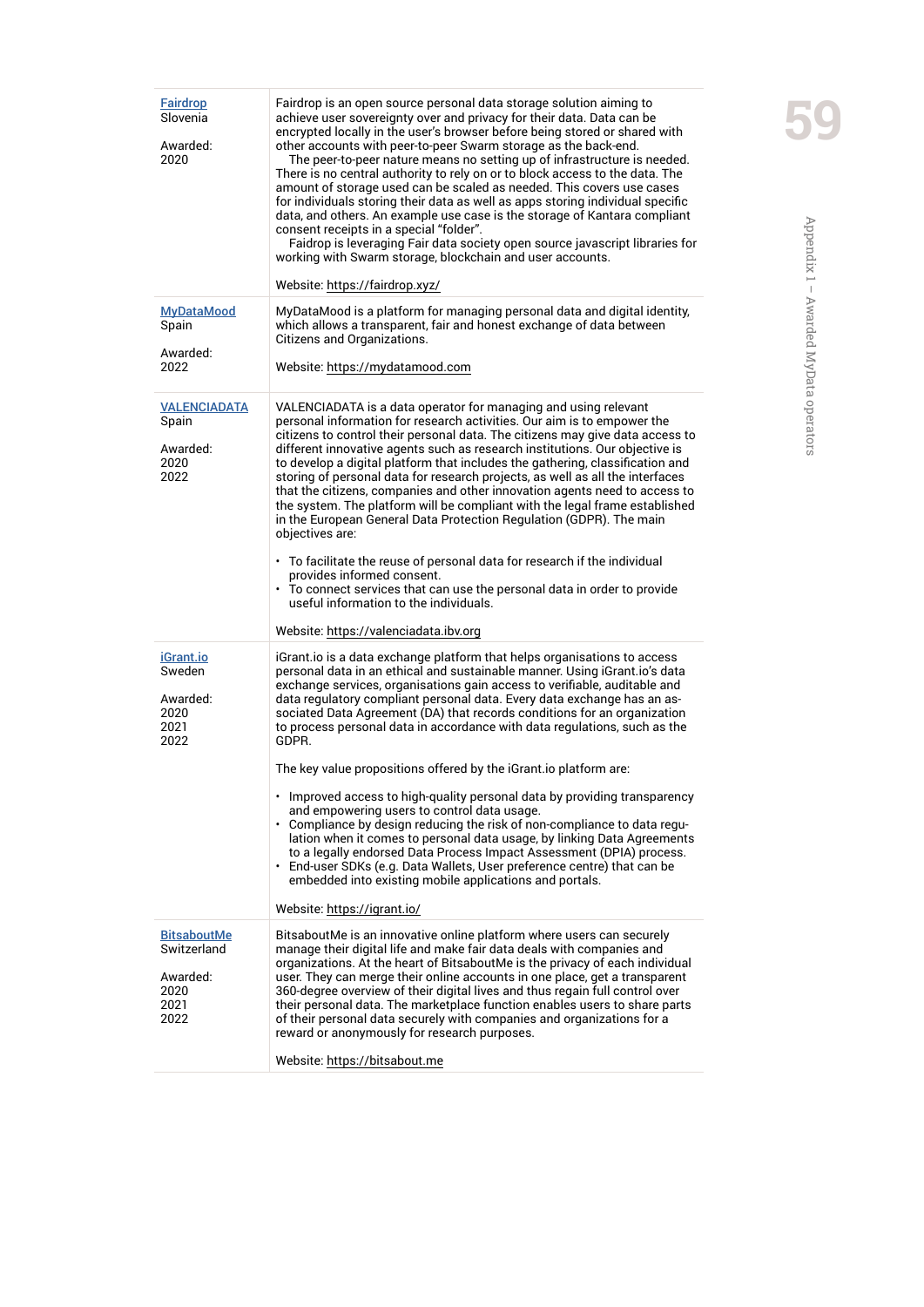| | |
|---|---|
| [Fairdrop](https://fairdrop.xyz/)<br>Slovenia<br><br>Awarded:<br>2020 | Fairdrop is an open source personal data storage solution aiming to achieve user sovereignty over and privacy for their data. Data can be encrypted locally in the user's browser before being stored or shared with other accounts with peer-to-peer Swarm storage as the back-end.<br>The peer-to-peer nature means no setting up of infrastructure is needed. There is no central authority to rely on or to block access to the data. The amount of storage used can be scaled as needed. This covers use cases for individuals storing their data as well as apps storing individual specific data, and others. An example use case is the storage of Kantara compliant consent receipts in a special "folder".<br>Faidrop is leveraging Fair data society open source javascript libraries for working with Swarm storage, blockchain and user accounts.<br><br>Website: https://fairdrop.xyz/ |
| [MyDataMood](https://mydatamood.com)<br>Spain<br><br>Awarded:<br>2022 | MyDataMood is a platform for managing personal data and digital identity, which allows a transparent, fair and honest exchange of data between Citizens and Organizations.<br><br>Website: https://mydatamood.com |
| [VALENCIADATA](https://valenciadata.ibv.org)<br>Spain<br><br>Awarded:<br>2020<br>2022 | VALENCIADATA is a data operator for managing and using relevant personal information for research activities. Our aim is to empower the citizens to control their personal data. The citizens may give data access to different innovative agents such as research institutions. Our objective is to develop a digital platform that includes the gathering, classification and storing of personal data for research projects, as well as all the interfaces that the citizens, companies and other innovation agents need to access to the system. The platform will be compliant with the legal frame established in the European General Data Protection Regulation (GDPR). The main objectives are:<br><br>• To facilitate the reuse of personal data for research if the individual provides informed consent.<br>• To connect services that can use the personal data in order to provide useful information to the individuals.<br><br>Website: https://valenciadata.ibv.org |
| [iGrant.io](https://igrant.io/)<br>Sweden<br><br>Awarded:<br>2020<br>2021<br>2022 | iGrant.io is a data exchange platform that helps organisations to access personal data in an ethical and sustainable manner. Using iGrant.io's data exchange services, organisations gain access to verifiable, auditable and data regulatory compliant personal data. Every data exchange has an associated Data Agreement (DA) that records conditions for an organization to process personal data in accordance with data regulations, such as the GDPR.<br><br>The key value propositions offered by the iGrant.io platform are:<br><br>• Improved access to high-quality personal data by providing transparency and empowering users to control data usage.<br>• Compliance by design reducing the risk of non-compliance to data regulation when it comes to personal data usage, by linking Data Agreements to a legally endorsed Data Process Impact Assessment (DPIA) process.<br>• End-user SDKs (e.g. Data Wallets, User preference centre) that can be embedded into existing mobile applications and portals.<br><br>Website: https://igrant.io/ |
| [BitsaboutMe](https://bitsabout.me)<br>Switzerland<br><br>Awarded:<br>2020<br>2021<br>2022 | BitsaboutMe is an innovative online platform where users can securely manage their digital life and make fair data deals with companies and organizations. At the heart of BitsaboutMe is the privacy of each individual user. They can merge their online accounts in one place, get a transparent 360-degree overview of their digital lives and thus regain full control over their personal data. The marketplace function enables users to share parts of their personal data securely with companies and organizations for a reward or anonymously for research purposes.<br><br>Website: https://bitsabout.me |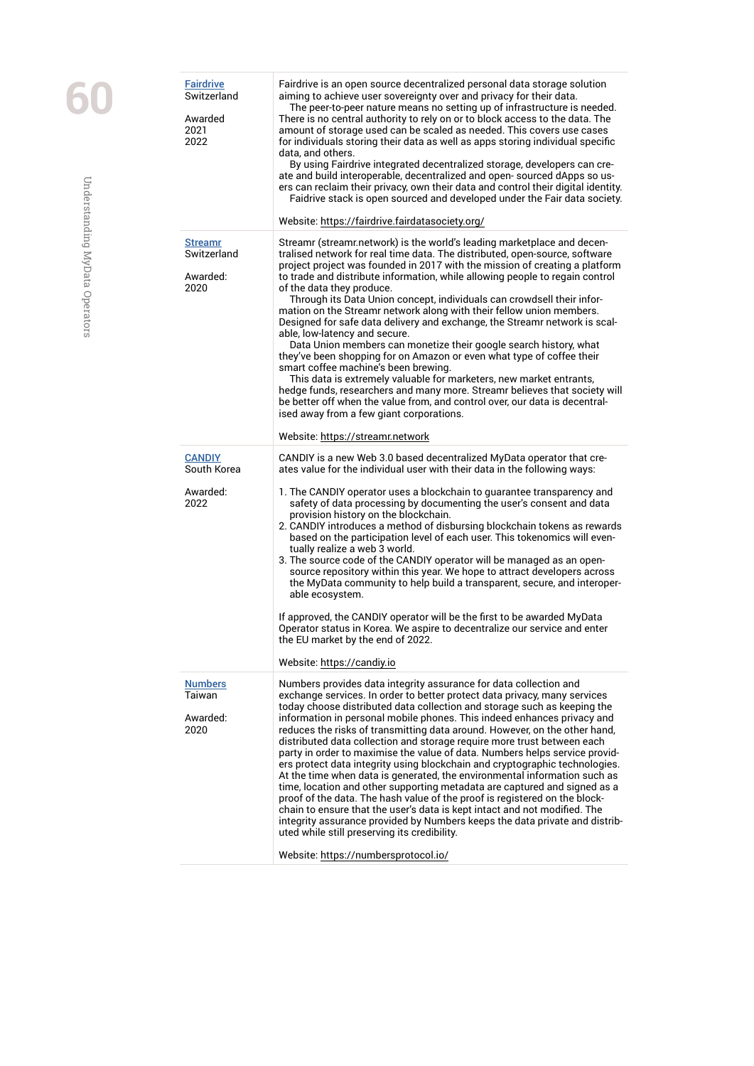| | |
|---|---|
| Fairdrive<br>Switzerland<br><br>Awarded<br>2021<br>2022 | Fairdrive is an open source decentralized personal data storage solution aiming to achieve user sovereignty over and privacy for their data.<br>The peer-to-peer nature means no setting up of infrastructure is needed. There is no central authority to rely on or to block access to the data. The amount of storage used can be scaled as needed. This covers use cases for individuals storing their data as well as apps storing individual specific data, and others.<br>By using Fairdrive integrated decentralized storage, developers can create and build interoperable, decentralized and open- sourced dApps so users can reclaim their privacy, own their data and control their digital identity.<br>Faidrive stack is open sourced and developed under the Fair data society.<br><br>Website: https://fairdrive.fairdatasociety.org/ |
| Streamr<br>Switzerland<br><br>Awarded:<br>2020 | Streamr (streamr.network) is the world's leading marketplace and decentralised network for real time data. The distributed, open-source, software project project was founded in 2017 with the mission of creating a platform to trade and distribute information, while allowing people to regain control of the data they produce.<br>Through its Data Union concept, individuals can crowdsell their information on the Streamr network along with their fellow union members. Designed for safe data delivery and exchange, the Streamr network is scalable, low-latency and secure.<br>Data Union members can monetize their google search history, what they've been shopping for on Amazon or even what type of coffee their smart coffee machine's been brewing.<br>This data is extremely valuable for marketers, new market entrants, hedge funds, researchers and many more. Streamr believes that society will be better off when the value from, and control over, our data is decentralised away from a few giant corporations.<br><br>Website: https://streamr.network |
| CANDIY<br>South Korea<br><br>Awarded:<br>2022 | CANDIY is a new Web 3.0 based decentralized MyData operator that creates value for the individual user with their data in the following ways:<br><br>1. The CANDIY operator uses a blockchain to guarantee transparency and safety of data processing by documenting the user's consent and data provision history on the blockchain.<br>2. CANDIY introduces a method of disbursing blockchain tokens as rewards based on the participation level of each user. This tokenomics will eventually realize a web 3 world.<br>3. The source code of the CANDIY operator will be managed as an open-source repository within this year. We hope to attract developers across the MyData community to help build a transparent, secure, and interoperable ecosystem.<br><br>If approved, the CANDIY operator will be the first to be awarded MyData Operator status in Korea. We aspire to decentralize our service and enter the EU market by the end of 2022.<br><br>Website: https://candiy.io |
| Numbers<br>Taiwan<br><br>Awarded:<br>2020 | Numbers provides data integrity assurance for data collection and exchange services. In order to better protect data privacy, many services today choose distributed data collection and storage such as keeping the information in personal mobile phones. This indeed enhances privacy and reduces the risks of transmitting data around. However, on the other hand, distributed data collection and storage require more trust between each party in order to maximise the value of data. Numbers helps service providers protect data integrity using blockchain and cryptographic technologies. At the time when data is generated, the environmental information such as time, location and other supporting metadata are captured and signed as a proof of the data. The hash value of the proof is registered on the blockchain to ensure that the user's data is kept intact and not modified. The integrity assurance provided by Numbers keeps the data private and distributed while still preserving its credibility.<br><br>Website: https://numbersprotocol.io/ |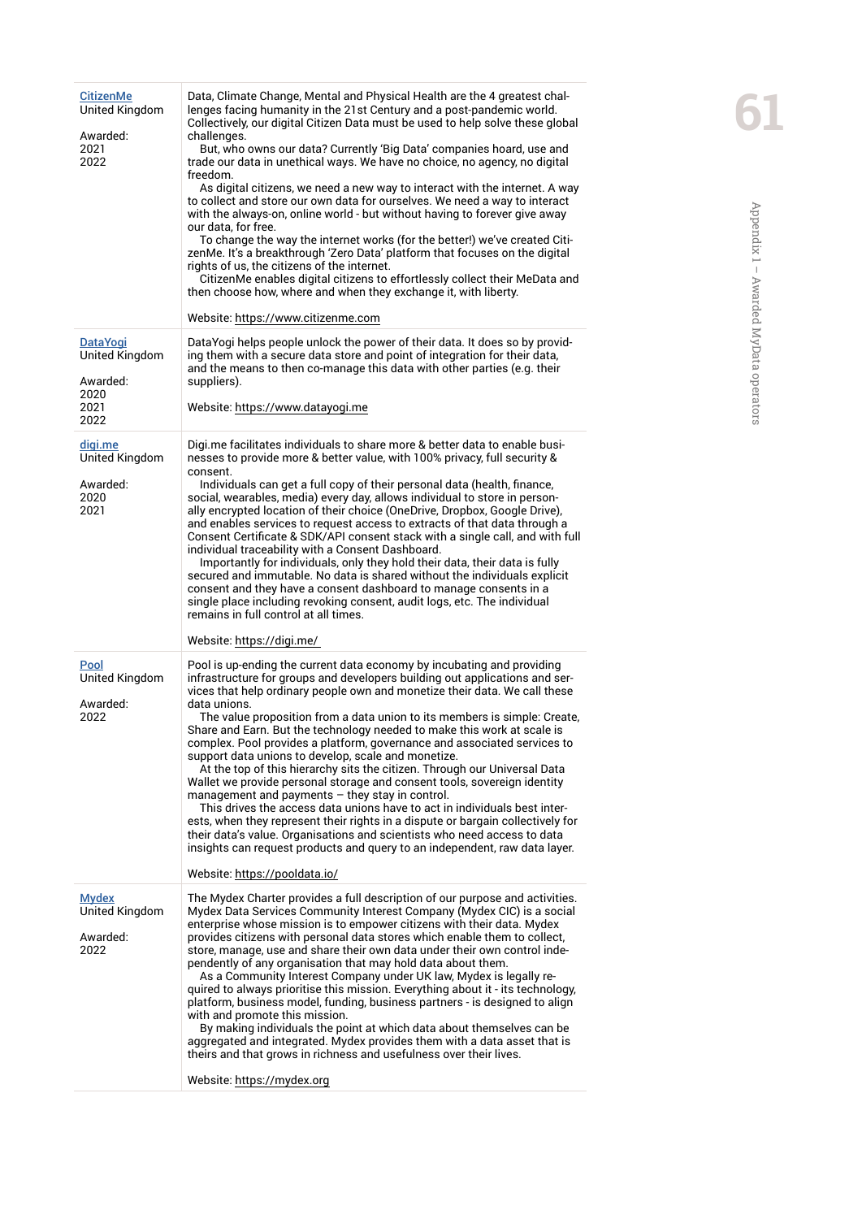| | |
|---|---|
| [CitizenMe](https://www.citizenme.com)<br>United Kingdom<br><br>Awarded:<br>2021<br>2022 | Data, Climate Change, Mental and Physical Health are the 4 greatest challenges facing humanity in the 21st Century and a post-pandemic world. Collectively, our digital Citizen Data must be used to help solve these global challenges.<br>But, who owns our data? Currently 'Big Data' companies hoard, use and trade our data in unethical ways. We have no choice, no agency, no digital freedom.<br>As digital citizens, we need a new way to interact with the internet. A way to collect and store our own data for ourselves. We need a way to interact with the always-on, online world - but without having to forever give away our data, for free.<br>To change the way the internet works (for the better!) we've created CitizenMe. It's a breakthrough 'Zero Data' platform that focuses on the digital rights of us, the citizens of the internet.<br>CitizenMe enables digital citizens to effortlessly collect their MeData and then choose how, where and when they exchange it, with liberty.<br><br>Website: https://www.citizenme.com |
| [DataYogi](https://www.datayogi.me)<br>United Kingdom<br><br>Awarded:<br>2020<br>2021<br>2022 | DataYogi helps people unlock the power of their data. It does so by providing them with a secure data store and point of integration for their data, and the means to then co-manage this data with other parties (e.g. their suppliers).<br><br>Website: https://www.datayogi.me |
| [digi.me](https://digi.me/)<br>United Kingdom<br><br>Awarded:<br>2020<br>2021 | Digi.me facilitates individuals to share more & better data to enable businesses to provide more & better value, with 100% privacy, full security & consent.<br>Individuals can get a full copy of their personal data (health, finance, social, wearables, media) every day, allows individual to store in personally encrypted location of their choice (OneDrive, Dropbox, Google Drive), and enables services to request access to extracts of that data through a Consent Certificate & SDK/API consent stack with a single call, and with full individual traceability with a Consent Dashboard.<br>Importantly for individuals, only they hold their data, their data is fully secured and immutable. No data is shared without the individuals explicit consent and they have a consent dashboard to manage consents in a single place including revoking consent, audit logs, etc. The individual remains in full control at all times.<br><br>Website: https://digi.me/ |
| [Pool](https://pooldata.io/)<br>United Kingdom<br><br>Awarded:<br>2022 | Pool is up-ending the current data economy by incubating and providing infrastructure for groups and developers building out applications and services that help ordinary people own and monetize their data. We call these data unions.<br>The value proposition from a data union to its members is simple: Create, Share and Earn. But the technology needed to make this work at scale is complex. Pool provides a platform, governance and associated services to support data unions to develop, scale and monetize.<br>At the top of this hierarchy sits the citizen. Through our Universal Data Wallet we provide personal storage and consent tools, sovereign identity management and payments – they stay in control.<br>This drives the access data unions have to act in individuals best interests, when they represent their rights in a dispute or bargain collectively for their data's value. Organisations and scientists who need access to data insights can request products and query to an independent, raw data layer.<br><br>Website: https://pooldata.io/ |
| [Mydex](https://mydex.org)<br>United Kingdom<br><br>Awarded:<br>2022 | The Mydex Charter provides a full description of our purpose and activities. Mydex Data Services Community Interest Company (Mydex CIC) is a social enterprise whose mission is to empower citizens with their data. Mydex provides citizens with personal data stores which enable them to collect, store, manage, use and share their own data under their own control independently of any organisation that may hold data about them.<br>As a Community Interest Company under UK law, Mydex is legally required to always prioritise this mission. Everything about it - its technology, platform, business model, funding, business partners - is designed to align with and promote this mission.<br>By making individuals the point at which data about themselves can be aggregated and integrated. Mydex provides them with a data asset that is theirs and that grows in richness and usefulness over their lives.<br><br>Website: https://mydex.org |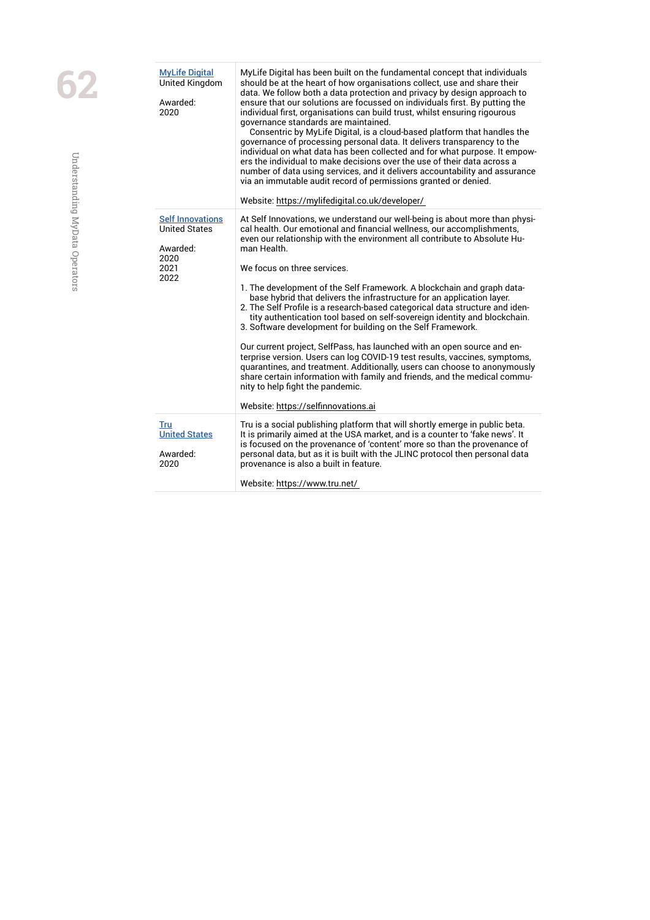| | |
|---|---|
| [MyLife Digital](#) United Kingdom<br><br>Awarded:<br>2020 | MyLife Digital has been built on the fundamental concept that individuals should be at the heart of how organisations collect, use and share their data. We follow both a data protection and privacy by design approach to ensure that our solutions are focussed on individuals first. By putting the individual first, organisations can build trust, whilst ensuring rigourous governance standards are maintained.<br>Consentric by MyLife Digital, is a cloud-based platform that handles the governance of processing personal data. It delivers transparency to the individual on what data has been collected and for what purpose. It empowers the individual to make decisions over the use of their data across a number of data using services, and it delivers accountability and assurance via an immutable audit record of permissions granted or denied.<br><br>Website: https://mylifedigital.co.uk/developer/ |
| [Self Innovations](#) United States<br><br>Awarded:<br>2020<br>2021<br>2022 | At Self Innovations, we understand our well-being is about more than physical health. Our emotional and financial wellness, our accomplishments, even our relationship with the environment all contribute to Absolute Human Health.<br><br>We focus on three services.<br><br>1. The development of the Self Framework. A blockchain and graph database hybrid that delivers the infrastructure for an application layer.<br>2. The Self Profile is a research-based categorical data structure and identity authentication tool based on self-sovereign identity and blockchain.<br>3. Software development for building on the Self Framework.<br><br>Our current project, SelfPass, has launched with an open source and enterprise version. Users can log COVID-19 test results, vaccines, symptoms, quarantines, and treatment. Additionally, users can choose to anonymously share certain information with family and friends, and the medical community to help fight the pandemic.<br><br>Website: https://selfinnovations.ai |
| [Tru](#)<br>[United States](#)<br><br>Awarded:<br>2020 | Tru is a social publishing platform that will shortly emerge in public beta. It is primarily aimed at the USA market, and is a counter to 'fake news'. It is focused on the provenance of 'content' more so than the provenance of personal data, but as it is built with the JLINC protocol then personal data provenance is also a built in feature.<br><br>Website: https://www.tru.net/ |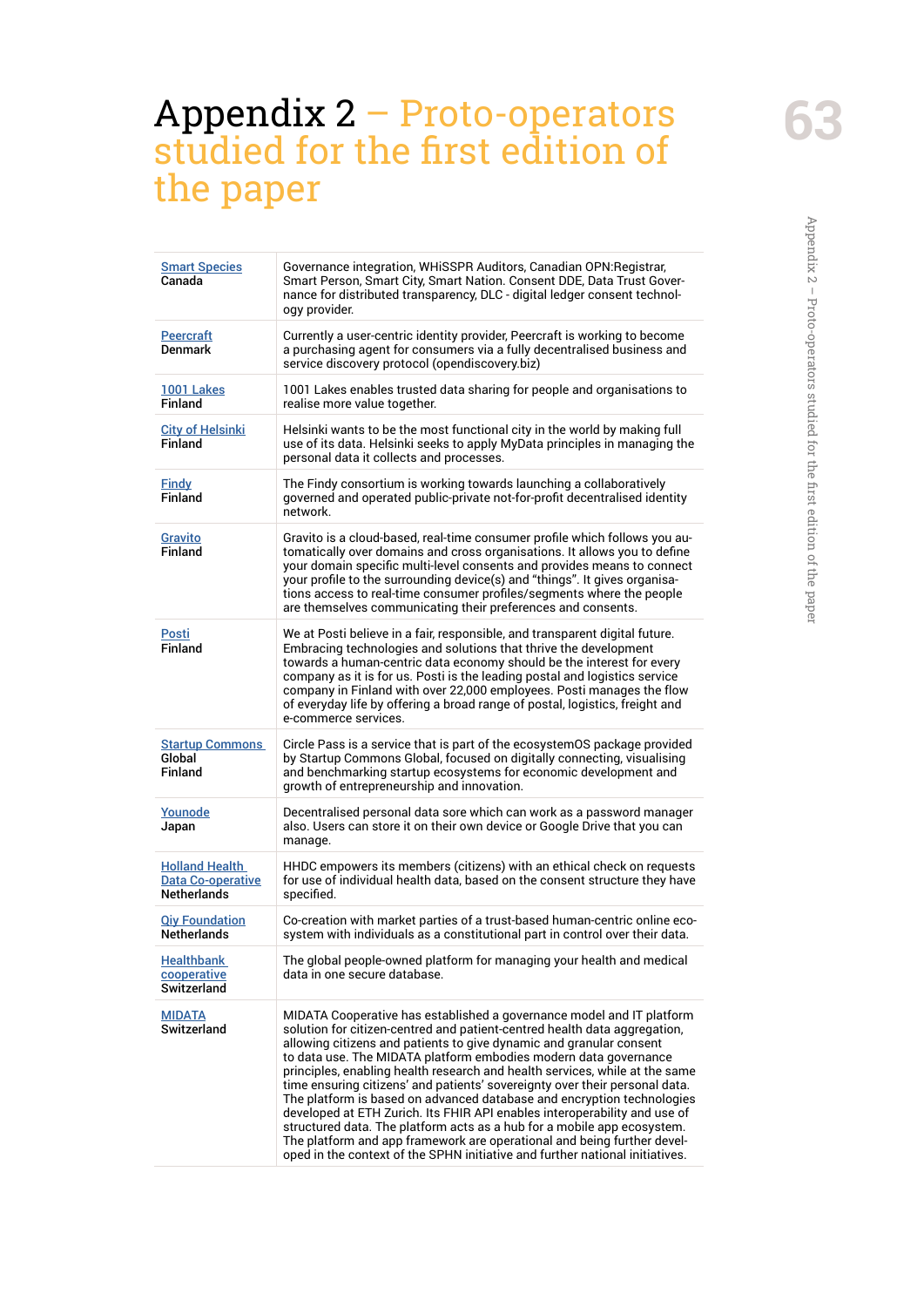# Appendix 2 – Proto-operators studied for the first edition of the paper

| Organisation | Description |
|---|---|
| Smart Species<br>Canada | Governance integration, WHiSSPR Auditors, Canadian OPN:Registrar, Smart Person, Smart City, Smart Nation. Consent DDE, Data Trust Governance for distributed transparency, DLC - digital ledger consent technology provider. |
| Peercraft<br>Denmark | Currently a user-centric identity provider, Peercraft is working to become a purchasing agent for consumers via a fully decentralised business and service discovery protocol (opendiscovery.biz) |
| 1001 Lakes<br>Finland | 1001 Lakes enables trusted data sharing for people and organisations to realise more value together. |
| City of Helsinki<br>Finland | Helsinki wants to be the most functional city in the world by making full use of its data. Helsinki seeks to apply MyData principles in managing the personal data it collects and processes. |
| Findy<br>Finland | The Findy consortium is working towards launching a collaboratively governed and operated public-private not-for-profit decentralised identity network. |
| Gravito<br>Finland | Gravito is a cloud-based, real-time consumer profile which follows you automatically over domains and cross organisations. It allows you to define your domain specific multi-level consents and provides means to connect your profile to the surrounding device(s) and "things". It gives organisations access to real-time consumer profiles/segments where the people are themselves communicating their preferences and consents. |
| Posti<br>Finland | We at Posti believe in a fair, responsible, and transparent digital future. Embracing technologies and solutions that thrive the development towards a human-centric data economy should be the interest for every company as it is for us. Posti is the leading postal and logistics service company in Finland with over 22,000 employees. Posti manages the flow of everyday life by offering a broad range of postal, logistics, freight and e-commerce services. |
| Startup Commons Global<br>Finland | Circle Pass is a service that is part of the ecosystemOS package provided by Startup Commons Global, focused on digitally connecting, visualising and benchmarking startup ecosystems for economic development and growth of entrepreneurship and innovation. |
| Younode<br>Japan | Decentralised personal data sore which can work as a password manager also. Users can store it on their own device or Google Drive that you can manage. |
| Holland Health Data Co-operative<br>Netherlands | HHDC empowers its members (citizens) with an ethical check on requests for use of individual health data, based on the consent structure they have specified. |
| Qiy Foundation<br>Netherlands | Co-creation with market parties of a trust-based human-centric online ecosystem with individuals as a constitutional part in control over their data. |
| Healthbank cooperative<br>Switzerland | The global people-owned platform for managing your health and medical data in one secure database. |
| MIDATA<br>Switzerland | MIDATA Cooperative has established a governance model and IT platform solution for citizen-centred and patient-centred health data aggregation, allowing citizens and patients to give dynamic and granular consent to data use. The MIDATA platform embodies modern data governance principles, enabling health research and health services, while at the same time ensuring citizens' and patients' sovereignty over their personal data. The platform is based on advanced database and encryption technologies developed at ETH Zurich. Its FHIR API enables interoperability and use of structured data. The platform acts as a hub for a mobile app ecosystem. The platform and app framework are operational and being further developed in the context of the SPHN initiative and further national initiatives. |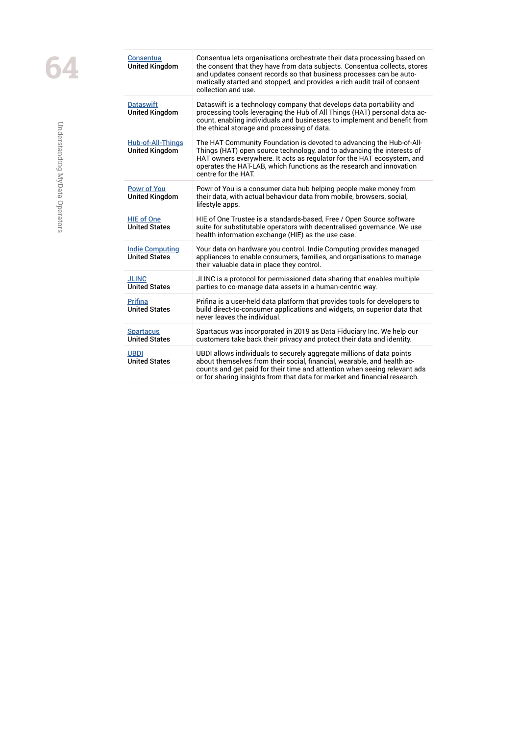| | |
|---|---|
| Consentua<br>**United Kingdom** | Consentua lets organisations orchestrate their data processing based on the consent that they have from data subjects. Consentua collects, stores and updates consent records so that business processes can be automatically started and stopped, and provides a rich audit trail of consent collection and use. |
| Dataswift<br>**United Kingdom** | Dataswift is a technology company that develops data portability and processing tools leveraging the Hub of All Things (HAT) personal data account, enabling individuals and businesses to implement and benefit from the ethical storage and processing of data. |
| Hub-of-All-Things<br>**United Kingdom** | The HAT Community Foundation is devoted to advancing the Hub-of-All-Things (HAT) open source technology, and to advancing the interests of HAT owners everywhere. It acts as regulator for the HAT ecosystem, and operates the HAT-LAB, which functions as the research and innovation centre for the HAT. |
| Powr of You<br>**United Kingdom** | Powr of You is a consumer data hub helping people make money from their data, with actual behaviour data from mobile, browsers, social, lifestyle apps. |
| HIE of One<br>**United States** | HIE of One Trustee is a standards-based, Free / Open Source software suite for substitutable operators with decentralised governance. We use health information exchange (HIE) as the use case. |
| Indie Computing<br>**United States** | Your data on hardware you control. Indie Computing provides managed appliances to enable consumers, families, and organisations to manage their valuable data in place they control. |
| JLINC<br>**United States** | JLINC is a protocol for permissioned data sharing that enables multiple parties to co-manage data assets in a human-centric way. |
| Prifina<br>**United States** | Prifina is a user-held data platform that provides tools for developers to build direct-to-consumer applications and widgets, on superior data that never leaves the individual. |
| Spartacus<br>**United States** | Spartacus was incorporated in 2019 as Data Fiduciary Inc. We help our customers take back their privacy and protect their data and identity. |
| UBDI<br>**United States** | UBDI allows individuals to securely aggregate millions of data points about themselves from their social, financial, wearable, and health accounts and get paid for their time and attention when seeing relevant ads or for sharing insights from that data for market and financial research. |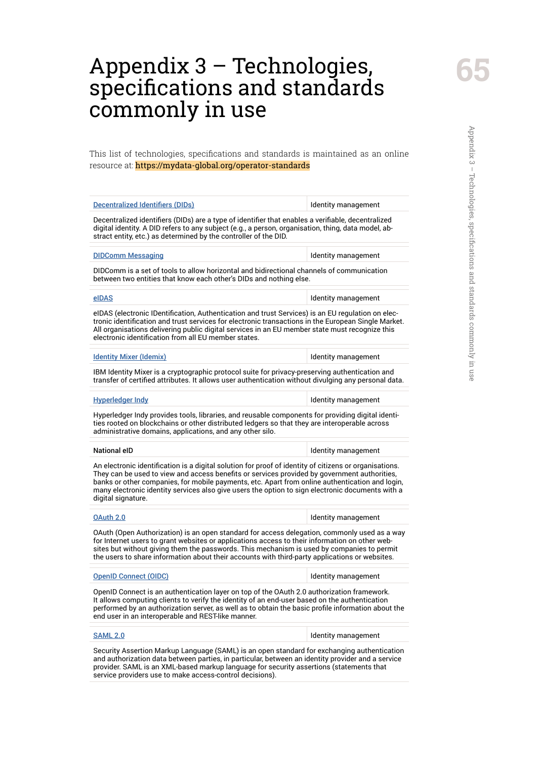# Appendix 3 – Technologies, specifications and standards commonly in use

This list of technologies, specifications and standards is maintained as an online resource at: https://mydata-global.org/operator-standards

| Decentralized Identifiers (DIDs) | Identity management |
|---|---|
| Decentralized identifiers (DIDs) are a type of identifier that enables a verifiable, decentralized digital identity. A DID refers to any subject (e.g., a person, organisation, thing, data model, abstract entity, etc.) as determined by the controller of the DID. | |
| **DIDComm Messaging** | **Identity management** |
| DIDComm is a set of tools to allow horizontal and bidirectional channels of communication between two entities that know each other's DIDs and nothing else. | |
| **eIDAS** | **Identity management** |
| eIDAS (electronic IDentification, Authentication and trust Services) is an EU regulation on electronic identification and trust services for electronic transactions in the European Single Market. All organisations delivering public digital services in an EU member state must recognize this electronic identification from all EU member states. | |
| **Identity Mixer (Idemix)** | **Identity management** |
| IBM Identity Mixer is a cryptographic protocol suite for privacy-preserving authentication and transfer of certified attributes. It allows user authentication without divulging any personal data. | |
| **Hyperledger Indy** | **Identity management** |
| Hyperledger Indy provides tools, libraries, and reusable components for providing digital identities rooted on blockchains or other distributed ledgers so that they are interoperable across administrative domains, applications, and any other silo. | |
| **National eID** | **Identity management** |
| An electronic identification is a digital solution for proof of identity of citizens or organisations. They can be used to view and access benefits or services provided by government authorities, banks or other companies, for mobile payments, etc. Apart from online authentication and login, many electronic identity services also give users the option to sign electronic documents with a digital signature. | |
| **OAuth 2.0** | **Identity management** |
| OAuth (Open Authorization) is an open standard for access delegation, commonly used as a way for Internet users to grant websites or applications access to their information on other websites but without giving them the passwords. This mechanism is used by companies to permit the users to share information about their accounts with third-party applications or websites. | |
| **OpenID Connect (OIDC)** | **Identity management** |
| OpenID Connect is an authentication layer on top of the OAuth 2.0 authorization framework. It allows computing clients to verify the identity of an end-user based on the authentication performed by an authorization server, as well as to obtain the basic profile information about the end user in an interoperable and REST-like manner. | |
| **SAML 2.0** | **Identity management** |
| Security Assertion Markup Language (SAML) is an open standard for exchanging authentication and authorization data between parties, in particular, between an identity provider and a service provider. SAML is an XML-based markup language for security assertions (statements that service providers use to make access-control decisions). | |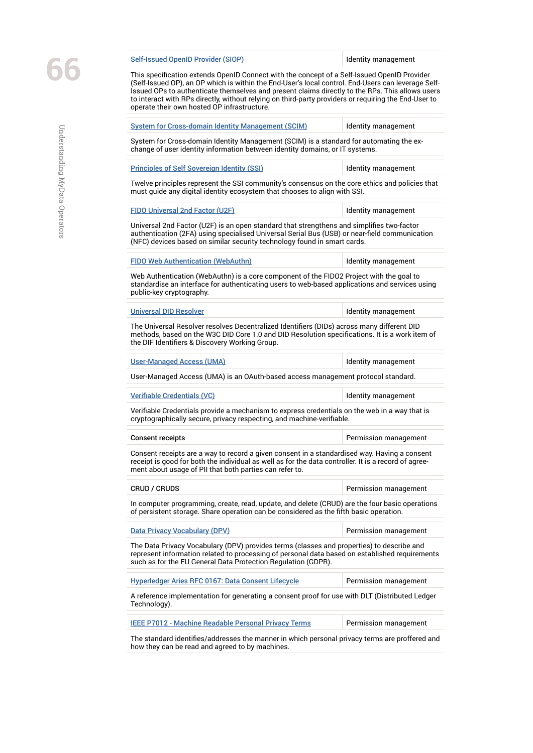| [Self-Issued OpenID Provider (SIOP)]() | Identity management |
|---|---|
| This specification extends OpenID Connect with the concept of a Self-Issued OpenID Provider (Self-Issued OP), an OP which is within the End-User's local control. End-Users can leverage Self-Issued OPs to authenticate themselves and present claims directly to the RPs. This allows users to interact with RPs directly, without relying on third-party providers or requiring the End-User to operate their own hosted OP infrastructure. | |
| [System for Cross-domain Identity Management (SCIM)]() | Identity management |
| System for Cross-domain Identity Management (SCIM) is a standard for automating the exchange of user identity information between identity domains, or IT systems. | |
| [Principles of Self Sovereign Identity (SSI)]() | Identity management |
| Twelve principles represent the SSI community's consensus on the core ethics and policies that must guide any digital identity ecosystem that chooses to align with SSI. | |
| [FIDO Universal 2nd Factor (U2F)]() | Identity management |
| Universal 2nd Factor (U2F) is an open standard that strengthens and simplifies two-factor authentication (2FA) using specialised Universal Serial Bus (USB) or near-field communication (NFC) devices based on similar security technology found in smart cards. | |
| [FIDO Web Authentication (WebAuthn)]() | Identity management |
| Web Authentication (WebAuthn) is a core component of the FIDO2 Project with the goal to standardise an interface for authenticating users to web-based applications and services using public-key cryptography. | |
| [Universal DID Resolver]() | Identity management |
| The Universal Resolver resolves Decentralized Identifiers (DIDs) across many different DID methods, based on the W3C DID Core 1.0 and DID Resolution specifications. It is a work item of the DIF Identifiers & Discovery Working Group. | |
| [User-Managed Access (UMA)]() | Identity management |
| User-Managed Access (UMA) is an OAuth-based access management protocol standard. | |
| [Verifiable Credentials (VC)]() | Identity management |
| Verifiable Credentials provide a mechanism to express credentials on the web in a way that is cryptographically secure, privacy respecting, and machine-verifiable. | |
| Consent receipts | Permission management |
| Consent receipts are a way to record a given consent in a standardised way. Having a consent receipt is good for both the individual as well as for the data controller. It is a record of agreement about usage of PII that both parties can refer to. | |
| CRUD / CRUDS | Permission management |
| In computer programming, create, read, update, and delete (CRUD) are the four basic operations of persistent storage. Share operation can be considered as the fifth basic operation. | |
| [Data Privacy Vocabulary (DPV)]() | Permission management |
| The Data Privacy Vocabulary (DPV) provides terms (classes and properties) to describe and represent information related to processing of personal data based on established requirements such as for the EU General Data Protection Regulation (GDPR). | |
| [Hyperledger Aries RFC 0167: Data Consent Lifecycle]() | Permission management |
| A reference implementation for generating a consent proof for use with DLT (Distributed Ledger Technology). | |
| [IEEE P7012 - Machine Readable Personal Privacy Terms]() | Permission management |
| The standard identifies/addresses the manner in which personal privacy terms are proffered and how they can be read and agreed to by machines. | |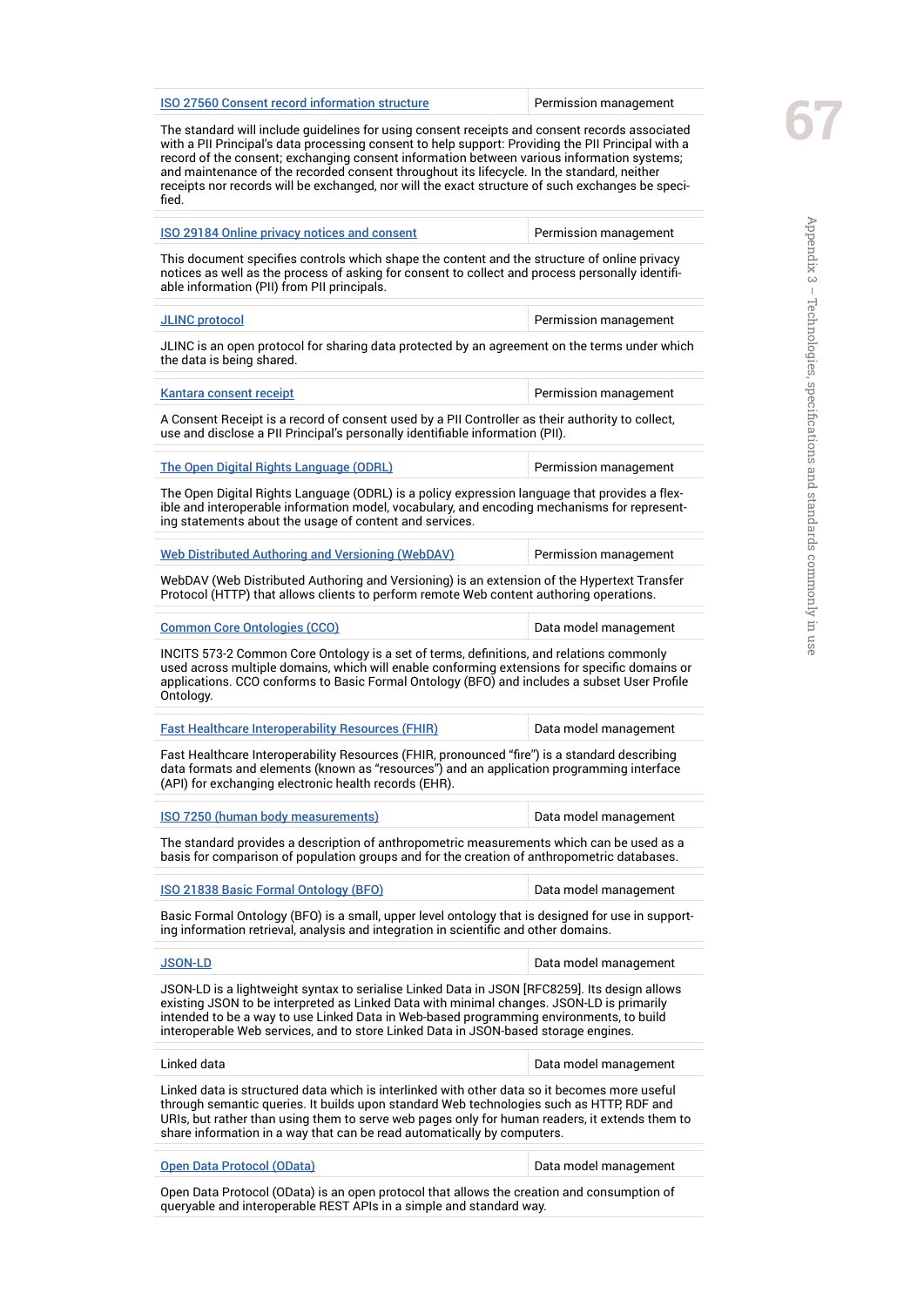| | |
|---|---|
| ISO 27560 Consent record information structure | Permission management |
| The standard will include guidelines for using consent receipts and consent records associated with a PII Principal's data processing consent to help support: Providing the PII Principal with a record of the consent; exchanging consent information between various information systems; and maintenance of the recorded consent throughout its lifecycle. In the standard, neither receipts nor records will be exchanged, nor will the exact structure of such exchanges be specified. | |
| ISO 29184 Online privacy notices and consent | Permission management |
| This document specifies controls which shape the content and the structure of online privacy notices as well as the process of asking for consent to collect and process personally identifiable information (PII) from PII principals. | |
| JLINC protocol | Permission management |
| JLINC is an open protocol for sharing data protected by an agreement on the terms under which the data is being shared. | |
| Kantara consent receipt | Permission management |
| A Consent Receipt is a record of consent used by a PII Controller as their authority to collect, use and disclose a PII Principal's personally identifiable information (PII). | |
| The Open Digital Rights Language (ODRL) | Permission management |
| The Open Digital Rights Language (ODRL) is a policy expression language that provides a flexible and interoperable information model, vocabulary, and encoding mechanisms for representing statements about the usage of content and services. | |
| Web Distributed Authoring and Versioning (WebDAV) | Permission management |
| WebDAV (Web Distributed Authoring and Versioning) is an extension of the Hypertext Transfer Protocol (HTTP) that allows clients to perform remote Web content authoring operations. | |
| Common Core Ontologies (CCO) | Data model management |
| INCITS 573-2 Common Core Ontology is a set of terms, definitions, and relations commonly used across multiple domains, which will enable conforming extensions for specific domains or applications. CCO conforms to Basic Formal Ontology (BFO) and includes a subset User Profile Ontology. | |
| Fast Healthcare Interoperability Resources (FHIR) | Data model management |
| Fast Healthcare Interoperability Resources (FHIR, pronounced "fire") is a standard describing data formats and elements (known as "resources") and an application programming interface (API) for exchanging electronic health records (EHR). | |
| ISO 7250 (human body measurements) | Data model management |
| The standard provides a description of anthropometric measurements which can be used as a basis for comparison of population groups and for the creation of anthropometric databases. | |
| ISO 21838 Basic Formal Ontology (BFO) | Data model management |
| Basic Formal Ontology (BFO) is a small, upper level ontology that is designed for use in supporting information retrieval, analysis and integration in scientific and other domains. | |
| JSON-LD | Data model management |
| JSON-LD is a lightweight syntax to serialise Linked Data in JSON [RFC8259]. Its design allows existing JSON to be interpreted as Linked Data with minimal changes. JSON-LD is primarily intended to be a way to use Linked Data in Web-based programming environments, to build interoperable Web services, and to store Linked Data in JSON-based storage engines. | |
| Linked data | Data model management |
| Linked data is structured data which is interlinked with other data so it becomes more useful through semantic queries. It builds upon standard Web technologies such as HTTP, RDF and URIs, but rather than using them to serve web pages only for human readers, it extends them to share information in a way that can be read automatically by computers. | |
| Open Data Protocol (OData) | Data model management |
| Open Data Protocol (OData) is an open protocol that allows the creation and consumption of queryable and interoperable REST APIs in a simple and standard way. | |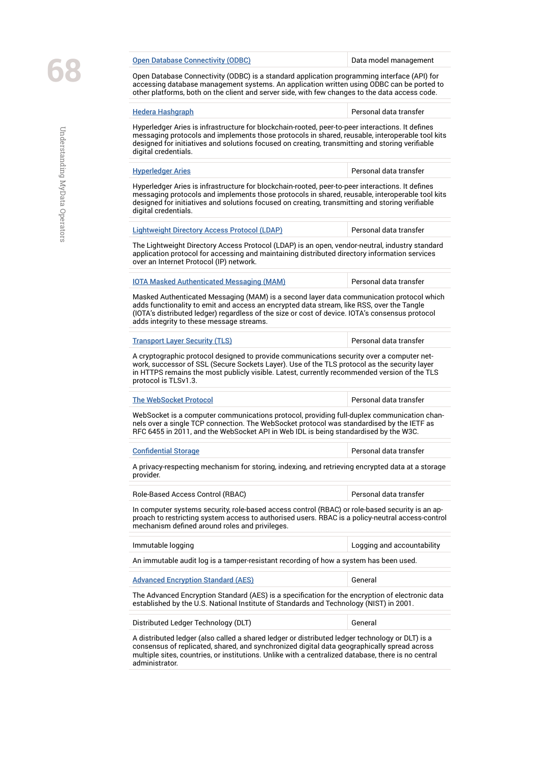| [Open Database Connectivity (ODBC)] | Data model management |
|---|---|
| Open Database Connectivity (ODBC) is a standard application programming interface (API) for accessing database management systems. An application written using ODBC can be ported to other platforms, both on the client and server side, with few changes to the data access code. | |
| [Hedera Hashgraph] | Personal data transfer |
| Hyperledger Aries is infrastructure for blockchain-rooted, peer-to-peer interactions. It defines messaging protocols and implements those protocols in shared, reusable, interoperable tool kits designed for initiatives and solutions focused on creating, transmitting and storing verifiable digital credentials. | |
| [Hyperledger Aries] | Personal data transfer |
| Hyperledger Aries is infrastructure for blockchain-rooted, peer-to-peer interactions. It defines messaging protocols and implements those protocols in shared, reusable, interoperable tool kits designed for initiatives and solutions focused on creating, transmitting and storing verifiable digital credentials. | |
| [Lightweight Directory Access Protocol (LDAP)] | Personal data transfer |
| The Lightweight Directory Access Protocol (LDAP) is an open, vendor-neutral, industry standard application protocol for accessing and maintaining distributed directory information services over an Internet Protocol (IP) network. | |
| [IOTA Masked Authenticated Messaging (MAM)] | Personal data transfer |
| Masked Authenticated Messaging (MAM) is a second layer data communication protocol which adds functionality to emit and access an encrypted data stream, like RSS, over the Tangle (IOTA's distributed ledger) regardless of the size or cost of device. IOTA's consensus protocol adds integrity to these message streams. | |
| [Transport Layer Security (TLS)] | Personal data transfer |
| A cryptographic protocol designed to provide communications security over a computer network, successor of SSL (Secure Sockets Layer). Use of the TLS protocol as the security layer in HTTPS remains the most publicly visible. Latest, currently recommended version of the TLS protocol is TLSv1.3. | |
| [The WebSocket Protocol] | Personal data transfer |
| WebSocket is a computer communications protocol, providing full-duplex communication channels over a single TCP connection. The WebSocket protocol was standardised by the IETF as RFC 6455 in 2011, and the WebSocket API in Web IDL is being standardised by the W3C. | |
| [Confidential Storage] | Personal data transfer |
| A privacy-respecting mechanism for storing, indexing, and retrieving encrypted data at a storage provider. | |
| Role-Based Access Control (RBAC) | Personal data transfer |
| In computer systems security, role-based access control (RBAC) or role-based security is an approach to restricting system access to authorised users. RBAC is a policy-neutral access-control mechanism defined around roles and privileges. | |
| Immutable logging | Logging and accountability |
| An immutable audit log is a tamper-resistant recording of how a system has been used. | |
| [Advanced Encryption Standard (AES)] | General |
| The Advanced Encryption Standard (AES) is a specification for the encryption of electronic data established by the U.S. National Institute of Standards and Technology (NIST) in 2001. | |
| Distributed Ledger Technology (DLT) | General |
| A distributed ledger (also called a shared ledger or distributed ledger technology or DLT) is a consensus of replicated, shared, and synchronized digital data geographically spread across multiple sites, countries, or institutions. Unlike with a centralized database, there is no central administrator. | |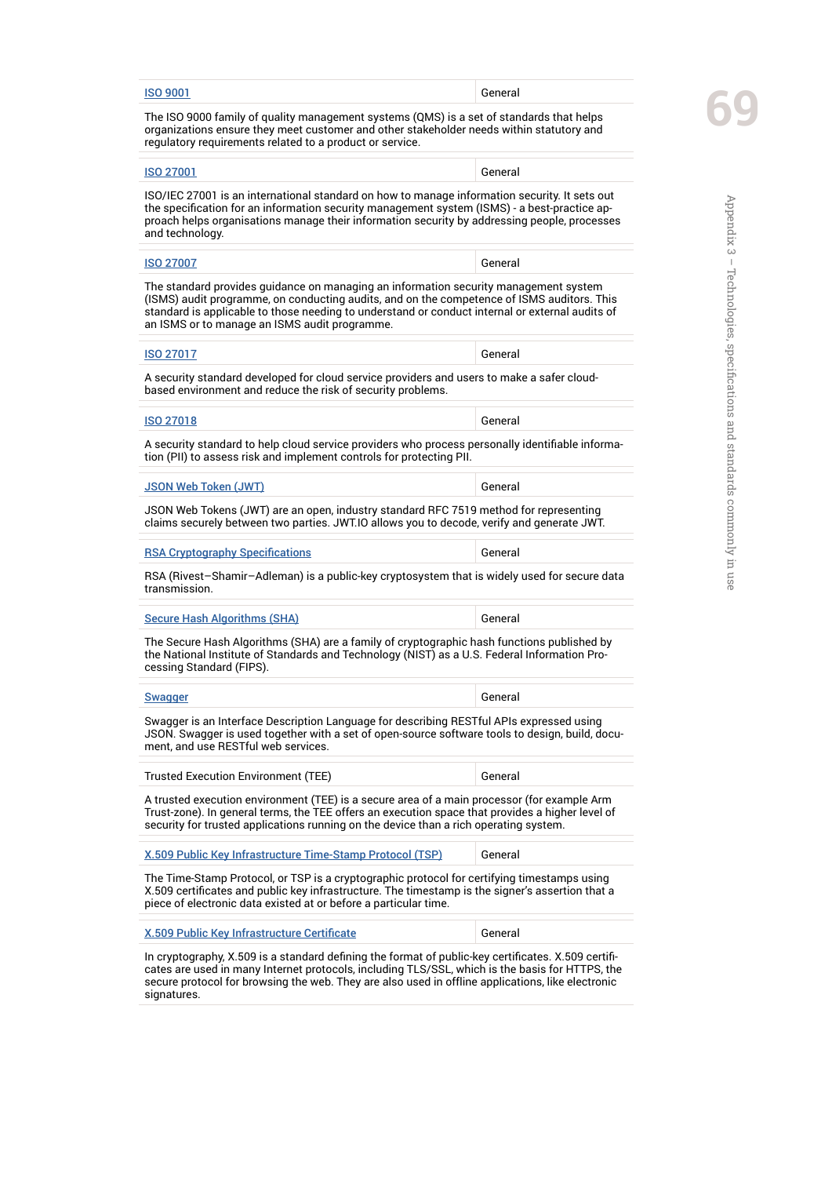| ISO 9001 | General |
|---|---|
| The ISO 9000 family of quality management systems (QMS) is a set of standards that helps organizations ensure they meet customer and other stakeholder needs within statutory and regulatory requirements related to a product or service. | |
| ISO 27001 | General |
| ISO/IEC 27001 is an international standard on how to manage information security. It sets out the specification for an information security management system (ISMS) - a best-practice approach helps organisations manage their information security by addressing people, processes and technology. | |
| ISO 27007 | General |
| The standard provides guidance on managing an information security management system (ISMS) audit programme, on conducting audits, and on the competence of ISMS auditors. This standard is applicable to those needing to understand or conduct internal or external audits of an ISMS or to manage an ISMS audit programme. | |
| ISO 27017 | General |
| A security standard developed for cloud service providers and users to make a safer cloud-based environment and reduce the risk of security problems. | |
| ISO 27018 | General |
| A security standard to help cloud service providers who process personally identifiable information (PII) to assess risk and implement controls for protecting PII. | |
| JSON Web Token (JWT) | General |
| JSON Web Tokens (JWT) are an open, industry standard RFC 7519 method for representing claims securely between two parties. JWT.IO allows you to decode, verify and generate JWT. | |
| RSA Cryptography Specifications | General |
| RSA (Rivest–Shamir–Adleman) is a public-key cryptosystem that is widely used for secure data transmission. | |
| Secure Hash Algorithms (SHA) | General |
| The Secure Hash Algorithms (SHA) are a family of cryptographic hash functions published by the National Institute of Standards and Technology (NIST) as a U.S. Federal Information Processing Standard (FIPS). | |
| Swagger | General |
| Swagger is an Interface Description Language for describing RESTful APIs expressed using JSON. Swagger is used together with a set of open-source software tools to design, build, document, and use RESTful web services. | |
| Trusted Execution Environment (TEE) | General |
| A trusted execution environment (TEE) is a secure area of a main processor (for example Arm Trust-zone). In general terms, the TEE offers an execution space that provides a higher level of security for trusted applications running on the device than a rich operating system. | |
| X.509 Public Key Infrastructure Time-Stamp Protocol (TSP) | General |
| The Time-Stamp Protocol, or TSP is a cryptographic protocol for certifying timestamps using X.509 certificates and public key infrastructure. The timestamp is the signer's assertion that a piece of electronic data existed at or before a particular time. | |
| X.509 Public Key Infrastructure Certificate | General |
| In cryptography, X.509 is a standard defining the format of public-key certificates. X.509 certificates are used in many Internet protocols, including TLS/SSL, which is the basis for HTTPS, the secure protocol for browsing the web. They are also used in offline applications, like electronic signatures. | |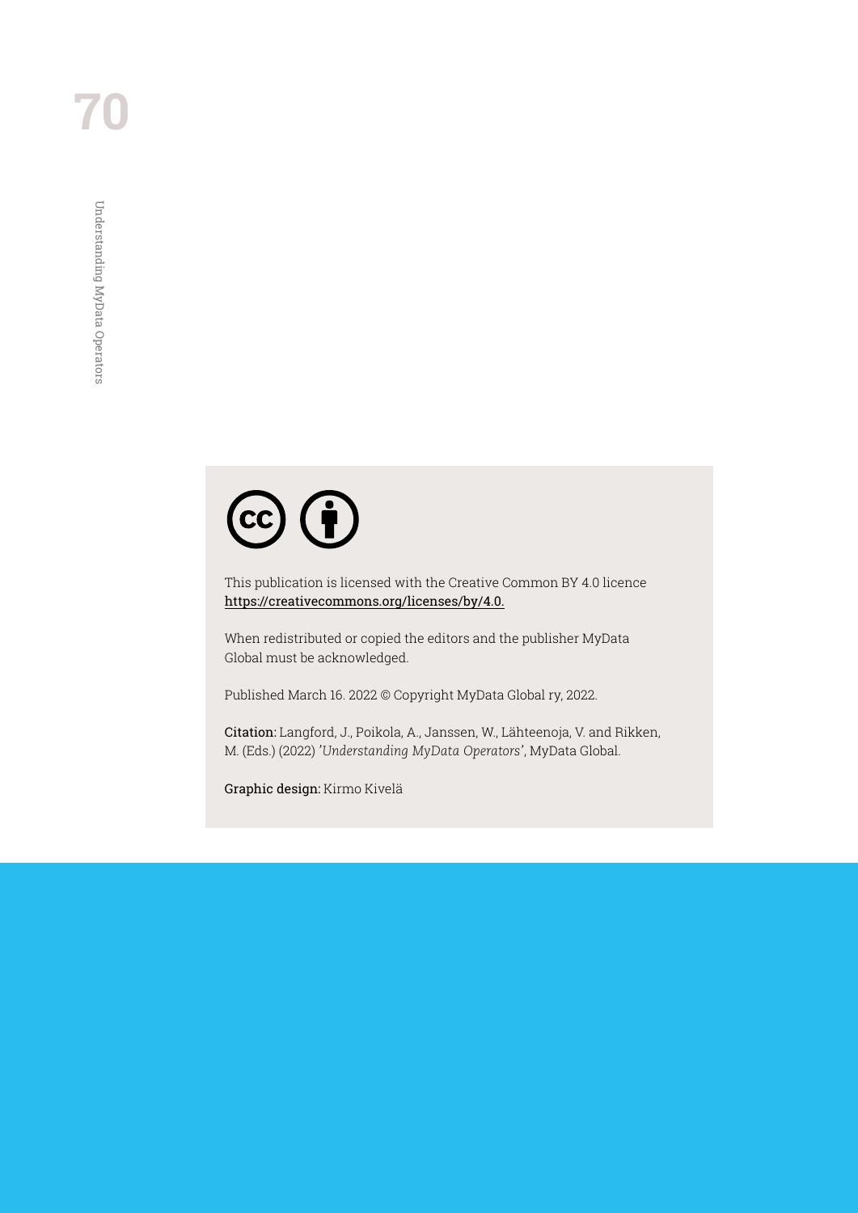This publication is licensed with the Creative Common BY 4.0 licence
https://creativecommons.org/licenses/by/4.0.

When redistributed or copied the editors and the publisher MyData Global must be acknowledged.

Published March 16. 2022 © Copyright MyData Global ry, 2022.

**Citation:** Langford, J., Poikola, A., Janssen, W., Lähteenoja, V. and Rikken, M. (Eds.) (2022) '*Understanding MyData Operators*', MyData Global.

**Graphic design:** Kirmo Kivelä